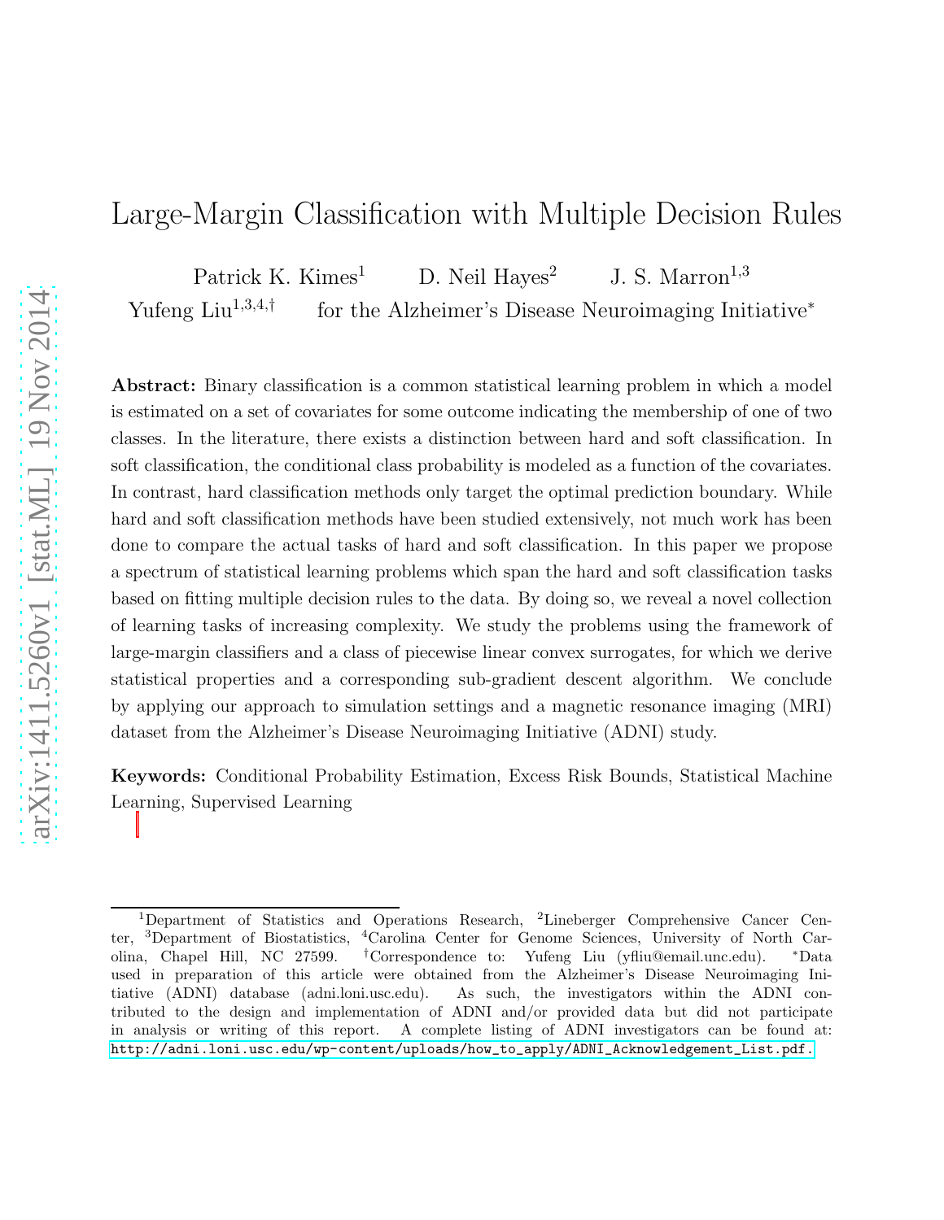# Large-Margin Classification with Multiple Decision Rules

Patrick K. Kimes[1] D. Neil Hayes[2] J. S. Marron[1,3]

Yufeng Liu[1,3,4,†] for the Alzheimer's Disease Neuroimaging Initiative[*]

**Abstract:** Binary classification is a common statistical learning problem in which a model is estimated on a set of covariates for some outcome indicating the membership of one of two classes. In the literature, there exists a distinction between hard and soft classification. In soft classification, the conditional class probability is modeled as a function of the covariates. In contrast, hard classification methods only target the optimal prediction boundary. While hard and soft classification methods have been studied extensively, not much work has been done to compare the actual tasks of hard and soft classification. In this paper we propose a spectrum of statistical learning problems which span the hard and soft classification tasks based on fitting multiple decision rules to the data. By doing so, we reveal a novel collection of learning tasks of increasing complexity. We study the problems using the framework of large-margin classifiers and a class of piecewise linear convex surrogates, for which we derive statistical properties and a corresponding sub-gradient descent algorithm. We conclude by applying our approach to simulation settings and a magnetic resonance imaging (MRI) dataset from the Alzheimer's Disease Neuroimaging Initiative (ADNI) study.

**Keywords:** Conditional Probability Estimation, Excess Risk Bounds, Statistical Machine Learning, Supervised Learning

---

[1]Department of Statistics and Operations Research, [2]Lineberger Comprehensive Cancer Center, [3]Department of Biostatistics, [4]Carolina Center for Genome Sciences, University of North Carolina, Chapel Hill, NC 27599. [†]Correspondence to: Yufeng Liu (yfliu@email.unc.edu). [*]Data used in preparation of this article were obtained from the Alzheimer's Disease Neuroimaging Initiative (ADNI) database (adni.loni.usc.edu). As such, the investigators within the ADNI contributed to the design and implementation of ADNI and/or provided data but did not participate in analysis or writing of this report. A complete listing of ADNI investigators can be found at: http://adni.loni.usc.edu/wp-content/uploads/how_to_apply/ADNI_Acknowledgement_List.pdf.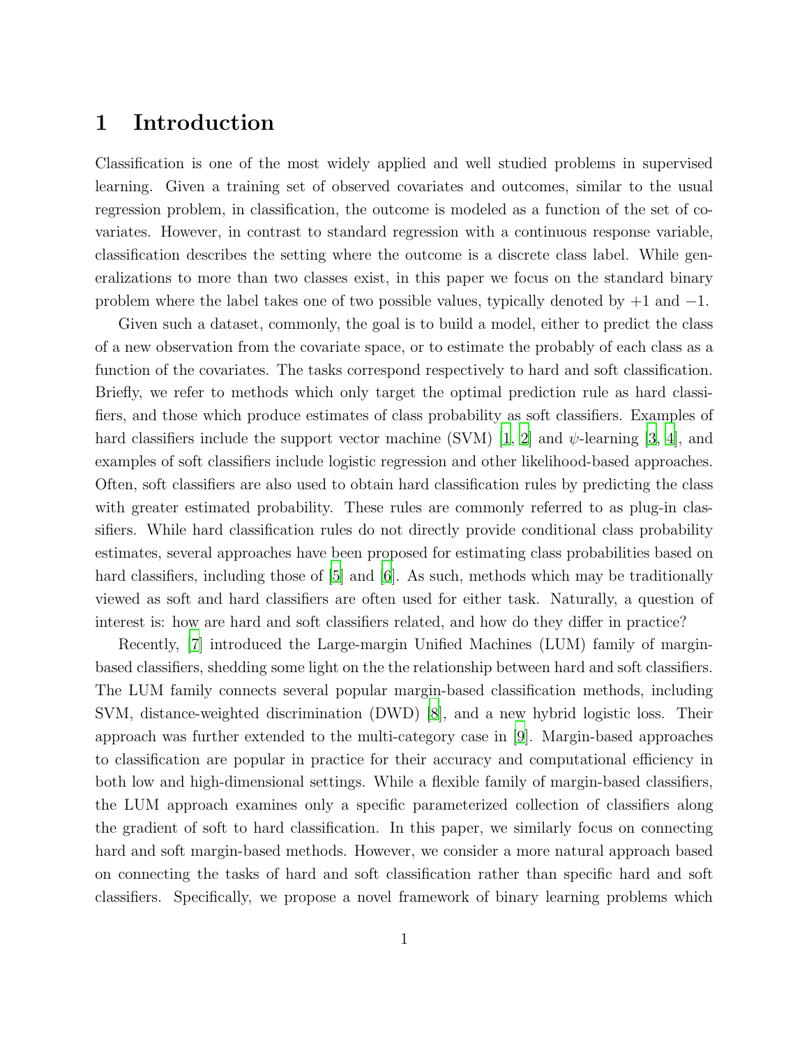# 1 Introduction

Classification is one of the most widely applied and well studied problems in supervised learning. Given a training set of observed covariates and outcomes, similar to the usual regression problem, in classification, the outcome is modeled as a function of the set of covariates. However, in contrast to standard regression with a continuous response variable, classification describes the setting where the outcome is a discrete class label. While generalizations to more than two classes exist, in this paper we focus on the standard binary problem where the label takes one of two possible values, typically denoted by $+1$ and $-1$.

Given such a dataset, commonly, the goal is to build a model, either to predict the class of a new observation from the covariate space, or to estimate the probably of each class as a function of the covariates. The tasks correspond respectively to hard and soft classification. Briefly, we refer to methods which only target the optimal prediction rule as hard classifiers, and those which produce estimates of class probability as soft classifiers. Examples of hard classifiers include the support vector machine (SVM) [1, 2] and $\psi$-learning [3, 4], and examples of soft classifiers include logistic regression and other likelihood-based approaches. Often, soft classifiers are also used to obtain hard classification rules by predicting the class with greater estimated probability. These rules are commonly referred to as plug-in classifiers. While hard classification rules do not directly provide conditional class probability estimates, several approaches have been proposed for estimating class probabilities based on hard classifiers, including those of [5] and [6]. As such, methods which may be traditionally viewed as soft and hard classifiers are often used for either task. Naturally, a question of interest is: how are hard and soft classifiers related, and how do they differ in practice?

Recently, [7] introduced the Large-margin Unified Machines (LUM) family of margin-based classifiers, shedding some light on the the relationship between hard and soft classifiers. The LUM family connects several popular margin-based classification methods, including SVM, distance-weighted discrimination (DWD) [8], and a new hybrid logistic loss. Their approach was further extended to the multi-category case in [9]. Margin-based approaches to classification are popular in practice for their accuracy and computational efficiency in both low and high-dimensional settings. While a flexible family of margin-based classifiers, the LUM approach examines only a specific parameterized collection of classifiers along the gradient of soft to hard classification. In this paper, we similarly focus on connecting hard and soft margin-based methods. However, we consider a more natural approach based on connecting the tasks of hard and soft classification rather than specific hard and soft classifiers. Specifically, we propose a novel framework of binary learning problems which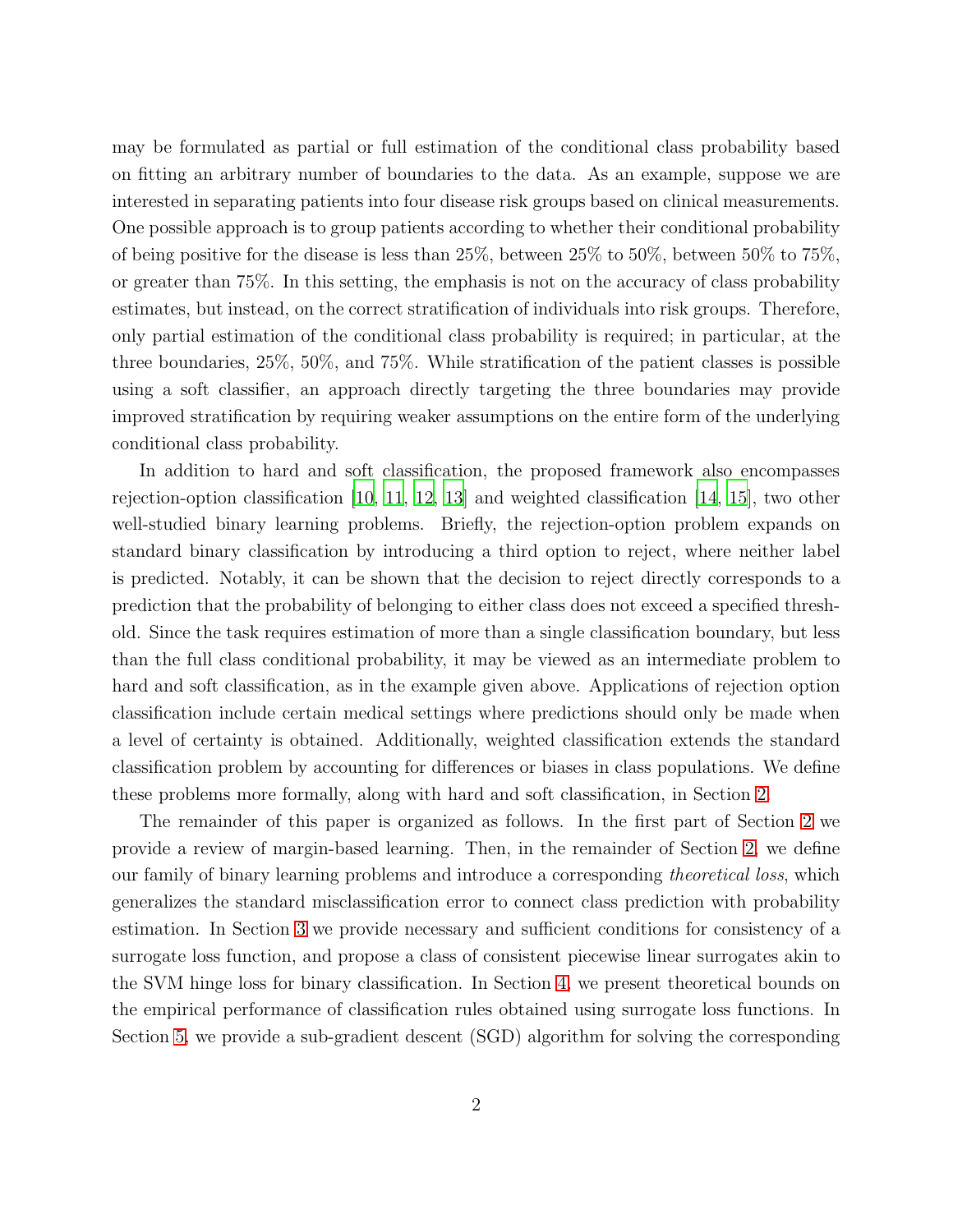may be formulated as partial or full estimation of the conditional class probability based on fitting an arbitrary number of boundaries to the data. As an example, suppose we are interested in separating patients into four disease risk groups based on clinical measurements. One possible approach is to group patients according to whether their conditional probability of being positive for the disease is less than 25%, between 25% to 50%, between 50% to 75%, or greater than 75%. In this setting, the emphasis is not on the accuracy of class probability estimates, but instead, on the correct stratification of individuals into risk groups. Therefore, only partial estimation of the conditional class probability is required; in particular, at the three boundaries, 25%, 50%, and 75%. While stratification of the patient classes is possible using a soft classifier, an approach directly targeting the three boundaries may provide improved stratification by requiring weaker assumptions on the entire form of the underlying conditional class probability.

In addition to hard and soft classification, the proposed framework also encompasses rejection-option classification [10, 11, 12, 13] and weighted classification [14, 15], two other well-studied binary learning problems. Briefly, the rejection-option problem expands on standard binary classification by introducing a third option to reject, where neither label is predicted. Notably, it can be shown that the decision to reject directly corresponds to a prediction that the probability of belonging to either class does not exceed a specified threshold. Since the task requires estimation of more than a single classification boundary, but less than the full class conditional probability, it may be viewed as an intermediate problem to hard and soft classification, as in the example given above. Applications of rejection option classification include certain medical settings where predictions should only be made when a level of certainty is obtained. Additionally, weighted classification extends the standard classification problem by accounting for differences or biases in class populations. We define these problems more formally, along with hard and soft classification, in Section 2.

The remainder of this paper is organized as follows. In the first part of Section 2 we provide a review of margin-based learning. Then, in the remainder of Section 2, we define our family of binary learning problems and introduce a corresponding *theoretical loss*, which generalizes the standard misclassification error to connect class prediction with probability estimation. In Section 3 we provide necessary and sufficient conditions for consistency of a surrogate loss function, and propose a class of consistent piecewise linear surrogates akin to the SVM hinge loss for binary classification. In Section 4, we present theoretical bounds on the empirical performance of classification rules obtained using surrogate loss functions. In Section 5, we provide a sub-gradient descent (SGD) algorithm for solving the corresponding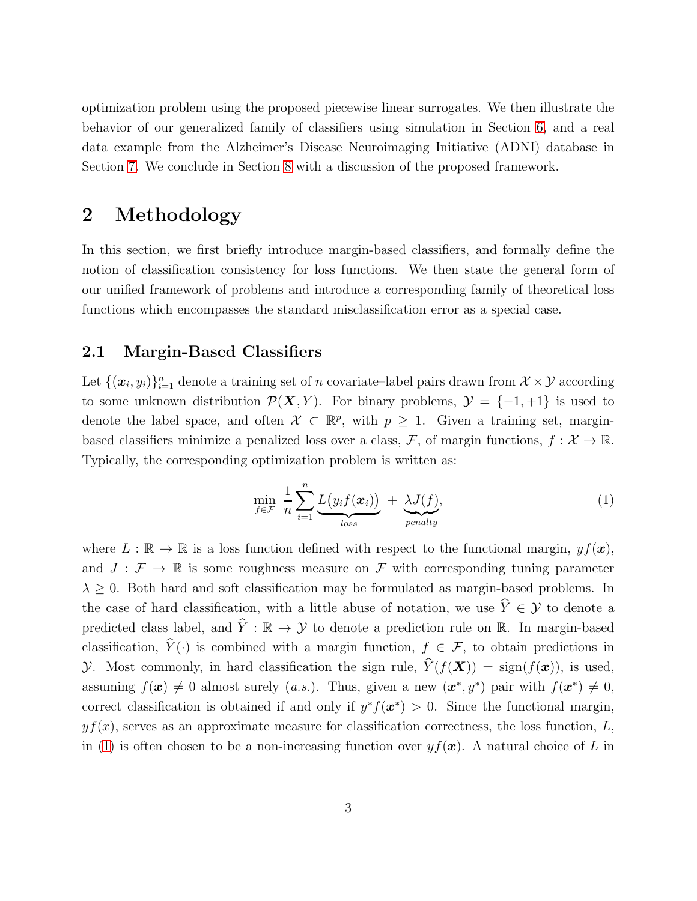optimization problem using the proposed piecewise linear surrogates. We then illustrate the behavior of our generalized family of classifiers using simulation in Section 6, and a real data example from the Alzheimer's Disease Neuroimaging Initiative (ADNI) database in Section 7. We conclude in Section 8 with a discussion of the proposed framework.

# 2 Methodology

In this section, we first briefly introduce margin-based classifiers, and formally define the notion of classification consistency for loss functions. We then state the general form of our unified framework of problems and introduce a corresponding family of theoretical loss functions which encompasses the standard misclassification error as a special case.

## 2.1 Margin-Based Classifiers

Let $\{(\boldsymbol{x}_i, y_i)\}_{i=1}^n$ denote a training set of $n$ covariate–label pairs drawn from $\mathcal{X} \times \mathcal{Y}$ according to some unknown distribution $\mathcal{P}(\boldsymbol{X}, Y)$. For binary problems, $\mathcal{Y} = \{-1, +1\}$ is used to denote the label space, and often $\mathcal{X} \subset \mathbb{R}^p$, with $p \geq 1$. Given a training set, margin-based classifiers minimize a penalized loss over a class, $\mathcal{F}$, of margin functions, $f : \mathcal{X} \to \mathbb{R}$. Typically, the corresponding optimization problem is written as:

$$\min_{f \in \mathcal{F}} \ \frac{1}{n} \sum_{i=1}^{n} \underbrace{L\big(y_i f(\boldsymbol{x}_i)\big)}_{loss} \ + \ \underbrace{\lambda J(f)}_{penalty}, \tag{1}$$

where $L : \mathbb{R} \to \mathbb{R}$ is a loss function defined with respect to the functional margin, $yf(\boldsymbol{x})$, and $J : \mathcal{F} \to \mathbb{R}$ is some roughness measure on $\mathcal{F}$ with corresponding tuning parameter $\lambda \geq 0$. Both hard and soft classification may be formulated as margin-based problems. In the case of hard classification, with a little abuse of notation, we use $\widehat{Y} \in \mathcal{Y}$ to denote a predicted class label, and $\widehat{Y} : \mathbb{R} \to \mathcal{Y}$ to denote a prediction rule on $\mathbb{R}$. In margin-based classification, $\widehat{Y}(\cdot)$ is combined with a margin function, $f \in \mathcal{F}$, to obtain predictions in $\mathcal{Y}$. Most commonly, in hard classification the sign rule, $\widehat{Y}(f(\boldsymbol{X})) = \text{sign}(f(\boldsymbol{x}))$, is used, assuming $f(\boldsymbol{x}) \neq 0$ almost surely ($a.s.$). Thus, given a new $(\boldsymbol{x}^*, y^*)$ pair with $f(\boldsymbol{x}^*) \neq 0$, correct classification is obtained if and only if $y^* f(\boldsymbol{x}^*) > 0$. Since the functional margin, $yf(x)$, serves as an approximate measure for classification correctness, the loss function, $L$, in (1) is often chosen to be a non-increasing function over $yf(\boldsymbol{x})$. A natural choice of $L$ in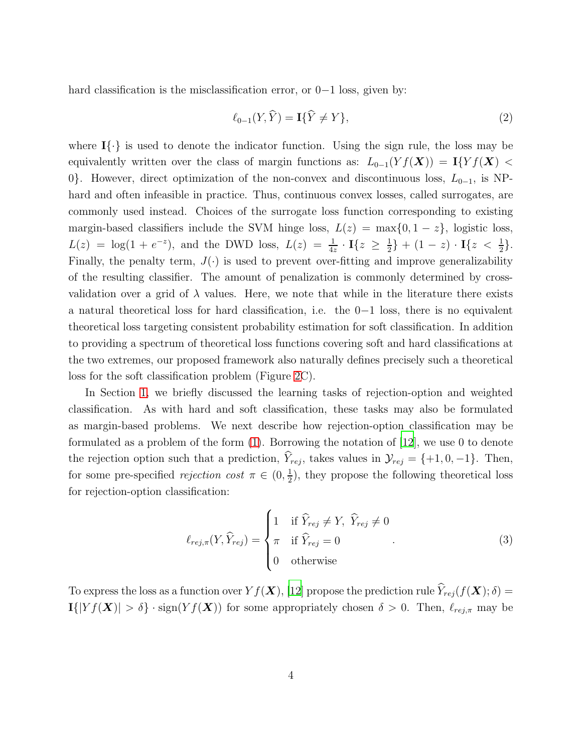hard classification is the misclassification error, or $0-1$ loss, given by:

$$\ell_{0-1}(Y, \widehat{Y}) = \mathbf{I}\{\widehat{Y} \neq Y\}, \tag{2}$$

where $\mathbf{I}\{\cdot\}$ is used to denote the indicator function. Using the sign rule, the loss may be equivalently written over the class of margin functions as: $L_{0-1}(Y f(\boldsymbol{X})) = \mathbf{I}\{Y f(\boldsymbol{X}) < 0\}$. However, direct optimization of the non-convex and discontinuous loss, $L_{0-1}$, is NP-hard and often infeasible in practice. Thus, continuous convex losses, called surrogates, are commonly used instead. Choices of the surrogate loss function corresponding to existing margin-based classifiers include the SVM hinge loss, $L(z) = \max\{0, 1 - z\}$, logistic loss, $L(z) = \log(1 + e^{-z})$, and the DWD loss, $L(z) = \frac{1}{4z} \cdot \mathbf{I}\{z \geq \frac{1}{2}\} + (1 - z) \cdot \mathbf{I}\{z < \frac{1}{2}\}$. Finally, the penalty term, $J(\cdot)$ is used to prevent over-fitting and improve generalizability of the resulting classifier. The amount of penalization is commonly determined by cross-validation over a grid of $\lambda$ values. Here, we note that while in the literature there exists a natural theoretical loss for hard classification, i.e. the $0-1$ loss, there is no equivalent theoretical loss targeting consistent probability estimation for soft classification. In addition to providing a spectrum of theoretical loss functions covering soft and hard classifications at the two extremes, our proposed framework also naturally defines precisely such a theoretical loss for the soft classification problem (Figure 2C).

In Section 1, we briefly discussed the learning tasks of rejection-option and weighted classification. As with hard and soft classification, these tasks may also be formulated as margin-based problems. We next describe how rejection-option classification may be formulated as a problem of the form (1). Borrowing the notation of [12], we use 0 to denote the rejection option such that a prediction, $\widehat{Y}_{rej}$, takes values in $\mathcal{Y}_{rej} = \{+1, 0, -1\}$. Then, for some pre-specified *rejection cost* $\pi \in (0, \frac{1}{2})$, they propose the following theoretical loss for rejection-option classification:

$$\ell_{rej,\pi}(Y, \widehat{Y}_{rej}) = \begin{cases} 1 & \text{if } \widehat{Y}_{rej} \neq Y,\ \widehat{Y}_{rej} \neq 0 \\ \pi & \text{if } \widehat{Y}_{rej} = 0 \\ 0 & \text{otherwise} \end{cases}. \tag{3}$$

To express the loss as a function over $Y f(\boldsymbol{X})$, [12] propose the prediction rule $\widehat{Y}_{rej}(f(\boldsymbol{X}); \delta) = \mathbf{I}\{|Y f(\boldsymbol{X})| > \delta\} \cdot \text{sign}(Y f(\boldsymbol{X}))$ for some appropriately chosen $\delta > 0$. Then, $\ell_{rej,\pi}$ may be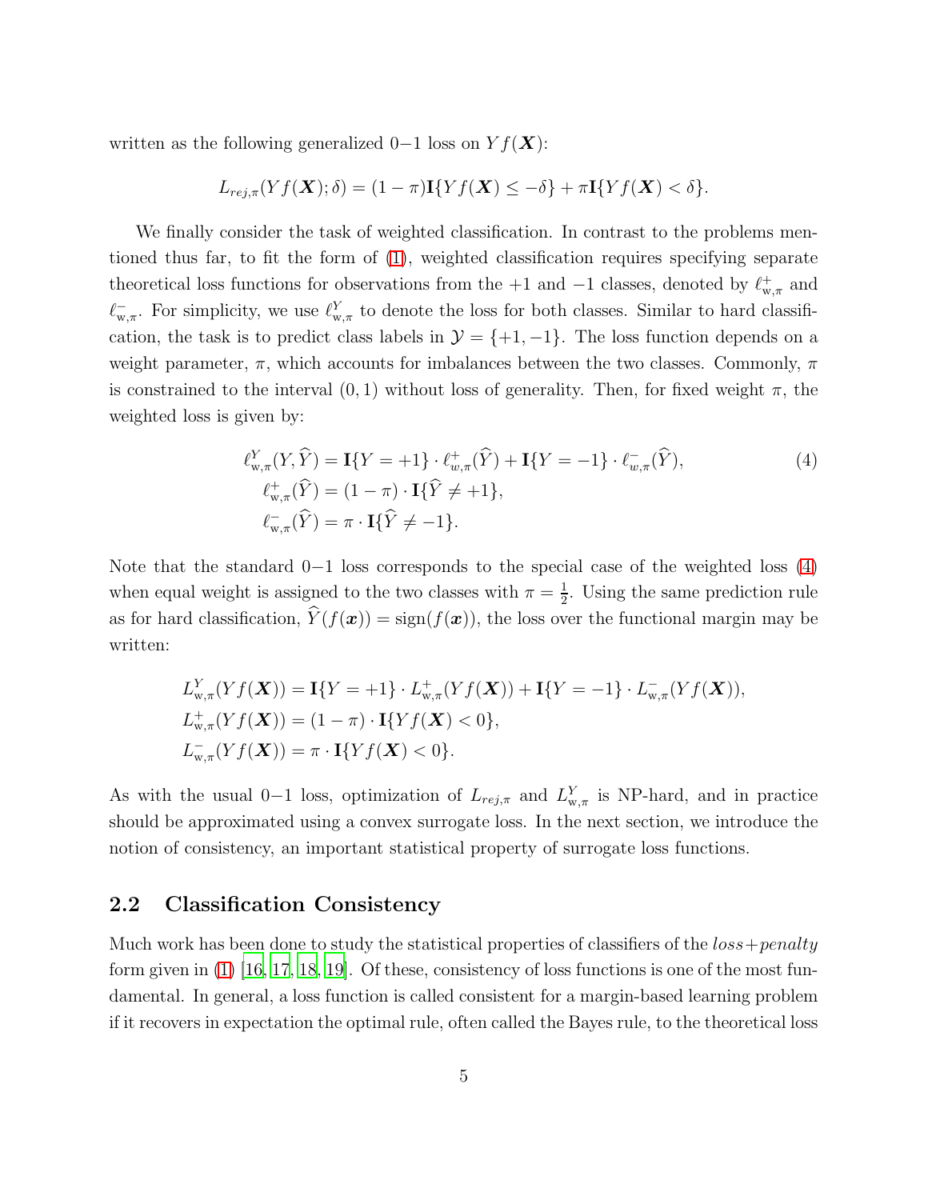written as the following generalized 0−1 loss on $Yf(\boldsymbol{X})$:

$$L_{rej,\pi}(Yf(\boldsymbol{X});\delta) = (1-\pi)\mathbf{I}\{Yf(\boldsymbol{X}) \leq -\delta\} + \pi\mathbf{I}\{Yf(\boldsymbol{X}) < \delta\}.$$

We finally consider the task of weighted classification. In contrast to the problems mentioned thus far, to fit the form of (1), weighted classification requires specifying separate theoretical loss functions for observations from the +1 and −1 classes, denoted by $\ell^{+}_{\mathrm{w},\pi}$ and $\ell^{-}_{\mathrm{w},\pi}$. For simplicity, we use $\ell^{Y}_{\mathrm{w},\pi}$ to denote the loss for both classes. Similar to hard classification, the task is to predict class labels in $\mathcal{Y} = \{+1, -1\}$. The loss function depends on a weight parameter, $\pi$, which accounts for imbalances between the two classes. Commonly, $\pi$ is constrained to the interval $(0, 1)$ without loss of generality. Then, for fixed weight $\pi$, the weighted loss is given by:

$$\begin{aligned}
\ell^{Y}_{\mathrm{w},\pi}(Y, \widehat{Y}) &= \mathbf{I}\{Y = +1\} \cdot \ell^{+}_{w,\pi}(\widehat{Y}) + \mathbf{I}\{Y = -1\} \cdot \ell^{-}_{w,\pi}(\widehat{Y}), \\
\ell^{+}_{\mathrm{w},\pi}(\widehat{Y}) &= (1-\pi) \cdot \mathbf{I}\{\widehat{Y} \neq +1\}, \\
\ell^{-}_{\mathrm{w},\pi}(\widehat{Y}) &= \pi \cdot \mathbf{I}\{\widehat{Y} \neq -1\}.
\end{aligned} \tag{4}$$

Note that the standard 0−1 loss corresponds to the special case of the weighted loss (4) when equal weight is assigned to the two classes with $\pi = \frac{1}{2}$. Using the same prediction rule as for hard classification, $\widehat{Y}(f(\boldsymbol{x})) = \mathrm{sign}(f(\boldsymbol{x}))$, the loss over the functional margin may be written:

$$\begin{aligned}
L^{Y}_{\mathrm{w},\pi}(Yf(\boldsymbol{X})) &= \mathbf{I}\{Y = +1\} \cdot L^{+}_{\mathrm{w},\pi}(Yf(\boldsymbol{X})) + \mathbf{I}\{Y = -1\} \cdot L^{-}_{\mathrm{w},\pi}(Yf(\boldsymbol{X})), \\
L^{+}_{\mathrm{w},\pi}(Yf(\boldsymbol{X})) &= (1-\pi) \cdot \mathbf{I}\{Yf(\boldsymbol{X}) < 0\}, \\
L^{-}_{\mathrm{w},\pi}(Yf(\boldsymbol{X})) &= \pi \cdot \mathbf{I}\{Yf(\boldsymbol{X}) < 0\}.
\end{aligned}$$

As with the usual 0−1 loss, optimization of $L_{rej,\pi}$ and $L^{Y}_{\mathrm{w},\pi}$ is NP-hard, and in practice should be approximated using a convex surrogate loss. In the next section, we introduce the notion of consistency, an important statistical property of surrogate loss functions.

## 2.2 Classification Consistency

Much work has been done to study the statistical properties of classifiers of the *loss+penalty* form given in (1) [16, 17, 18, 19]. Of these, consistency of loss functions is one of the most fundamental. In general, a loss function is called consistent for a margin-based learning problem if it recovers in expectation the optimal rule, often called the Bayes rule, to the theoretical loss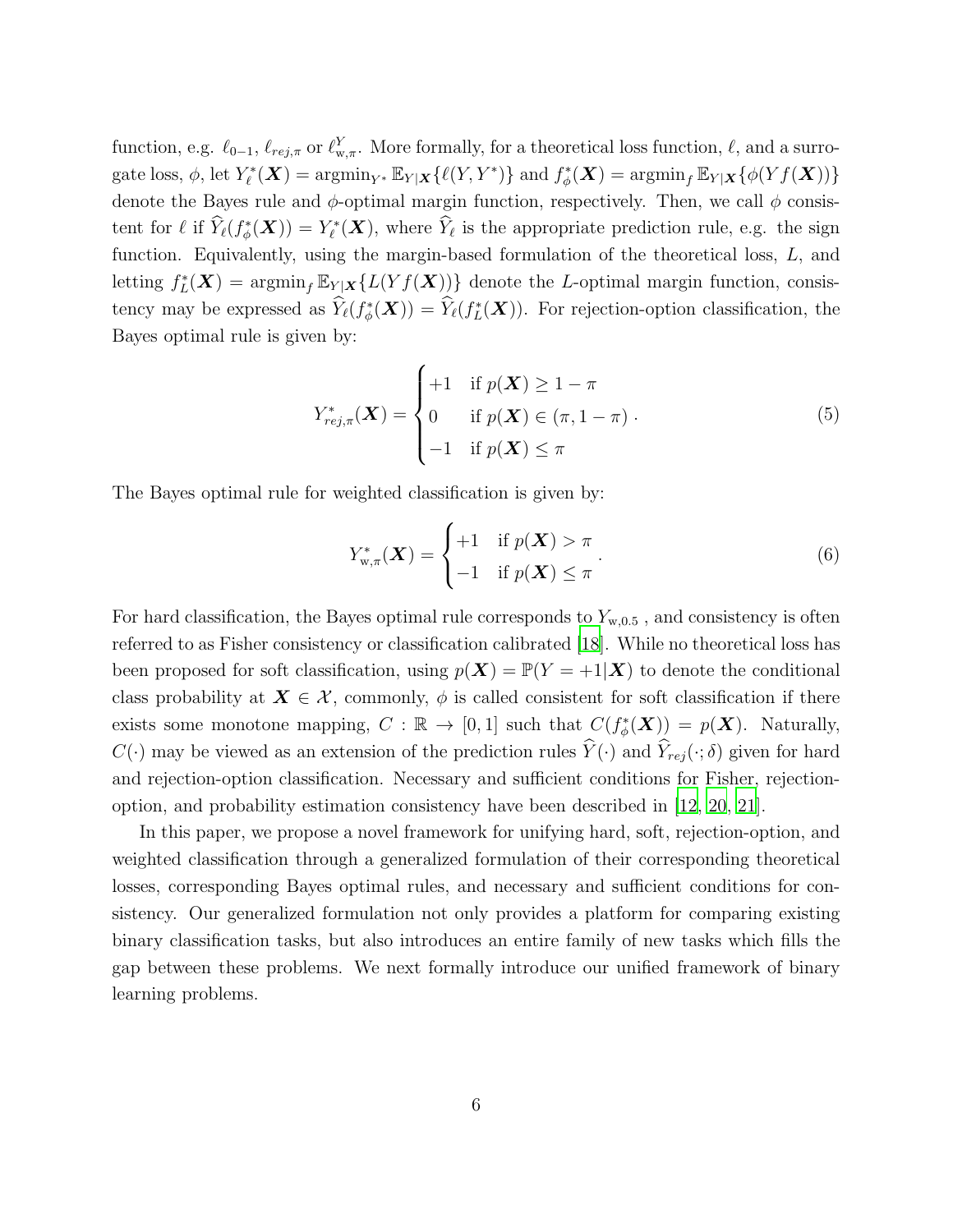function, e.g. $\ell_{0-1}$, $\ell_{rej,\pi}$ or $\ell^{Y}_{\mathrm{w},\pi}$. More formally, for a theoretical loss function, $\ell$, and a surrogate loss, $\phi$, let $Y^*_\ell(\boldsymbol{X}) = \mathrm{argmin}_{Y^*} \mathbb{E}_{Y|\boldsymbol{X}}\{\ell(Y, Y^*)\}$ and $f^*_\phi(\boldsymbol{X}) = \mathrm{argmin}_f \mathbb{E}_{Y|\boldsymbol{X}}\{\phi(Yf(\boldsymbol{X}))\}$ denote the Bayes rule and $\phi$-optimal margin function, respectively. Then, we call $\phi$ consistent for $\ell$ if $\widehat{Y}_\ell(f^*_\phi(\boldsymbol{X})) = Y^*_\ell(\boldsymbol{X})$, where $\widehat{Y}_\ell$ is the appropriate prediction rule, e.g. the sign function. Equivalently, using the margin-based formulation of the theoretical loss, $L$, and letting $f^*_L(\boldsymbol{X}) = \mathrm{argmin}_f \mathbb{E}_{Y|\boldsymbol{X}}\{L(Yf(\boldsymbol{X}))\}$ denote the $L$-optimal margin function, consistency may be expressed as $\widehat{Y}_\ell(f^*_\phi(\boldsymbol{X})) = \widehat{Y}_\ell(f^*_L(\boldsymbol{X}))$. For rejection-option classification, the Bayes optimal rule is given by:

$$Y^*_{rej,\pi}(\boldsymbol{X}) = \begin{cases} +1 & \text{if } p(\boldsymbol{X}) \geq 1 - \pi \\ 0 & \text{if } p(\boldsymbol{X}) \in (\pi, 1 - \pi) \\ -1 & \text{if } p(\boldsymbol{X}) \leq \pi \end{cases}. \tag{5}$$

The Bayes optimal rule for weighted classification is given by:

$$Y^*_{\mathrm{w},\pi}(\boldsymbol{X}) = \begin{cases} +1 & \text{if } p(\boldsymbol{X}) > \pi \\ -1 & \text{if } p(\boldsymbol{X}) \leq \pi \end{cases}. \tag{6}$$

For hard classification, the Bayes optimal rule corresponds to $Y_{\mathrm{w},0.5}$ , and consistency is often referred to as Fisher consistency or classification calibrated [18]. While no theoretical loss has been proposed for soft classification, using $p(\boldsymbol{X}) = \mathbb{P}(Y = +1|\boldsymbol{X})$ to denote the conditional class probability at $\boldsymbol{X} \in \mathcal{X}$, commonly, $\phi$ is called consistent for soft classification if there exists some monotone mapping, $C : \mathbb{R} \to [0, 1]$ such that $C(f^*_\phi(\boldsymbol{X})) = p(\boldsymbol{X})$. Naturally, $C(\cdot)$ may be viewed as an extension of the prediction rules $\widehat{Y}(\cdot)$ and $\widehat{Y}_{rej}(\cdot; \delta)$ given for hard and rejection-option classification. Necessary and sufficient conditions for Fisher, rejection-option, and probability estimation consistency have been described in [12, 20, 21].

In this paper, we propose a novel framework for unifying hard, soft, rejection-option, and weighted classification through a generalized formulation of their corresponding theoretical losses, corresponding Bayes optimal rules, and necessary and sufficient conditions for consistency. Our generalized formulation not only provides a platform for comparing existing binary classification tasks, but also introduces an entire family of new tasks which fills the gap between these problems. We next formally introduce our unified framework of binary learning problems.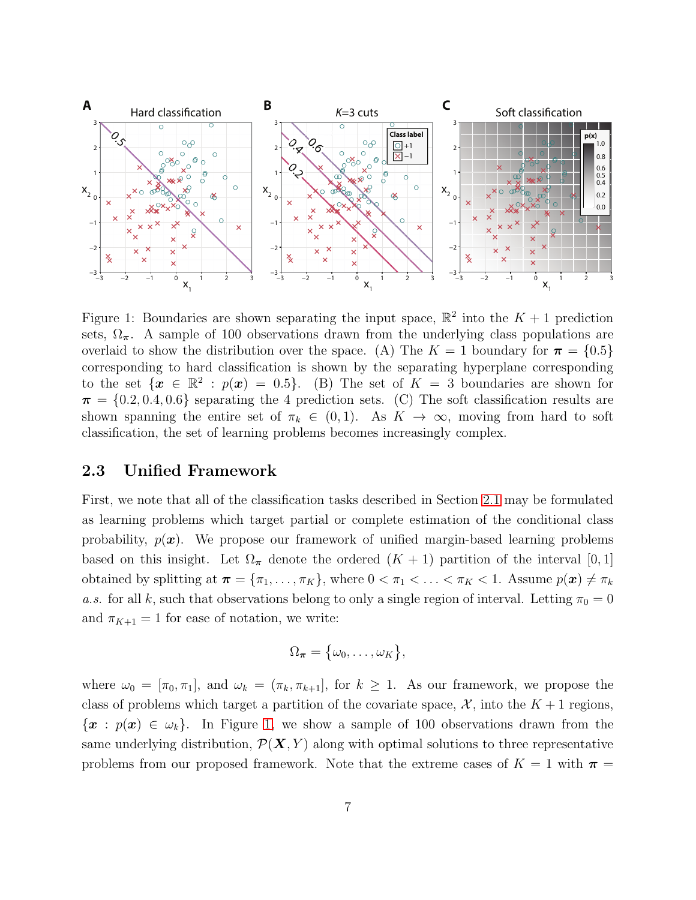Figure 1: Boundaries are shown separating the input space, $\mathbb{R}^2$ into the $K+1$ prediction sets, $\Omega_{\boldsymbol{\pi}}$. A sample of 100 observations drawn from the underlying class populations are overlaid to show the distribution over the space. (A) The $K=1$ boundary for $\boldsymbol{\pi} = \{0.5\}$ corresponding to hard classification is shown by the separating hyperplane corresponding to the set $\{\boldsymbol{x} \in \mathbb{R}^2 : p(\boldsymbol{x}) = 0.5\}$. (B) The set of $K=3$ boundaries are shown for $\boldsymbol{\pi} = \{0.2, 0.4, 0.6\}$ separating the 4 prediction sets. (C) The soft classification results are shown spanning the entire set of $\pi_k \in (0,1)$. As $K \to \infty$, moving from hard to soft classification, the set of learning problems becomes increasingly complex.

## 2.3 Unified Framework

First, we note that all of the classification tasks described in Section 2.1 may be formulated as learning problems which target partial or complete estimation of the conditional class probability, $p(\boldsymbol{x})$. We propose our framework of unified margin-based learning problems based on this insight. Let $\Omega_{\boldsymbol{\pi}}$ denote the ordered $(K+1)$ partition of the interval $[0,1]$ obtained by splitting at $\boldsymbol{\pi} = \{\pi_1, \ldots, \pi_K\}$, where $0 < \pi_1 < \ldots < \pi_K < 1$. Assume $p(\boldsymbol{x}) \neq \pi_k$ *a.s.* for all $k$, such that observations belong to only a single region of interval. Letting $\pi_0 = 0$ and $\pi_{K+1} = 1$ for ease of notation, we write:

$$\Omega_{\boldsymbol{\pi}} = \{\omega_0, \ldots, \omega_K\},$$

where $\omega_0 = [\pi_0, \pi_1]$, and $\omega_k = (\pi_k, \pi_{k+1}]$, for $k \geq 1$. As our framework, we propose the class of problems which target a partition of the covariate space, $\mathcal{X}$, into the $K+1$ regions, $\{\boldsymbol{x} : p(\boldsymbol{x}) \in \omega_k\}$. In Figure 1, we show a sample of 100 observations drawn from the same underlying distribution, $\mathcal{P}(\boldsymbol{X}, Y)$ along with optimal solutions to three representative problems from our proposed framework. Note that the extreme cases of $K=1$ with $\boldsymbol{\pi} =$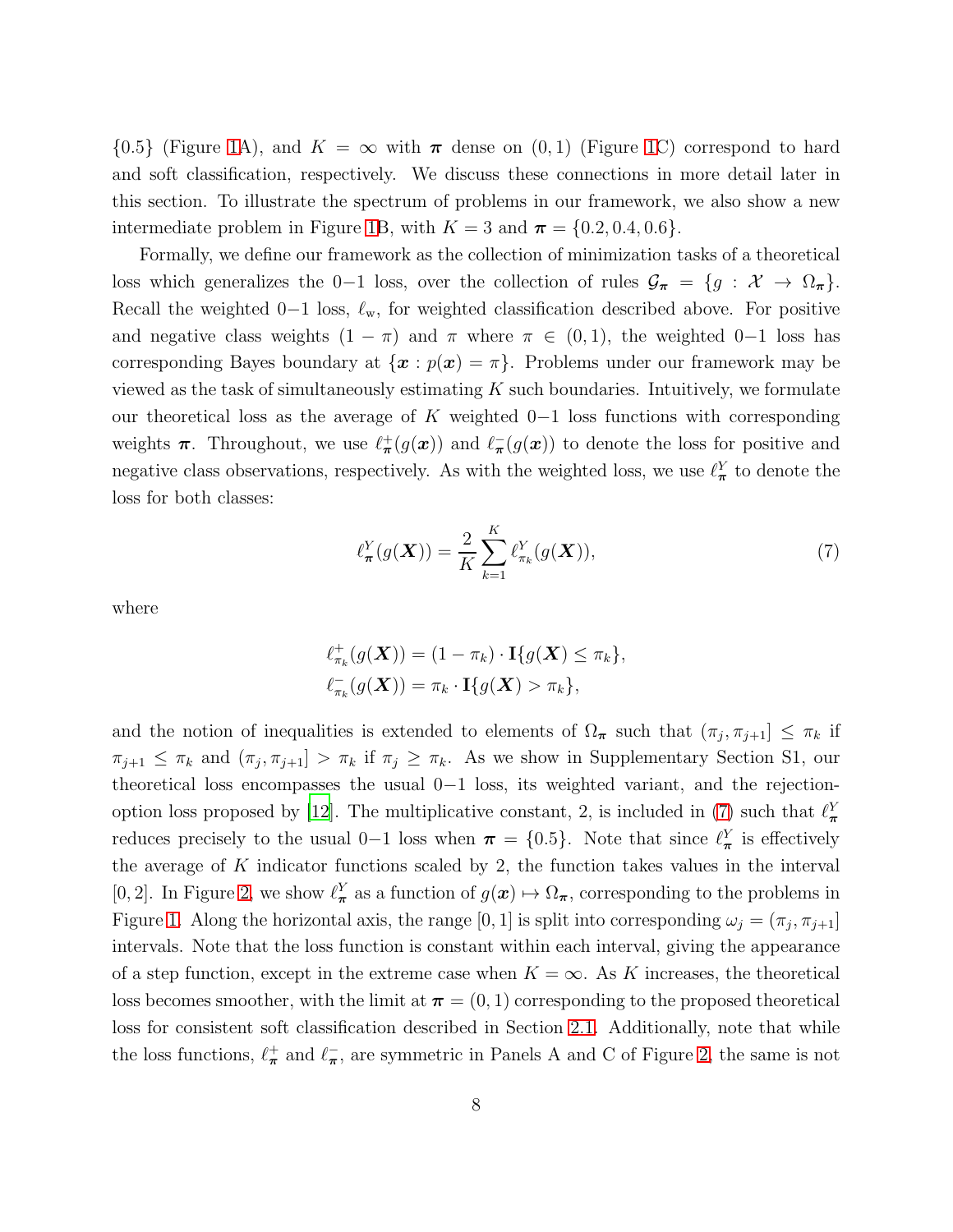$\{0.5\}$ (Figure 1A), and $K = \infty$ with $\boldsymbol{\pi}$ dense on $(0, 1)$ (Figure 1C) correspond to hard and soft classification, respectively. We discuss these connections in more detail later in this section. To illustrate the spectrum of problems in our framework, we also show a new intermediate problem in Figure 1B, with $K = 3$ and $\boldsymbol{\pi} = \{0.2, 0.4, 0.6\}$.

Formally, we define our framework as the collection of minimization tasks of a theoretical loss which generalizes the 0−1 loss, over the collection of rules $\mathcal{G}_{\boldsymbol{\pi}} = \{g : \mathcal{X} \to \Omega_{\boldsymbol{\pi}}\}$. Recall the weighted 0−1 loss, $\ell_{\text{w}}$, for weighted classification described above. For positive and negative class weights $(1 - \pi)$ and $\pi$ where $\pi \in (0, 1)$, the weighted 0−1 loss has corresponding Bayes boundary at $\{\boldsymbol{x} : p(\boldsymbol{x}) = \pi\}$. Problems under our framework may be viewed as the task of simultaneously estimating $K$ such boundaries. Intuitively, we formulate our theoretical loss as the average of $K$ weighted 0−1 loss functions with corresponding weights $\boldsymbol{\pi}$. Throughout, we use $\ell^{+}_{\boldsymbol{\pi}}(g(\boldsymbol{x}))$ and $\ell^{-}_{\boldsymbol{\pi}}(g(\boldsymbol{x}))$ to denote the loss for positive and negative class observations, respectively. As with the weighted loss, we use $\ell^{Y}_{\boldsymbol{\pi}}$ to denote the loss for both classes:

$$\ell^{Y}_{\boldsymbol{\pi}}(g(\boldsymbol{X})) = \frac{2}{K} \sum_{k=1}^{K} \ell^{Y}_{\pi_k}(g(\boldsymbol{X})), \tag{7}$$

where

$$\ell^{+}_{\pi_k}(g(\boldsymbol{X})) = (1 - \pi_k) \cdot \mathbf{I}\{g(\boldsymbol{X}) \leq \pi_k\},$$
$$\ell^{-}_{\pi_k}(g(\boldsymbol{X})) = \pi_k \cdot \mathbf{I}\{g(\boldsymbol{X}) > \pi_k\},$$

and the notion of inequalities is extended to elements of $\Omega_{\boldsymbol{\pi}}$ such that $(\pi_j, \pi_{j+1}] \leq \pi_k$ if $\pi_{j+1} \leq \pi_k$ and $(\pi_j, \pi_{j+1}] > \pi_k$ if $\pi_j \geq \pi_k$. As we show in Supplementary Section S1, our theoretical loss encompasses the usual 0−1 loss, its weighted variant, and the rejection-option loss proposed by [12]. The multiplicative constant, 2, is included in (7) such that $\ell^{Y}_{\boldsymbol{\pi}}$ reduces precisely to the usual 0−1 loss when $\boldsymbol{\pi} = \{0.5\}$. Note that since $\ell^{Y}_{\boldsymbol{\pi}}$ is effectively the average of $K$ indicator functions scaled by 2, the function takes values in the interval $[0, 2]$. In Figure 2, we show $\ell^{Y}_{\boldsymbol{\pi}}$ as a function of $g(\boldsymbol{x}) \mapsto \Omega_{\boldsymbol{\pi}}$, corresponding to the problems in Figure 1. Along the horizontal axis, the range $[0, 1]$ is split into corresponding $\omega_j = (\pi_j, \pi_{j+1}]$ intervals. Note that the loss function is constant within each interval, giving the appearance of a step function, except in the extreme case when $K = \infty$. As $K$ increases, the theoretical loss becomes smoother, with the limit at $\boldsymbol{\pi} = (0, 1)$ corresponding to the proposed theoretical loss for consistent soft classification described in Section 2.1. Additionally, note that while the loss functions, $\ell^{+}_{\boldsymbol{\pi}}$ and $\ell^{-}_{\boldsymbol{\pi}}$, are symmetric in Panels A and C of Figure 2, the same is not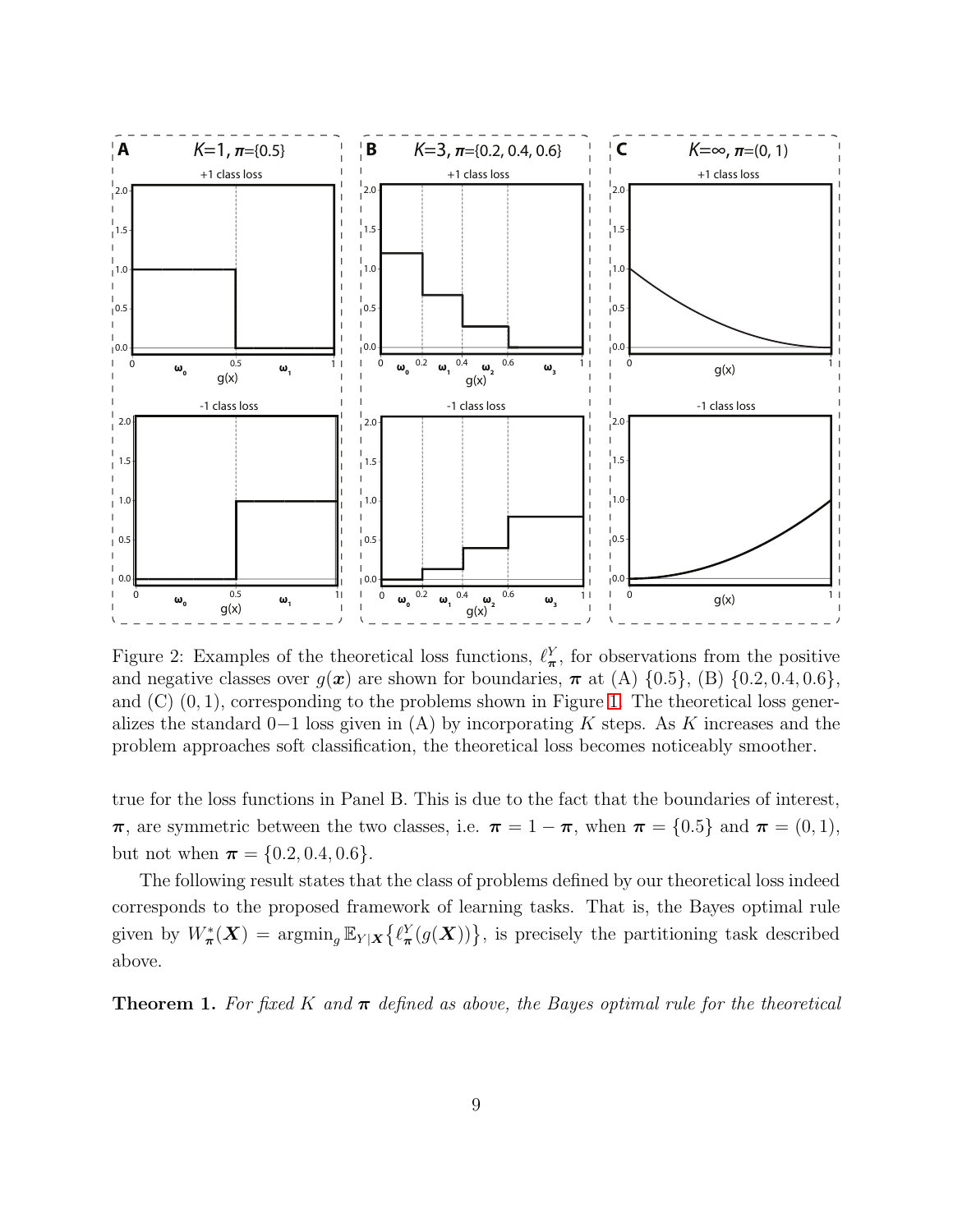Figure 2: Examples of the theoretical loss functions, $\ell_{\boldsymbol{\pi}}^{Y}$, for observations from the positive and negative classes over $g(\boldsymbol{x})$ are shown for boundaries, $\boldsymbol{\pi}$ at (A) $\{0.5\}$, (B) $\{0.2, 0.4, 0.6\}$, and (C) $(0, 1)$, corresponding to the problems shown in Figure 1. The theoretical loss generalizes the standard $0-1$ loss given in (A) by incorporating $K$ steps. As $K$ increases and the problem approaches soft classification, the theoretical loss becomes noticeably smoother.

true for the loss functions in Panel B. This is due to the fact that the boundaries of interest, $\boldsymbol{\pi}$, are symmetric between the two classes, i.e. $\boldsymbol{\pi} = 1 - \boldsymbol{\pi}$, when $\boldsymbol{\pi} = \{0.5\}$ and $\boldsymbol{\pi} = (0, 1)$, but not when $\boldsymbol{\pi} = \{0.2, 0.4, 0.6\}$.

The following result states that the class of problems defined by our theoretical loss indeed corresponds to the proposed framework of learning tasks. That is, the Bayes optimal rule given by $W_{\boldsymbol{\pi}}^{*}(\boldsymbol{X}) = \operatorname{argmin}_{g} \mathbb{E}_{Y|\boldsymbol{X}}\{\ell_{\boldsymbol{\pi}}^{Y}(g(\boldsymbol{X}))\}$, is precisely the partitioning task described above.

**Theorem 1.** *For fixed $K$ and $\boldsymbol{\pi}$ defined as above, the Bayes optimal rule for the theoretical*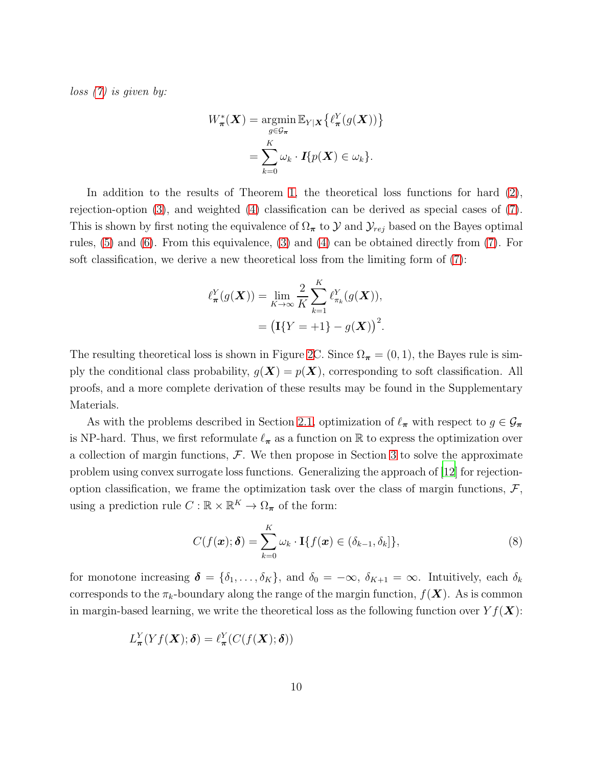*loss (7) is given by:*

$$
\begin{aligned}
W^*_{\boldsymbol{\pi}}(\boldsymbol{X}) &= \operatorname*{argmin}_{g \in \mathcal{G}_{\boldsymbol{\pi}}} \mathbb{E}_{Y|\boldsymbol{X}} \big\{ \ell^Y_{\boldsymbol{\pi}}(g(\boldsymbol{X})) \big\} \\
&= \sum_{k=0}^{K} \omega_k \cdot \boldsymbol{I}\{p(\boldsymbol{X}) \in \omega_k\}.
\end{aligned}
$$

In addition to the results of Theorem 1, the theoretical loss functions for hard (2), rejection-option (3), and weighted (4) classification can be derived as special cases of (7). This is shown by first noting the equivalence of $\Omega_{\boldsymbol{\pi}}$ to $\mathcal{Y}$ and $\mathcal{Y}_{rej}$ based on the Bayes optimal rules, (5) and (6). From this equivalence, (3) and (4) can be obtained directly from (7). For soft classification, we derive a new theoretical loss from the limiting form of (7):

$$
\begin{aligned}
\ell^Y_{\boldsymbol{\pi}}(g(\boldsymbol{X})) &= \lim_{K \to \infty} \frac{2}{K} \sum_{k=1}^{K} \ell^Y_{\pi_k}(g(\boldsymbol{X})), \\
&= \big( \mathbf{I}\{Y = +1\} - g(\boldsymbol{X}) \big)^2.
\end{aligned}
$$

The resulting theoretical loss is shown in Figure 2C. Since $\Omega_{\boldsymbol{\pi}} = (0, 1)$, the Bayes rule is simply the conditional class probability, $g(\boldsymbol{X}) = p(\boldsymbol{X})$, corresponding to soft classification. All proofs, and a more complete derivation of these results may be found in the Supplementary Materials.

As with the problems described in Section 2.1, optimization of $\ell_{\boldsymbol{\pi}}$ with respect to $g \in \mathcal{G}_{\boldsymbol{\pi}}$ is NP-hard. Thus, we first reformulate $\ell_{\boldsymbol{\pi}}$ as a function on $\mathbb{R}$ to express the optimization over a collection of margin functions, $\mathcal{F}$. We then propose in Section 3 to solve the approximate problem using convex surrogate loss functions. Generalizing the approach of [12] for rejection-option classification, we frame the optimization task over the class of margin functions, $\mathcal{F}$, using a prediction rule $C : \mathbb{R} \times \mathbb{R}^K \to \Omega_{\boldsymbol{\pi}}$ of the form:

$$
C(f(\boldsymbol{x}); \boldsymbol{\delta}) = \sum_{k=0}^{K} \omega_k \cdot \mathbf{I}\{f(\boldsymbol{x}) \in (\delta_{k-1}, \delta_k]\}, \tag{8}
$$

for monotone increasing $\boldsymbol{\delta} = \{\delta_1, \ldots, \delta_K\}$, and $\delta_0 = -\infty$, $\delta_{K+1} = \infty$. Intuitively, each $\delta_k$ corresponds to the $\pi_k$-boundary along the range of the margin function, $f(\boldsymbol{X})$. As is common in margin-based learning, we write the theoretical loss as the following function over $Yf(\boldsymbol{X})$:

$$
L^Y_{\boldsymbol{\pi}}(Yf(\boldsymbol{X}); \boldsymbol{\delta}) = \ell^Y_{\boldsymbol{\pi}}(C(f(\boldsymbol{X}); \boldsymbol{\delta}))
$$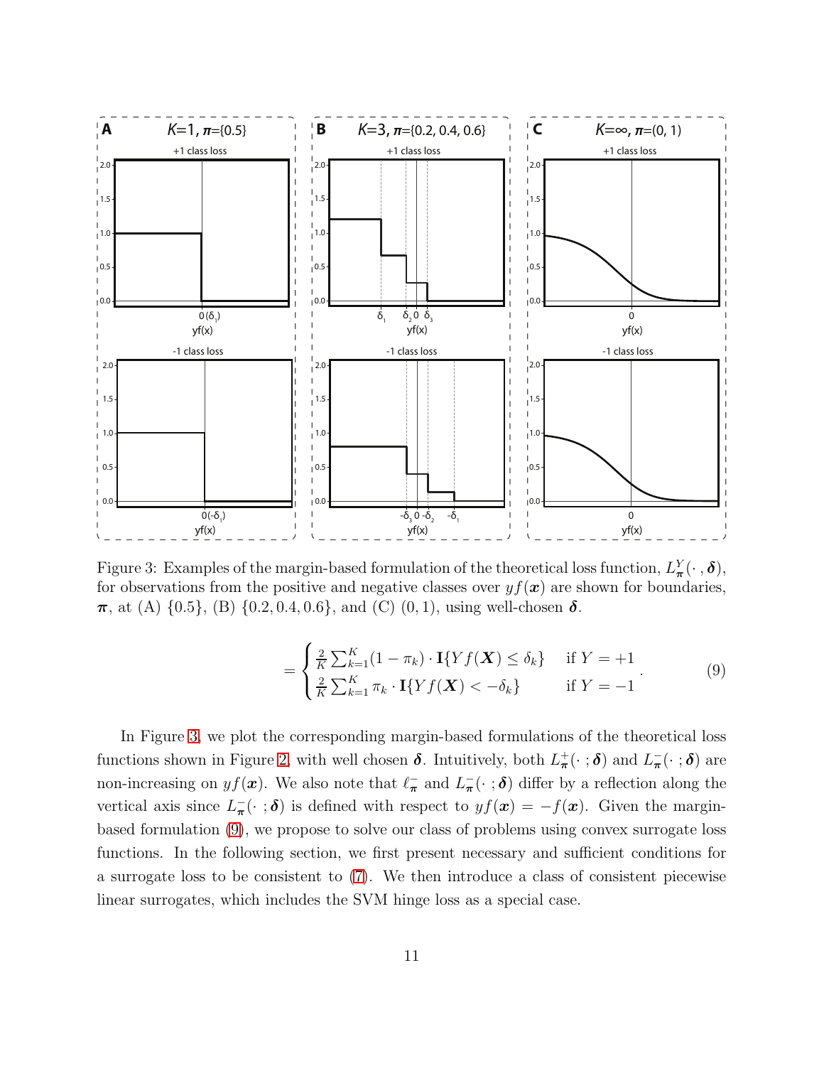Figure 3: Examples of the margin-based formulation of the theoretical loss function, $L^Y_{\boldsymbol{\pi}}(\cdot\,, \boldsymbol{\delta})$, for observations from the positive and negative classes over $yf(\boldsymbol{x})$ are shown for boundaries, $\boldsymbol{\pi}$, at (A) $\{0.5\}$, (B) $\{0.2, 0.4, 0.6\}$, and (C) $(0, 1)$, using well-chosen $\boldsymbol{\delta}$.

$$
= \begin{cases} \frac{2}{K} \sum_{k=1}^{K} (1 - \pi_k) \cdot \mathbf{I}\{Yf(\boldsymbol{X}) \leq \delta_k\} & \text{if } Y = +1 \\ \frac{2}{K} \sum_{k=1}^{K} \pi_k \cdot \mathbf{I}\{Yf(\boldsymbol{X}) < -\delta_k\} & \text{if } Y = -1 \end{cases}. \tag{9}
$$

In Figure 3, we plot the corresponding margin-based formulations of the theoretical loss functions shown in Figure 2, with well chosen $\boldsymbol{\delta}$. Intuitively, both $L^+_{\boldsymbol{\pi}}(\cdot\,; \boldsymbol{\delta})$ and $L^-_{\boldsymbol{\pi}}(\cdot\,; \boldsymbol{\delta})$ are non-increasing on $yf(\boldsymbol{x})$. We also note that $\ell^-_{\boldsymbol{\pi}}$ and $L^-_{\boldsymbol{\pi}}(\cdot\,; \boldsymbol{\delta})$ differ by a reflection along the vertical axis since $L^-_{\boldsymbol{\pi}}(\cdot\,; \boldsymbol{\delta})$ is defined with respect to $yf(\boldsymbol{x}) = -f(\boldsymbol{x})$. Given the margin-based formulation (9), we propose to solve our class of problems using convex surrogate loss functions. In the following section, we first present necessary and sufficient conditions for a surrogate loss to be consistent to (7). We then introduce a class of consistent piecewise linear surrogates, which includes the SVM hinge loss as a special case.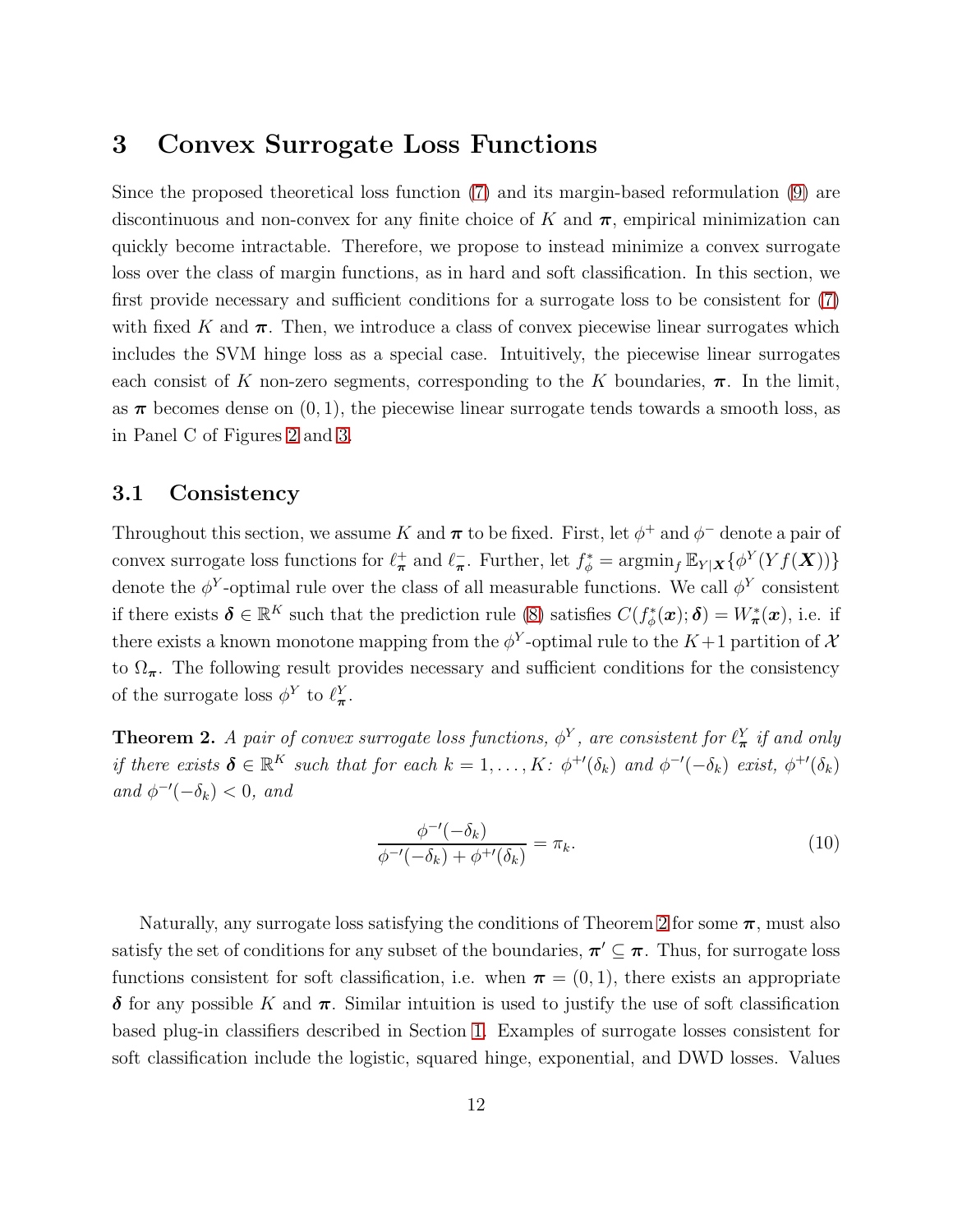## 3 Convex Surrogate Loss Functions

Since the proposed theoretical loss function (7) and its margin-based reformulation (9) are discontinuous and non-convex for any finite choice of $K$ and $\boldsymbol{\pi}$, empirical minimization can quickly become intractable. Therefore, we propose to instead minimize a convex surrogate loss over the class of margin functions, as in hard and soft classification. In this section, we first provide necessary and sufficient conditions for a surrogate loss to be consistent for (7) with fixed $K$ and $\boldsymbol{\pi}$. Then, we introduce a class of convex piecewise linear surrogates which includes the SVM hinge loss as a special case. Intuitively, the piecewise linear surrogates each consist of $K$ non-zero segments, corresponding to the $K$ boundaries, $\boldsymbol{\pi}$. In the limit, as $\boldsymbol{\pi}$ becomes dense on $(0, 1)$, the piecewise linear surrogate tends towards a smooth loss, as in Panel C of Figures 2 and 3.

### 3.1 Consistency

Throughout this section, we assume $K$ and $\boldsymbol{\pi}$ to be fixed. First, let $\phi^+$ and $\phi^-$ denote a pair of convex surrogate loss functions for $\ell^+_{\boldsymbol{\pi}}$ and $\ell^-_{\boldsymbol{\pi}}$. Further, let $f^*_\phi = \text{argmin}_f \, \mathbb{E}_{Y|\boldsymbol{X}}\{\phi^Y(Yf(\boldsymbol{X}))\}$ denote the $\phi^Y$-optimal rule over the class of all measurable functions. We call $\phi^Y$ consistent if there exists $\boldsymbol{\delta} \in \mathbb{R}^K$ such that the prediction rule (8) satisfies $C(f^*_\phi(\boldsymbol{x}); \boldsymbol{\delta}) = W^*_{\boldsymbol{\pi}}(\boldsymbol{x})$, i.e. if there exists a known monotone mapping from the $\phi^Y$-optimal rule to the $K+1$ partition of $\mathcal{X}$ to $\Omega_{\boldsymbol{\pi}}$. The following result provides necessary and sufficient conditions for the consistency of the surrogate loss $\phi^Y$ to $\ell^Y_{\boldsymbol{\pi}}$.

**Theorem 2.** *A pair of convex surrogate loss functions, $\phi^Y$, are consistent for $\ell^Y_{\boldsymbol{\pi}}$ if and only if there exists $\boldsymbol{\delta} \in \mathbb{R}^K$ such that for each $k = 1, \ldots, K$: $\phi^{+\prime}(\delta_k)$ and $\phi^{-\prime}(-\delta_k)$ exist, $\phi^{+\prime}(\delta_k)$ and $\phi^{-\prime}(-\delta_k) < 0$, and*

$$\frac{\phi^{-\prime}(-\delta_k)}{\phi^{-\prime}(-\delta_k) + \phi^{+\prime}(\delta_k)} = \pi_k. \tag{10}$$

Naturally, any surrogate loss satisfying the conditions of Theorem 2 for some $\boldsymbol{\pi}$, must also satisfy the set of conditions for any subset of the boundaries, $\boldsymbol{\pi}' \subseteq \boldsymbol{\pi}$. Thus, for surrogate loss functions consistent for soft classification, i.e. when $\boldsymbol{\pi} = (0, 1)$, there exists an appropriate $\boldsymbol{\delta}$ for any possible $K$ and $\boldsymbol{\pi}$. Similar intuition is used to justify the use of soft classification based plug-in classifiers described in Section 1. Examples of surrogate losses consistent for soft classification include the logistic, squared hinge, exponential, and DWD losses. Values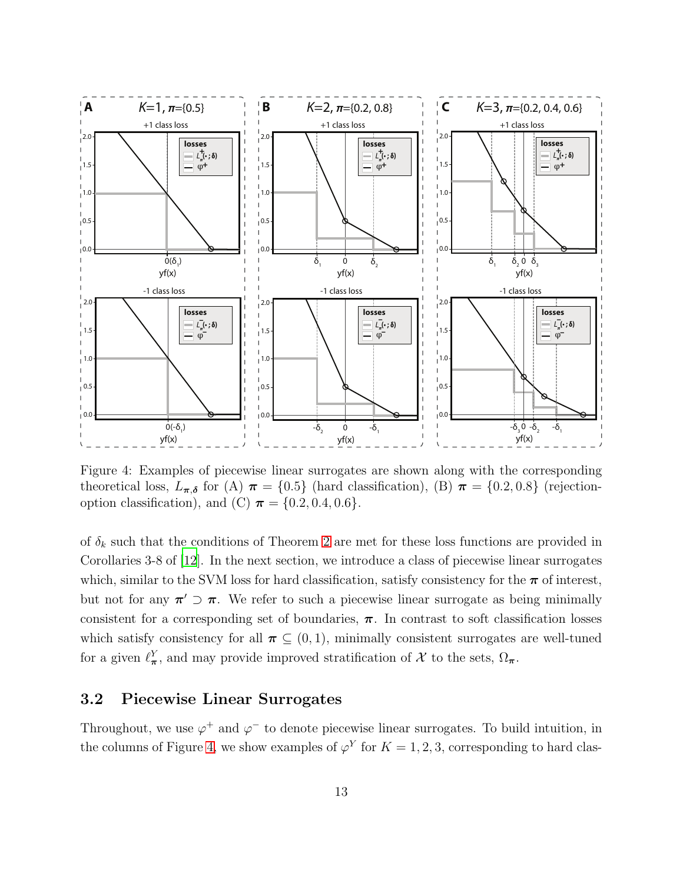Figure 4: Examples of piecewise linear surrogates are shown along with the corresponding theoretical loss, $L_{\boldsymbol{\pi},\boldsymbol{\delta}}$ for (A) $\boldsymbol{\pi} = \{0.5\}$ (hard classification), (B) $\boldsymbol{\pi} = \{0.2, 0.8\}$ (rejection-option classification), and (C) $\boldsymbol{\pi} = \{0.2, 0.4, 0.6\}$.

of $\delta_k$ such that the conditions of Theorem 2 are met for these loss functions are provided in Corollaries 3-8 of [12]. In the next section, we introduce a class of piecewise linear surrogates which, similar to the SVM loss for hard classification, satisfy consistency for the $\boldsymbol{\pi}$ of interest, but not for any $\boldsymbol{\pi}' \supset \boldsymbol{\pi}$. We refer to such a piecewise linear surrogate as being minimally consistent for a corresponding set of boundaries, $\boldsymbol{\pi}$. In contrast to soft classification losses which satisfy consistency for all $\boldsymbol{\pi} \subseteq (0, 1)$, minimally consistent surrogates are well-tuned for a given $\ell^Y_{\boldsymbol{\pi}}$, and may provide improved stratification of $\mathcal{X}$ to the sets, $\Omega_{\boldsymbol{\pi}}$.

### 3.2 Piecewise Linear Surrogates

Throughout, we use $\varphi^+$ and $\varphi^-$ to denote piecewise linear surrogates. To build intuition, in the columns of Figure 4, we show examples of $\varphi^Y$ for $K = 1, 2, 3$, corresponding to hard clas-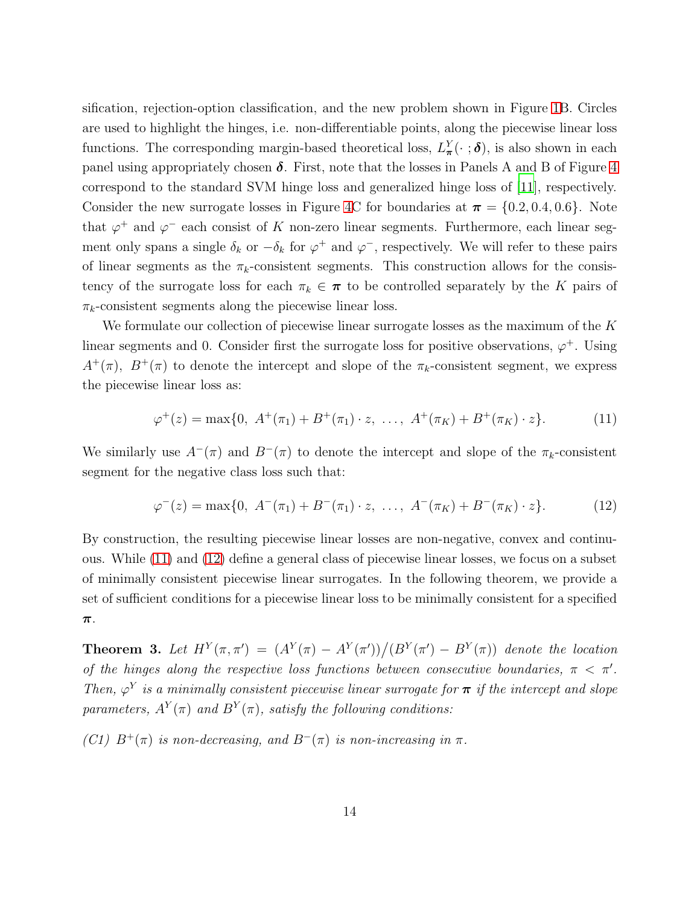sification, rejection-option classification, and the new problem shown in Figure 1B. Circles are used to highlight the hinges, i.e. non-differentiable points, along the piecewise linear loss functions. The corresponding margin-based theoretical loss, $L^Y_{\boldsymbol{\pi}}(\cdot\,; \boldsymbol{\delta})$, is also shown in each panel using appropriately chosen $\boldsymbol{\delta}$. First, note that the losses in Panels A and B of Figure 4 correspond to the standard SVM hinge loss and generalized hinge loss of [11], respectively. Consider the new surrogate losses in Figure 4C for boundaries at $\boldsymbol{\pi} = \{0.2, 0.4, 0.6\}$. Note that $\varphi^+$ and $\varphi^-$ each consist of $K$ non-zero linear segments. Furthermore, each linear segment only spans a single $\delta_k$ or $-\delta_k$ for $\varphi^+$ and $\varphi^-$, respectively. We will refer to these pairs of linear segments as the $\pi_k$-consistent segments. This construction allows for the consistency of the surrogate loss for each $\pi_k \in \boldsymbol{\pi}$ to be controlled separately by the $K$ pairs of $\pi_k$-consistent segments along the piecewise linear loss.

We formulate our collection of piecewise linear surrogate losses as the maximum of the $K$ linear segments and 0. Consider first the surrogate loss for positive observations, $\varphi^+$. Using $A^+(\pi)$, $B^+(\pi)$ to denote the intercept and slope of the $\pi_k$-consistent segment, we express the piecewise linear loss as:

$$\varphi^+(z) = \max\{0,\ A^+(\pi_1) + B^+(\pi_1) \cdot z,\ \ldots,\ A^+(\pi_K) + B^+(\pi_K) \cdot z\}. \tag{11}$$

We similarly use $A^-(\pi)$ and $B^-(\pi)$ to denote the intercept and slope of the $\pi_k$-consistent segment for the negative class loss such that:

$$\varphi^-(z) = \max\{0,\ A^-(\pi_1) + B^-(\pi_1) \cdot z,\ \ldots,\ A^-(\pi_K) + B^-(\pi_K) \cdot z\}. \tag{12}$$

By construction, the resulting piecewise linear losses are non-negative, convex and continuous. While (11) and (12) define a general class of piecewise linear losses, we focus on a subset of minimally consistent piecewise linear surrogates. In the following theorem, we provide a set of sufficient conditions for a piecewise linear loss to be minimally consistent for a specified $\boldsymbol{\pi}$.

**Theorem 3.** *Let $H^Y(\pi, \pi') = (A^Y(\pi) - A^Y(\pi'))\big/(B^Y(\pi') - B^Y(\pi))$ denote the location of the hinges along the respective loss functions between consecutive boundaries, $\pi < \pi'$. Then, $\varphi^Y$ is a minimally consistent piecewise linear surrogate for $\boldsymbol{\pi}$ if the intercept and slope parameters, $A^Y(\pi)$ and $B^Y(\pi)$, satisfy the following conditions:*

*(C1) $B^+(\pi)$ is non-decreasing, and $B^-(\pi)$ is non-increasing in $\pi$.*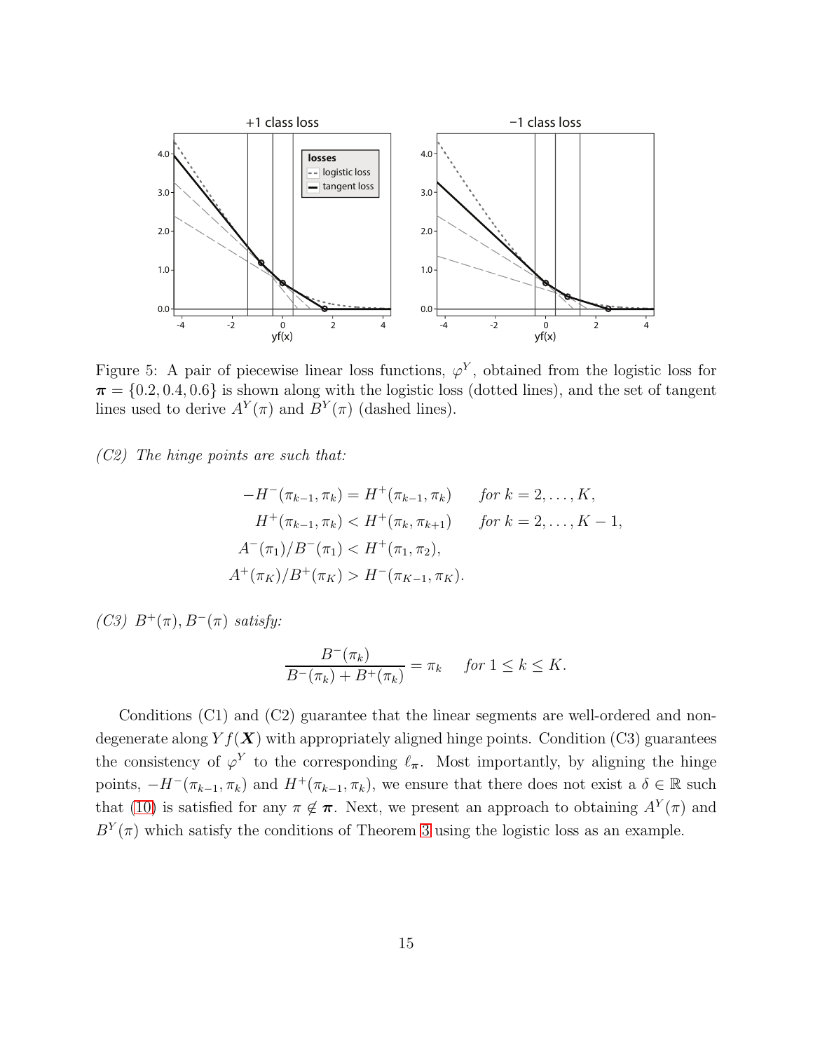Figure 5: A pair of piecewise linear loss functions, $\varphi^Y$, obtained from the logistic loss for $\boldsymbol{\pi} = \{0.2, 0.4, 0.6\}$ is shown along with the logistic loss (dotted lines), and the set of tangent lines used to derive $A^Y(\pi)$ and $B^Y(\pi)$ (dashed lines).

*(C2) The hinge points are such that:*

$$
\begin{aligned}
-H^-(\pi_{k-1}, \pi_k) &= H^+(\pi_{k-1}, \pi_k) \qquad \text{for } k = 2, \ldots, K, \\
H^+(\pi_{k-1}, \pi_k) &< H^+(\pi_k, \pi_{k+1}) \qquad \text{for } k = 2, \ldots, K-1, \\
A^-(\pi_1)/B^-(\pi_1) &< H^+(\pi_1, \pi_2), \\
A^+(\pi_K)/B^+(\pi_K) &> H^-(\pi_{K-1}, \pi_K).
\end{aligned}
$$

*(C3) $B^+(\pi), B^-(\pi)$ satisfy:*

$$
\frac{B^-(\pi_k)}{B^-(\pi_k) + B^+(\pi_k)} = \pi_k \qquad \text{for } 1 \le k \le K.
$$

Conditions (C1) and (C2) guarantee that the linear segments are well-ordered and non-degenerate along $Yf(\boldsymbol{X})$ with appropriately aligned hinge points. Condition (C3) guarantees the consistency of $\varphi^Y$ to the corresponding $\ell_{\boldsymbol{\pi}}$. Most importantly, by aligning the hinge points, $-H^-(\pi_{k-1}, \pi_k)$ and $H^+(\pi_{k-1}, \pi_k)$, we ensure that there does not exist a $\delta \in \mathbb{R}$ such that (10) is satisfied for any $\pi \notin \boldsymbol{\pi}$. Next, we present an approach to obtaining $A^Y(\pi)$ and $B^Y(\pi)$ which satisfy the conditions of Theorem 3 using the logistic loss as an example.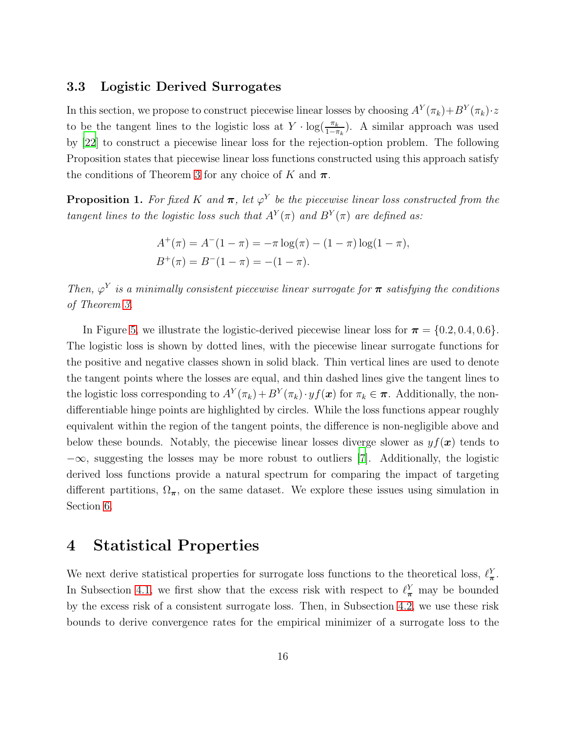### 3.3 Logistic Derived Surrogates

In this section, we propose to construct piecewise linear losses by choosing $A^Y(\pi_k)+B^Y(\pi_k)\cdot z$ to be the tangent lines to the logistic loss at $Y \cdot \log(\frac{\pi_k}{1-\pi_k})$. A similar approach was used by [22] to construct a piecewise linear loss for the rejection-option problem. The following Proposition states that piecewise linear loss functions constructed using this approach satisfy the conditions of Theorem 3 for any choice of $K$ and $\boldsymbol{\pi}$.

**Proposition 1.** *For fixed $K$ and $\boldsymbol{\pi}$, let $\varphi^Y$ be the piecewise linear loss constructed from the tangent lines to the logistic loss such that $A^Y(\pi)$ and $B^Y(\pi)$ are defined as:*

$$
\begin{aligned}
A^+(\pi) &= A^-(1-\pi) = -\pi\log(\pi) - (1-\pi)\log(1-\pi), \\
B^+(\pi) &= B^-(1-\pi) = -(1-\pi).
\end{aligned}
$$

*Then, $\varphi^Y$ is a minimally consistent piecewise linear surrogate for $\boldsymbol{\pi}$ satisfying the conditions of Theorem 3.*

In Figure 5, we illustrate the logistic-derived piecewise linear loss for $\boldsymbol{\pi} = \{0.2, 0.4, 0.6\}$. The logistic loss is shown by dotted lines, with the piecewise linear surrogate functions for the positive and negative classes shown in solid black. Thin vertical lines are used to denote the tangent points where the losses are equal, and thin dashed lines give the tangent lines to the logistic loss corresponding to $A^Y(\pi_k)+B^Y(\pi_k)\cdot yf(\boldsymbol{x})$ for $\pi_k \in \boldsymbol{\pi}$. Additionally, the non-differentiable hinge points are highlighted by circles. While the loss functions appear roughly equivalent within the region of the tangent points, the difference is non-negligible above and below these bounds. Notably, the piecewise linear losses diverge slower as $yf(\boldsymbol{x})$ tends to $-\infty$, suggesting the losses may be more robust to outliers [7]. Additionally, the logistic derived loss functions provide a natural spectrum for comparing the impact of targeting different partitions, $\Omega_{\boldsymbol{\pi}}$, on the same dataset. We explore these issues using simulation in Section 6.

# 4 Statistical Properties

We next derive statistical properties for surrogate loss functions to the theoretical loss, $\ell^Y_{\boldsymbol{\pi}}$. In Subsection 4.1, we first show that the excess risk with respect to $\ell^Y_{\boldsymbol{\pi}}$ may be bounded by the excess risk of a consistent surrogate loss. Then, in Subsection 4.2, we use these risk bounds to derive convergence rates for the empirical minimizer of a surrogate loss to the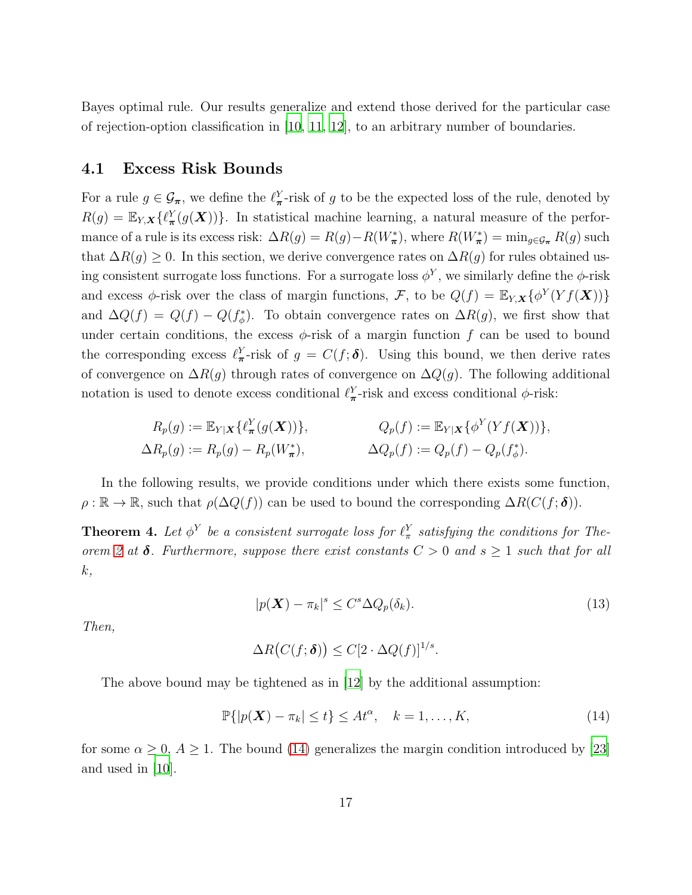Bayes optimal rule. Our results generalize and extend those derived for the particular case of rejection-option classification in [10, 11, 12], to an arbitrary number of boundaries.

### 4.1 Excess Risk Bounds

For a rule $g \in \mathcal{G}_{\boldsymbol{\pi}}$, we define the $\ell_{\boldsymbol{\pi}}^Y$-risk of $g$ to be the expected loss of the rule, denoted by $R(g) = \mathbb{E}_{Y,\boldsymbol{X}}\{\ell_{\boldsymbol{\pi}}^Y(g(\boldsymbol{X}))\}$. In statistical machine learning, a natural measure of the performance of a rule is its excess risk: $\Delta R(g) = R(g) - R(W_{\boldsymbol{\pi}}^*)$, where $R(W_{\boldsymbol{\pi}}^*) = \min_{g \in \mathcal{G}_{\boldsymbol{\pi}}} R(g)$ such that $\Delta R(g) \geq 0$. In this section, we derive convergence rates on $\Delta R(g)$ for rules obtained using consistent surrogate loss functions. For a surrogate loss $\phi^Y$, we similarly define the $\phi$-risk and excess $\phi$-risk over the class of margin functions, $\mathcal{F}$, to be $Q(f) = \mathbb{E}_{Y,\boldsymbol{X}}\{\phi^Y(Yf(\boldsymbol{X}))\}$ and $\Delta Q(f) = Q(f) - Q(f_\phi^*)$. To obtain convergence rates on $\Delta R(g)$, we first show that under certain conditions, the excess $\phi$-risk of a margin function $f$ can be used to bound the corresponding excess $\ell_{\boldsymbol{\pi}}^Y$-risk of $g = C(f; \boldsymbol{\delta})$. Using this bound, we then derive rates of convergence on $\Delta R(g)$ through rates of convergence on $\Delta Q(g)$. The following additional notation is used to denote excess conditional $\ell_{\boldsymbol{\pi}}^Y$-risk and excess conditional $\phi$-risk:

$$
\begin{aligned}
R_p(g) &:= \mathbb{E}_{Y|\boldsymbol{X}}\{\ell_{\boldsymbol{\pi}}^Y(g(\boldsymbol{X}))\}, & Q_p(f) &:= \mathbb{E}_{Y|\boldsymbol{X}}\{\phi^Y(Yf(\boldsymbol{X}))\}, \\
\Delta R_p(g) &:= R_p(g) - R_p(W_{\boldsymbol{\pi}}^*), & \Delta Q_p(f) &:= Q_p(f) - Q_p(f_\phi^*).
\end{aligned}
$$

In the following results, we provide conditions under which there exists some function, $\rho : \mathbb{R} \to \mathbb{R}$, such that $\rho(\Delta Q(f))$ can be used to bound the corresponding $\Delta R(C(f; \boldsymbol{\delta}))$.

**Theorem 4.** *Let $\phi^Y$ be a consistent surrogate loss for $\ell_\pi^Y$ satisfying the conditions for Theorem 2 at $\boldsymbol{\delta}$. Furthermore, suppose there exist constants $C > 0$ and $s \geq 1$ such that for all $k$,*

$$
|p(\boldsymbol{X}) - \pi_k|^s \leq C^s \Delta Q_p(\delta_k). \tag{13}
$$

*Then,*

$$
\Delta R\big(C(f; \boldsymbol{\delta})\big) \leq C[2 \cdot \Delta Q(f)]^{1/s}.
$$

The above bound may be tightened as in [12] by the additional assumption:

$$
\mathbb{P}\{|p(\boldsymbol{X}) - \pi_k| \leq t\} \leq At^\alpha, \quad k = 1, \ldots, K, \tag{14}
$$

for some $\alpha \geq 0$, $A \geq 1$. The bound (14) generalizes the margin condition introduced by [23] and used in [10].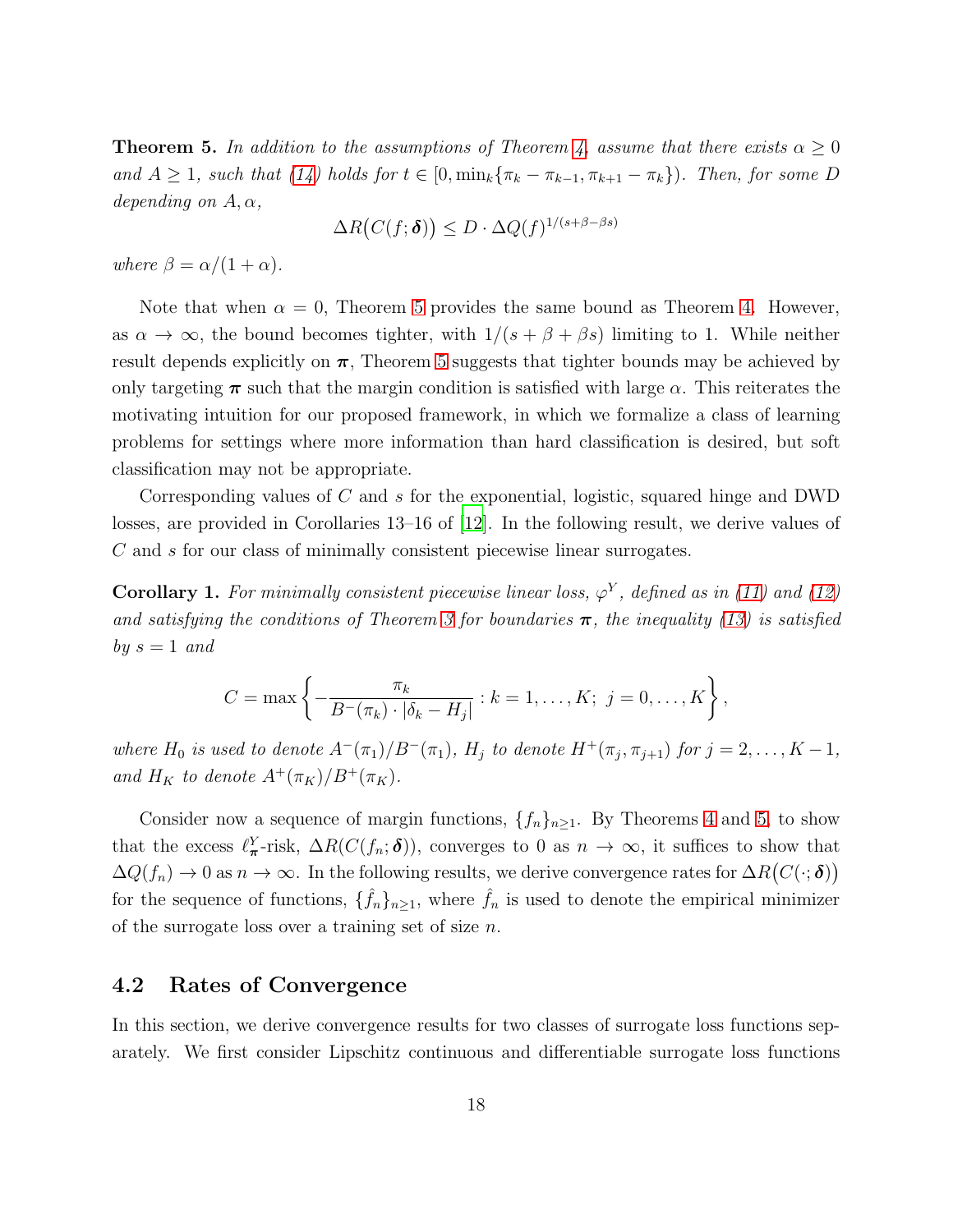**Theorem 5.** *In addition to the assumptions of Theorem 4, assume that there exists $\alpha \geq 0$ and $A \geq 1$, such that (14) holds for $t \in [0, \min_k\{\pi_k - \pi_{k-1}, \pi_{k+1} - \pi_k\})$. Then, for some $D$ depending on $A, \alpha$,*

$$\Delta R\big(C(f; \boldsymbol{\delta})\big) \leq D \cdot \Delta Q(f)^{1/(s+\beta-\beta s)}$$

*where $\beta = \alpha/(1+\alpha)$.*

Note that when $\alpha = 0$, Theorem 5 provides the same bound as Theorem 4. However, as $\alpha \to \infty$, the bound becomes tighter, with $1/(s + \beta + \beta s)$ limiting to 1. While neither result depends explicitly on $\boldsymbol{\pi}$, Theorem 5 suggests that tighter bounds may be achieved by only targeting $\boldsymbol{\pi}$ such that the margin condition is satisfied with large $\alpha$. This reiterates the motivating intuition for our proposed framework, in which we formalize a class of learning problems for settings where more information than hard classification is desired, but soft classification may not be appropriate.

Corresponding values of $C$ and $s$ for the exponential, logistic, squared hinge and DWD losses, are provided in Corollaries 13–16 of [12]. In the following result, we derive values of $C$ and $s$ for our class of minimally consistent piecewise linear surrogates.

**Corollary 1.** *For minimally consistent piecewise linear loss, $\varphi^Y$, defined as in (11) and (12) and satisfying the conditions of Theorem 3 for boundaries $\boldsymbol{\pi}$, the inequality (13) is satisfied by $s = 1$ and*

$$C = \max\left\{-\frac{\pi_k}{B^-(\pi_k) \cdot |\delta_k - H_j|} : k = 1, \ldots, K;\ j = 0, \ldots, K\right\},$$

*where $H_0$ is used to denote $A^-(\pi_1)/B^-(\pi_1)$, $H_j$ to denote $H^+(\pi_j, \pi_{j+1})$ for $j = 2, \ldots, K-1$, and $H_K$ to denote $A^+(\pi_K)/B^+(\pi_K)$.*

Consider now a sequence of margin functions, $\{f_n\}_{n\geq 1}$. By Theorems 4 and 5, to show that the excess $\ell^Y_{\boldsymbol{\pi}}$-risk, $\Delta R(C(f_n; \boldsymbol{\delta}))$, converges to 0 as $n \to \infty$, it suffices to show that $\Delta Q(f_n) \to 0$ as $n \to \infty$. In the following results, we derive convergence rates for $\Delta R\big(C(\cdot; \boldsymbol{\delta})\big)$ for the sequence of functions, $\{\hat{f}_n\}_{n\geq 1}$, where $\hat{f}_n$ is used to denote the empirical minimizer of the surrogate loss over a training set of size $n$.

## 4.2 Rates of Convergence

In this section, we derive convergence results for two classes of surrogate loss functions separately. We first consider Lipschitz continuous and differentiable surrogate loss functions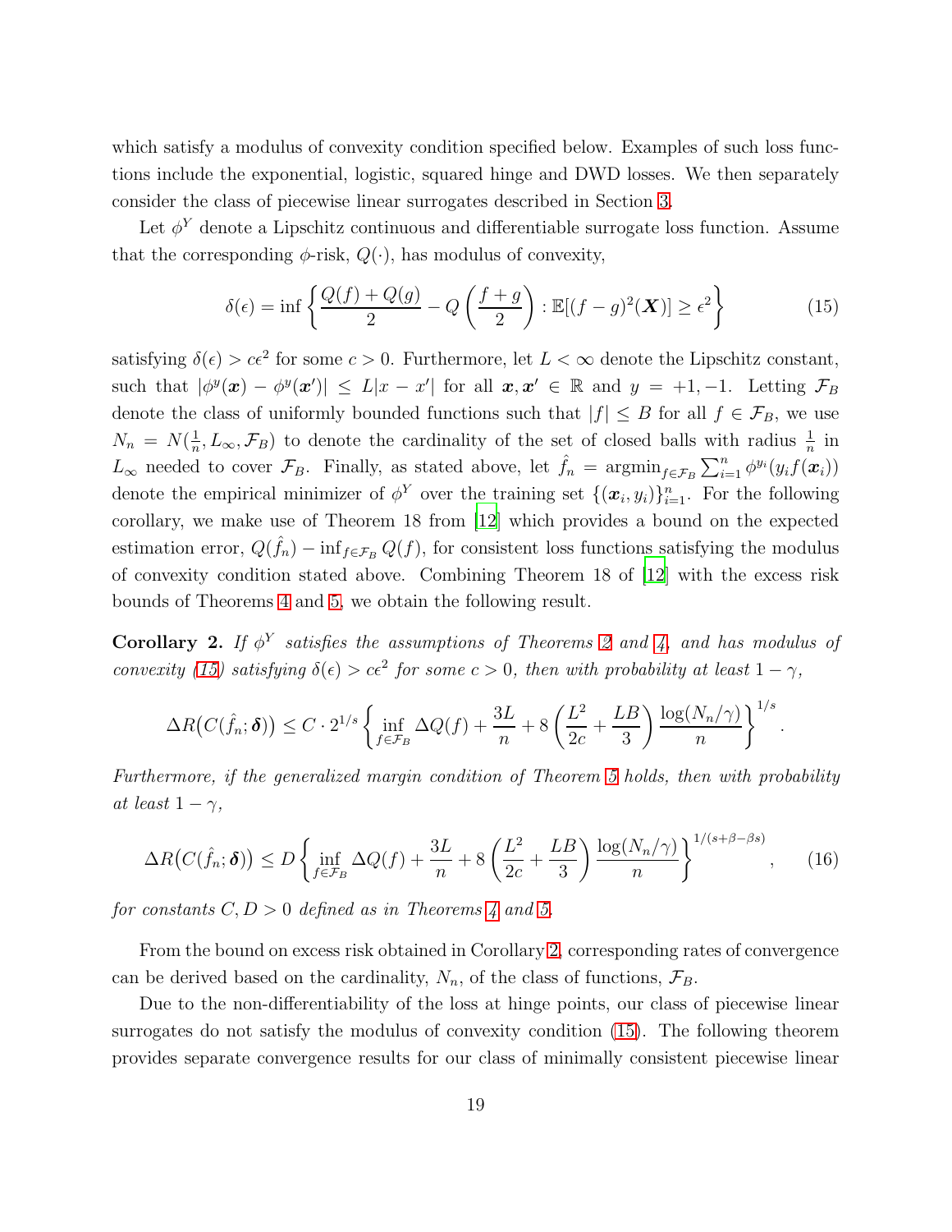which satisfy a modulus of convexity condition specified below. Examples of such loss functions include the exponential, logistic, squared hinge and DWD losses. We then separately consider the class of piecewise linear surrogates described in Section 3.

Let $\phi^Y$ denote a Lipschitz continuous and differentiable surrogate loss function. Assume that the corresponding $\phi$-risk, $Q(\cdot)$, has modulus of convexity,

$$\delta(\epsilon) = \inf \left\{ \frac{Q(f) + Q(g)}{2} - Q\left(\frac{f+g}{2}\right) : \mathbb{E}[(f-g)^2(\boldsymbol{X})] \geq \epsilon^2 \right\} \tag{15}$$

satisfying $\delta(\epsilon) > c\epsilon^2$ for some $c > 0$. Furthermore, let $L < \infty$ denote the Lipschitz constant, such that $|\phi^y(\boldsymbol{x}) - \phi^y(\boldsymbol{x}')| \leq L|x - x'|$ for all $\boldsymbol{x}, \boldsymbol{x}' \in \mathbb{R}$ and $y = +1, -1$. Letting $\mathcal{F}_B$ denote the class of uniformly bounded functions such that $|f| \leq B$ for all $f \in \mathcal{F}_B$, we use $N_n = N(\frac{1}{n}, L_\infty, \mathcal{F}_B)$ to denote the cardinality of the set of closed balls with radius $\frac{1}{n}$ in $L_\infty$ needed to cover $\mathcal{F}_B$. Finally, as stated above, let $\hat{f}_n = \operatorname{argmin}_{f \in \mathcal{F}_B} \sum_{i=1}^n \phi^{y_i}(y_i f(\boldsymbol{x}_i))$ denote the empirical minimizer of $\phi^Y$ over the training set $\{(\boldsymbol{x}_i, y_i)\}_{i=1}^n$. For the following corollary, we make use of Theorem 18 from [12] which provides a bound on the expected estimation error, $Q(\hat{f}_n) - \inf_{f \in \mathcal{F}_B} Q(f)$, for consistent loss functions satisfying the modulus of convexity condition stated above. Combining Theorem 18 of [12] with the excess risk bounds of Theorems 4 and 5, we obtain the following result.

**Corollary 2.** *If $\phi^Y$ satisfies the assumptions of Theorems 2 and 4, and has modulus of convexity (15) satisfying $\delta(\epsilon) > c\epsilon^2$ for some $c > 0$, then with probability at least $1 - \gamma$,*

$$\Delta R\big(C(\hat{f}_n; \boldsymbol{\delta})\big) \leq C \cdot 2^{1/s} \left\{ \inf_{f \in \mathcal{F}_B} \Delta Q(f) + \frac{3L}{n} + 8\left(\frac{L^2}{2c} + \frac{LB}{3}\right) \frac{\log(N_n/\gamma)}{n} \right\}^{1/s}.$$

*Furthermore, if the generalized margin condition of Theorem 5 holds, then with probability at least $1 - \gamma$,*

$$\Delta R\big(C(\hat{f}_n; \boldsymbol{\delta})\big) \leq D \left\{ \inf_{f \in \mathcal{F}_B} \Delta Q(f) + \frac{3L}{n} + 8\left(\frac{L^2}{2c} + \frac{LB}{3}\right) \frac{\log(N_n/\gamma)}{n} \right\}^{1/(s+\beta-\beta s)}, \tag{16}$$

*for constants $C, D > 0$ defined as in Theorems 4 and 5.*

From the bound on excess risk obtained in Corollary 2, corresponding rates of convergence can be derived based on the cardinality, $N_n$, of the class of functions, $\mathcal{F}_B$.

Due to the non-differentiability of the loss at hinge points, our class of piecewise linear surrogates do not satisfy the modulus of convexity condition (15). The following theorem provides separate convergence results for our class of minimally consistent piecewise linear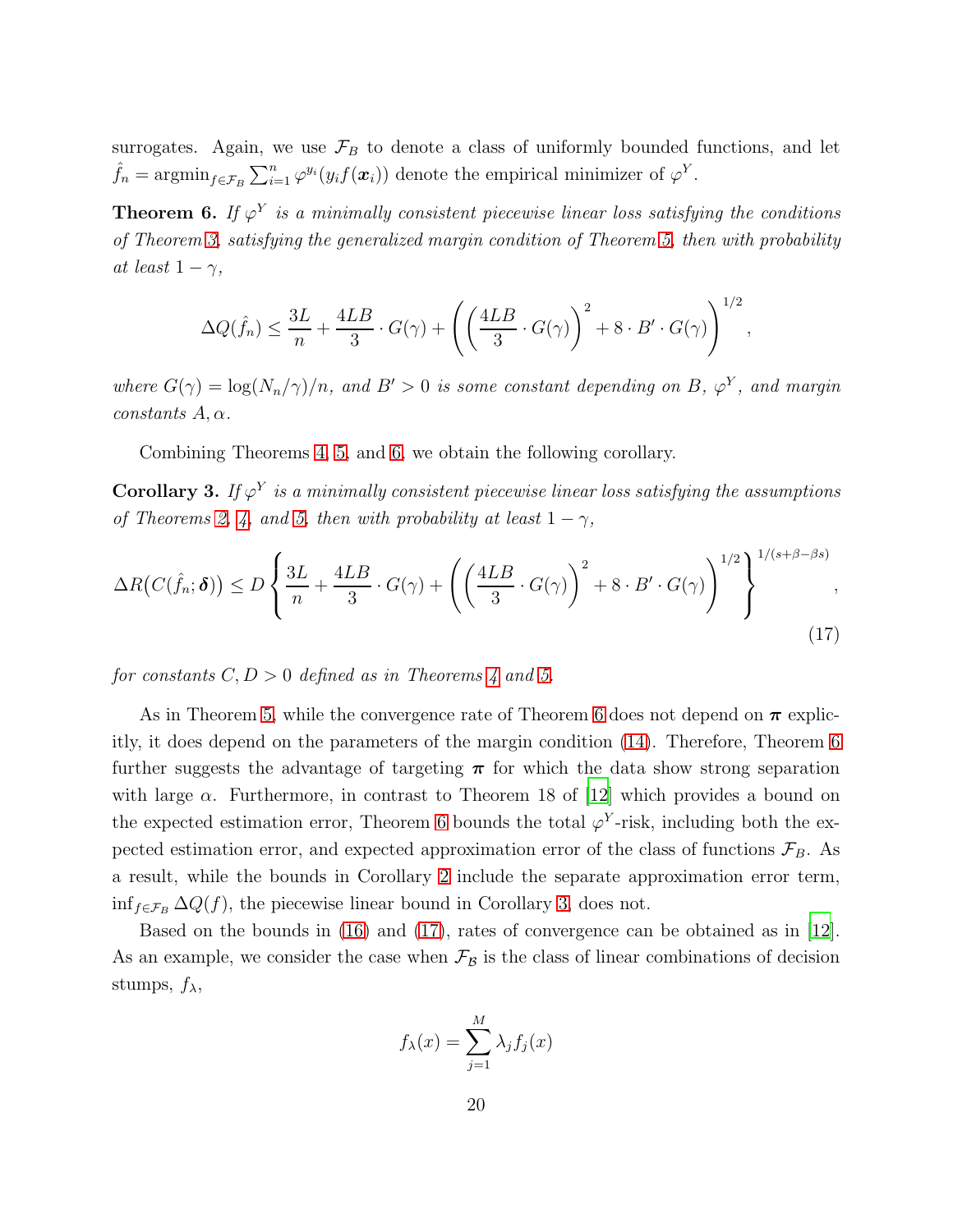surrogates. Again, we use $\mathcal{F}_B$ to denote a class of uniformly bounded functions, and let $\hat{f}_n = \operatorname{argmin}_{f \in \mathcal{F}_B} \sum_{i=1}^n \varphi^{y_i}(y_i f(\boldsymbol{x}_i))$ denote the empirical minimizer of $\varphi^Y$.

**Theorem 6.** *If $\varphi^Y$ is a minimally consistent piecewise linear loss satisfying the conditions of Theorem 3, satisfying the generalized margin condition of Theorem 5, then with probability at least $1-\gamma$,*

$$\Delta Q(\hat{f}_n) \leq \frac{3L}{n} + \frac{4LB}{3} \cdot G(\gamma) + \left( \left( \frac{4LB}{3} \cdot G(\gamma) \right)^2 + 8 \cdot B' \cdot G(\gamma) \right)^{1/2},$$

*where $G(\gamma) = \log(N_n/\gamma)/n$, and $B' > 0$ is some constant depending on $B$, $\varphi^Y$, and margin constants $A, \alpha$.*

Combining Theorems 4, 5, and 6, we obtain the following corollary.

**Corollary 3.** *If $\varphi^Y$ is a minimally consistent piecewise linear loss satisfying the assumptions of Theorems 2, 4, and 5, then with probability at least $1-\gamma$,*

$$\Delta R\big(C(\hat{f}_n; \boldsymbol{\delta})\big) \leq D \left\{ \frac{3L}{n} + \frac{4LB}{3} \cdot G(\gamma) + \left( \left( \frac{4LB}{3} \cdot G(\gamma) \right)^2 + 8 \cdot B' \cdot G(\gamma) \right)^{1/2} \right\}^{1/(s+\beta-\beta s)}, \tag{17}$$

*for constants $C, D > 0$ defined as in Theorems 4 and 5.*

As in Theorem 5, while the convergence rate of Theorem 6 does not depend on $\boldsymbol{\pi}$ explicitly, it does depend on the parameters of the margin condition (14). Therefore, Theorem 6 further suggests the advantage of targeting $\boldsymbol{\pi}$ for which the data show strong separation with large $\alpha$. Furthermore, in contrast to Theorem 18 of [12] which provides a bound on the expected estimation error, Theorem 6 bounds the total $\varphi^Y$-risk, including both the expected estimation error, and expected approximation error of the class of functions $\mathcal{F}_B$. As a result, while the bounds in Corollary 2 include the separate approximation error term, $\inf_{f \in \mathcal{F}_B} \Delta Q(f)$, the piecewise linear bound in Corollary 3, does not.

Based on the bounds in (16) and (17), rates of convergence can be obtained as in [12]. As an example, we consider the case when $\mathcal{F}_{\mathcal{B}}$ is the class of linear combinations of decision stumps, $f_\lambda$,

$$f_\lambda(x) = \sum_{j=1}^M \lambda_j f_j(x)$$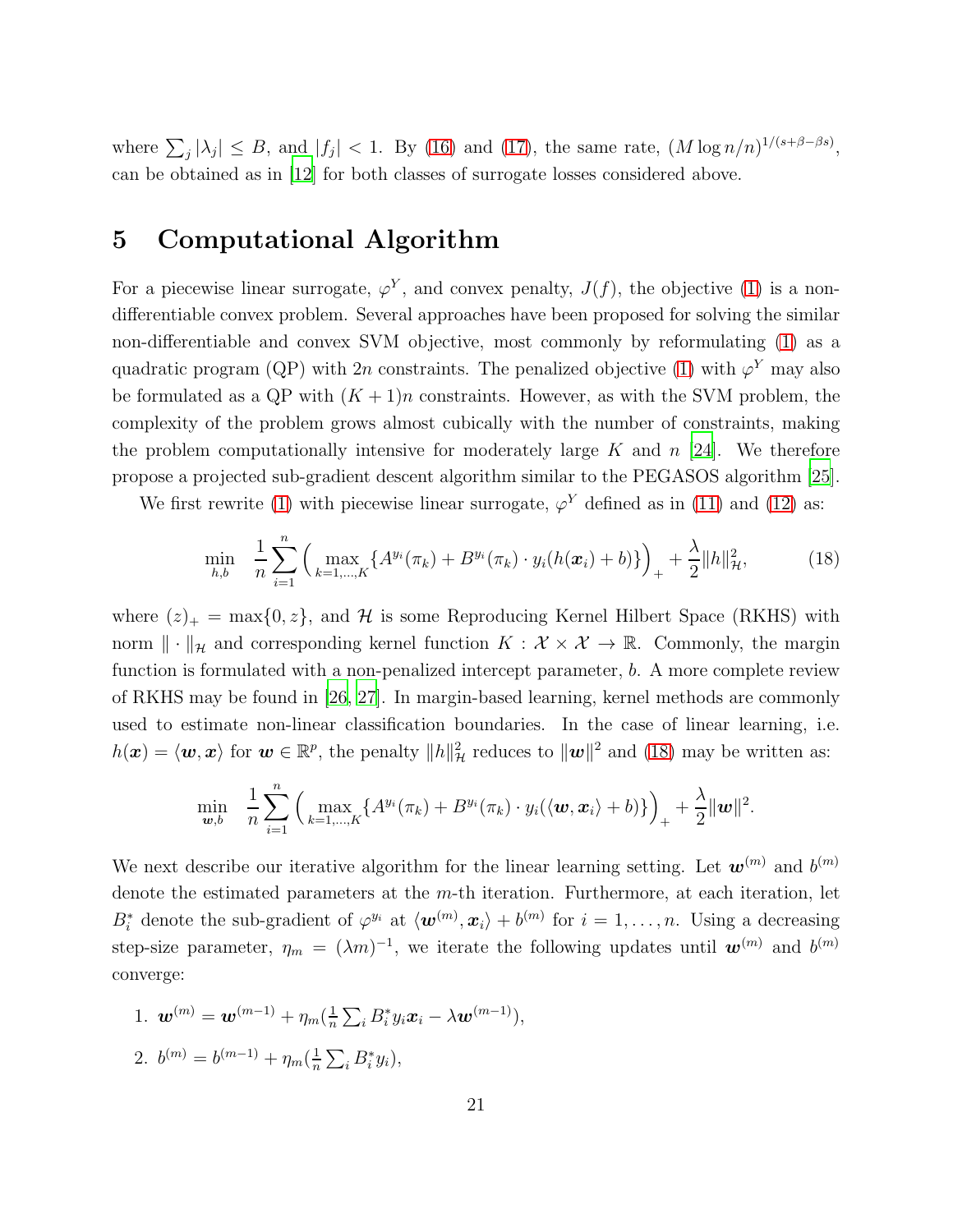where $\sum_j |\lambda_j| \leq B$, and $|f_j| < 1$. By (16) and (17), the same rate, $(M \log n/n)^{1/(s+\beta-\beta s)}$, can be obtained as in [12] for both classes of surrogate losses considered above.

# 5 Computational Algorithm

For a piecewise linear surrogate, $\varphi^Y$, and convex penalty, $J(f)$, the objective (1) is a non-differentiable convex problem. Several approaches have been proposed for solving the similar non-differentiable and convex SVM objective, most commonly by reformulating (1) as a quadratic program (QP) with $2n$ constraints. The penalized objective (1) with $\varphi^Y$ may also be formulated as a QP with $(K+1)n$ constraints. However, as with the SVM problem, the complexity of the problem grows almost cubically with the number of constraints, making the problem computationally intensive for moderately large $K$ and $n$ [24]. We therefore propose a projected sub-gradient descent algorithm similar to the PEGASOS algorithm [25].

We first rewrite (1) with piecewise linear surrogate, $\varphi^Y$ defined as in (11) and (12) as:

$$\min_{h,b} \quad \frac{1}{n} \sum_{i=1}^{n} \Big( \max_{k=1,\ldots,K} \{ A^{y_i}(\pi_k) + B^{y_i}(\pi_k) \cdot y_i (h(\boldsymbol{x}_i) + b) \} \Big)_+ + \frac{\lambda}{2} \|h\|_{\mathcal{H}}^2, \tag{18}$$

where $(z)_+ = \max\{0, z\}$, and $\mathcal{H}$ is some Reproducing Kernel Hilbert Space (RKHS) with norm $\|\cdot\|_{\mathcal{H}}$ and corresponding kernel function $K : \mathcal{X} \times \mathcal{X} \to \mathbb{R}$. Commonly, the margin function is formulated with a non-penalized intercept parameter, $b$. A more complete review of RKHS may be found in [26, 27]. In margin-based learning, kernel methods are commonly used to estimate non-linear classification boundaries. In the case of linear learning, i.e. $h(\boldsymbol{x}) = \langle \boldsymbol{w}, \boldsymbol{x} \rangle$ for $\boldsymbol{w} \in \mathbb{R}^p$, the penalty $\|h\|_{\mathcal{H}}^2$ reduces to $\|\boldsymbol{w}\|^2$ and (18) may be written as:

$$\min_{\boldsymbol{w},b} \quad \frac{1}{n} \sum_{i=1}^{n} \Big( \max_{k=1,\ldots,K} \{ A^{y_i}(\pi_k) + B^{y_i}(\pi_k) \cdot y_i (\langle \boldsymbol{w}, \boldsymbol{x}_i \rangle + b) \} \Big)_+ + \frac{\lambda}{2} \|\boldsymbol{w}\|^2.$$

We next describe our iterative algorithm for the linear learning setting. Let $\boldsymbol{w}^{(m)}$ and $b^{(m)}$ denote the estimated parameters at the $m$-th iteration. Furthermore, at each iteration, let $B_i^*$ denote the sub-gradient of $\varphi^{y_i}$ at $\langle \boldsymbol{w}^{(m)}, \boldsymbol{x}_i \rangle + b^{(m)}$ for $i = 1, \ldots, n$. Using a decreasing step-size parameter, $\eta_m = (\lambda m)^{-1}$, we iterate the following updates until $\boldsymbol{w}^{(m)}$ and $b^{(m)}$ converge:

1. $\boldsymbol{w}^{(m)} = \boldsymbol{w}^{(m-1)} + \eta_m (\frac{1}{n} \sum_i B_i^* y_i \boldsymbol{x}_i - \lambda \boldsymbol{w}^{(m-1)})$,
2. $b^{(m)} = b^{(m-1)} + \eta_m (\frac{1}{n} \sum_i B_i^* y_i)$,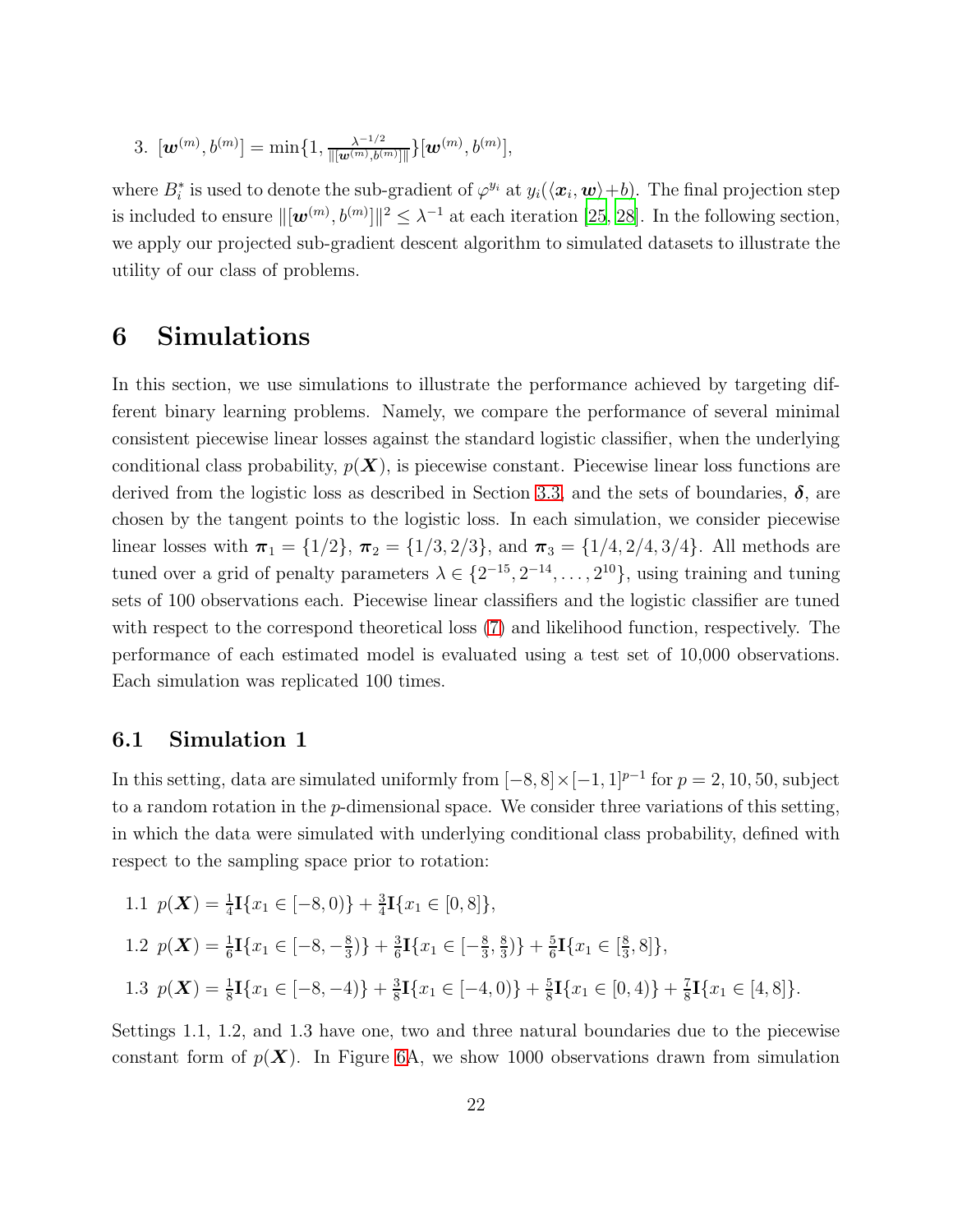3. $[\boldsymbol{w}^{(m)}, b^{(m)}] = \min\{1, \frac{\lambda^{-1/2}}{\|[\boldsymbol{w}^{(m)}, b^{(m)}]\|}\}[\boldsymbol{w}^{(m)}, b^{(m)}]$,

where $B_i^*$ is used to denote the sub-gradient of $\varphi^{y_i}$ at $y_i(\langle \boldsymbol{x}_i, \boldsymbol{w}\rangle + b)$. The final projection step is included to ensure $\|[\boldsymbol{w}^{(m)}, b^{(m)}]\|^2 \leq \lambda^{-1}$ at each iteration [25, 28]. In the following section, we apply our projected sub-gradient descent algorithm to simulated datasets to illustrate the utility of our class of problems.

# 6 Simulations

In this section, we use simulations to illustrate the performance achieved by targeting different binary learning problems. Namely, we compare the performance of several minimal consistent piecewise linear losses against the standard logistic classifier, when the underlying conditional class probability, $p(\boldsymbol{X})$, is piecewise constant. Piecewise linear loss functions are derived from the logistic loss as described in Section 3.3, and the sets of boundaries, $\boldsymbol{\delta}$, are chosen by the tangent points to the logistic loss. In each simulation, we consider piecewise linear losses with $\boldsymbol{\pi}_1 = \{1/2\}$, $\boldsymbol{\pi}_2 = \{1/3, 2/3\}$, and $\boldsymbol{\pi}_3 = \{1/4, 2/4, 3/4\}$. All methods are tuned over a grid of penalty parameters $\lambda \in \{2^{-15}, 2^{-14}, \ldots, 2^{10}\}$, using training and tuning sets of 100 observations each. Piecewise linear classifiers and the logistic classifier are tuned with respect to the correspond theoretical loss (7) and likelihood function, respectively. The performance of each estimated model is evaluated using a test set of 10,000 observations. Each simulation was replicated 100 times.

## 6.1 Simulation 1

In this setting, data are simulated uniformly from $[-8, 8] \times [-1, 1]^{p-1}$ for $p = 2, 10, 50$, subject to a random rotation in the $p$-dimensional space. We consider three variations of this setting, in which the data were simulated with underlying conditional class probability, defined with respect to the sampling space prior to rotation:

1.1 $p(\boldsymbol{X}) = \frac{1}{4}\mathbf{I}\{x_1 \in [-8, 0)\} + \frac{3}{4}\mathbf{I}\{x_1 \in [0, 8]\}$,

1.2 $p(\boldsymbol{X}) = \frac{1}{6}\mathbf{I}\{x_1 \in [-8, -\frac{8}{3})\} + \frac{3}{6}\mathbf{I}\{x_1 \in [-\frac{8}{3}, \frac{8}{3})\} + \frac{5}{6}\mathbf{I}\{x_1 \in [\frac{8}{3}, 8]\}$,

1.3 $p(\boldsymbol{X}) = \frac{1}{8}\mathbf{I}\{x_1 \in [-8, -4)\} + \frac{3}{8}\mathbf{I}\{x_1 \in [-4, 0)\} + \frac{5}{8}\mathbf{I}\{x_1 \in [0, 4)\} + \frac{7}{8}\mathbf{I}\{x_1 \in [4, 8]\}$.

Settings 1.1, 1.2, and 1.3 have one, two and three natural boundaries due to the piecewise constant form of $p(\boldsymbol{X})$. In Figure 6A, we show 1000 observations drawn from simulation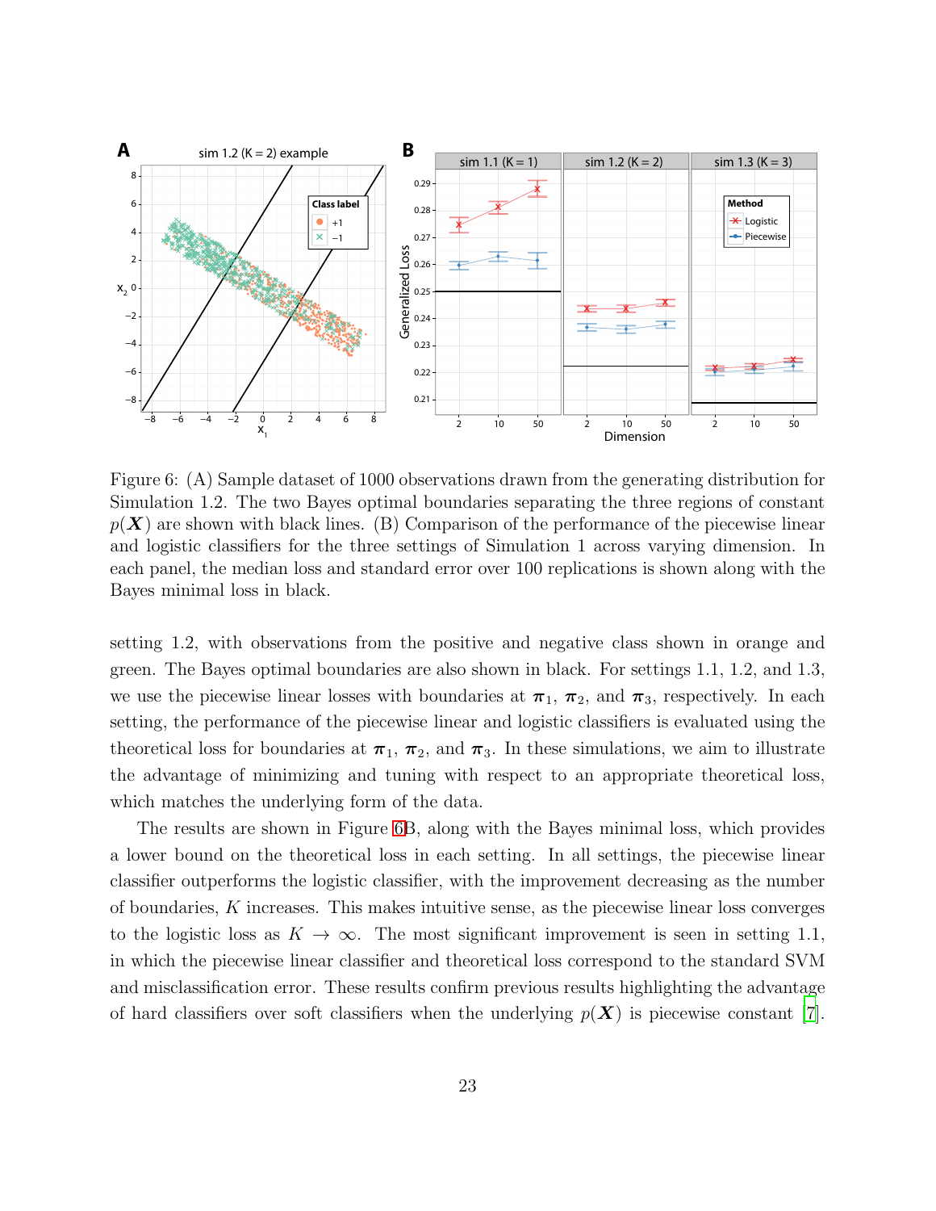Figure 6: (A) Sample dataset of 1000 observations drawn from the generating distribution for Simulation 1.2. The two Bayes optimal boundaries separating the three regions of constant $p(\boldsymbol{X})$ are shown with black lines. (B) Comparison of the performance of the piecewise linear and logistic classifiers for the three settings of Simulation 1 across varying dimension. In each panel, the median loss and standard error over 100 replications is shown along with the Bayes minimal loss in black.

setting 1.2, with observations from the positive and negative class shown in orange and green. The Bayes optimal boundaries are also shown in black. For settings 1.1, 1.2, and 1.3, we use the piecewise linear losses with boundaries at $\boldsymbol{\pi}_1$, $\boldsymbol{\pi}_2$, and $\boldsymbol{\pi}_3$, respectively. In each setting, the performance of the piecewise linear and logistic classifiers is evaluated using the theoretical loss for boundaries at $\boldsymbol{\pi}_1$, $\boldsymbol{\pi}_2$, and $\boldsymbol{\pi}_3$. In these simulations, we aim to illustrate the advantage of minimizing and tuning with respect to an appropriate theoretical loss, which matches the underlying form of the data.

The results are shown in Figure 6B, along with the Bayes minimal loss, which provides a lower bound on the theoretical loss in each setting. In all settings, the piecewise linear classifier outperforms the logistic classifier, with the improvement decreasing as the number of boundaries, $K$ increases. This makes intuitive sense, as the piecewise linear loss converges to the logistic loss as $K \to \infty$. The most significant improvement is seen in setting 1.1, in which the piecewise linear classifier and theoretical loss correspond to the standard SVM and misclassification error. These results confirm previous results highlighting the advantage of hard classifiers over soft classifiers when the underlying $p(\boldsymbol{X})$ is piecewise constant [7].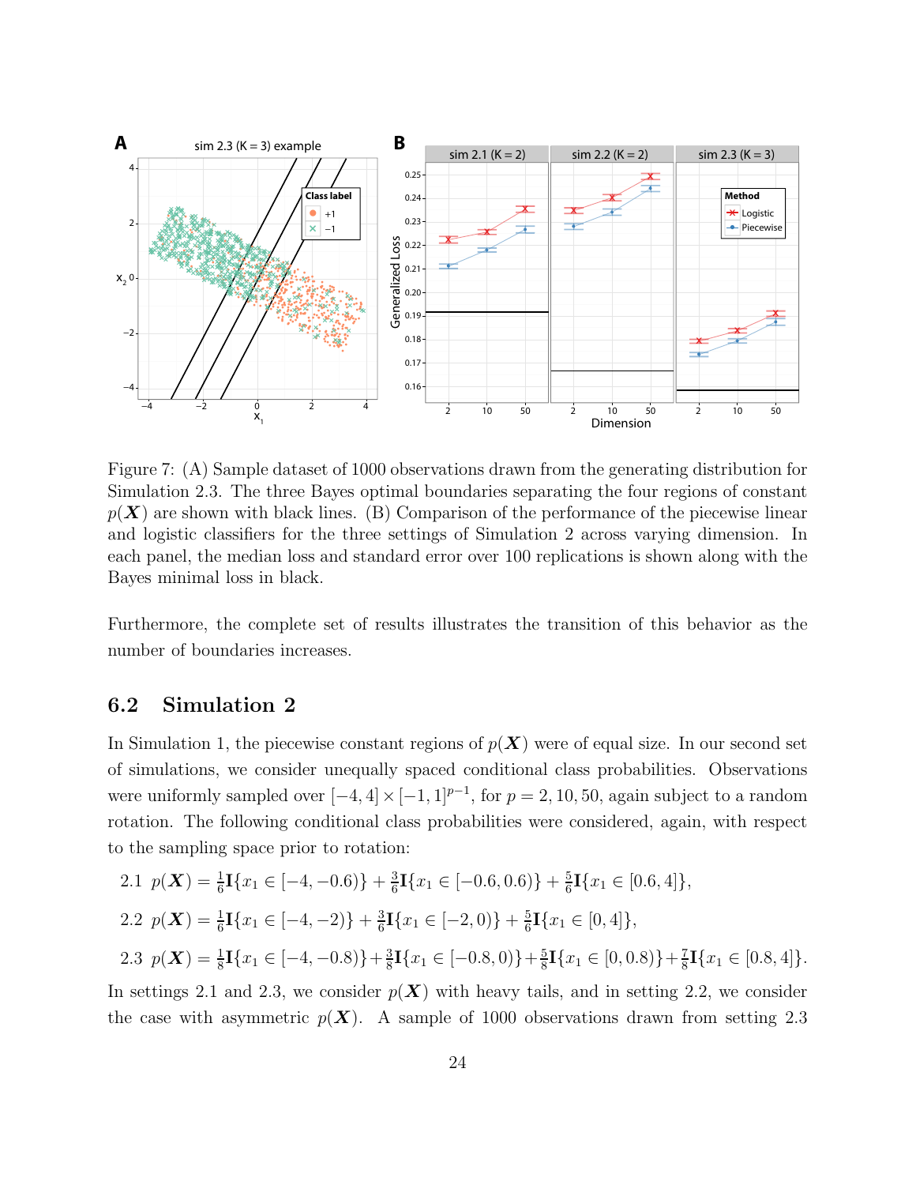Figure 7: (A) Sample dataset of 1000 observations drawn from the generating distribution for Simulation 2.3. The three Bayes optimal boundaries separating the four regions of constant $p(\boldsymbol{X})$ are shown with black lines. (B) Comparison of the performance of the piecewise linear and logistic classifiers for the three settings of Simulation 2 across varying dimension. In each panel, the median loss and standard error over 100 replications is shown along with the Bayes minimal loss in black.

Furthermore, the complete set of results illustrates the transition of this behavior as the number of boundaries increases.

## 6.2 Simulation 2

In Simulation 1, the piecewise constant regions of $p(\boldsymbol{X})$ were of equal size. In our second set of simulations, we consider unequally spaced conditional class probabilities. Observations were uniformly sampled over $[-4, 4] \times [-1, 1]^{p-1}$, for $p = 2, 10, 50$, again subject to a random rotation. The following conditional class probabilities were considered, again, with respect to the sampling space prior to rotation:

2.1 $p(\boldsymbol{X}) = \frac{1}{6}\mathbf{I}\{x_1 \in [-4, -0.6)\} + \frac{3}{6}\mathbf{I}\{x_1 \in [-0.6, 0.6)\} + \frac{5}{6}\mathbf{I}\{x_1 \in [0.6, 4]\}$,

2.2 $p(\boldsymbol{X}) = \frac{1}{6}\mathbf{I}\{x_1 \in [-4, -2)\} + \frac{3}{6}\mathbf{I}\{x_1 \in [-2, 0)\} + \frac{5}{6}\mathbf{I}\{x_1 \in [0, 4]\}$,

2.3 $p(\boldsymbol{X}) = \frac{1}{8}\mathbf{I}\{x_1 \in [-4, -0.8)\} + \frac{3}{8}\mathbf{I}\{x_1 \in [-0.8, 0)\} + \frac{5}{8}\mathbf{I}\{x_1 \in [0, 0.8)\} + \frac{7}{8}\mathbf{I}\{x_1 \in [0.8, 4]\}$.

In settings 2.1 and 2.3, we consider $p(\boldsymbol{X})$ with heavy tails, and in setting 2.2, we consider the case with asymmetric $p(\boldsymbol{X})$. A sample of 1000 observations drawn from setting 2.3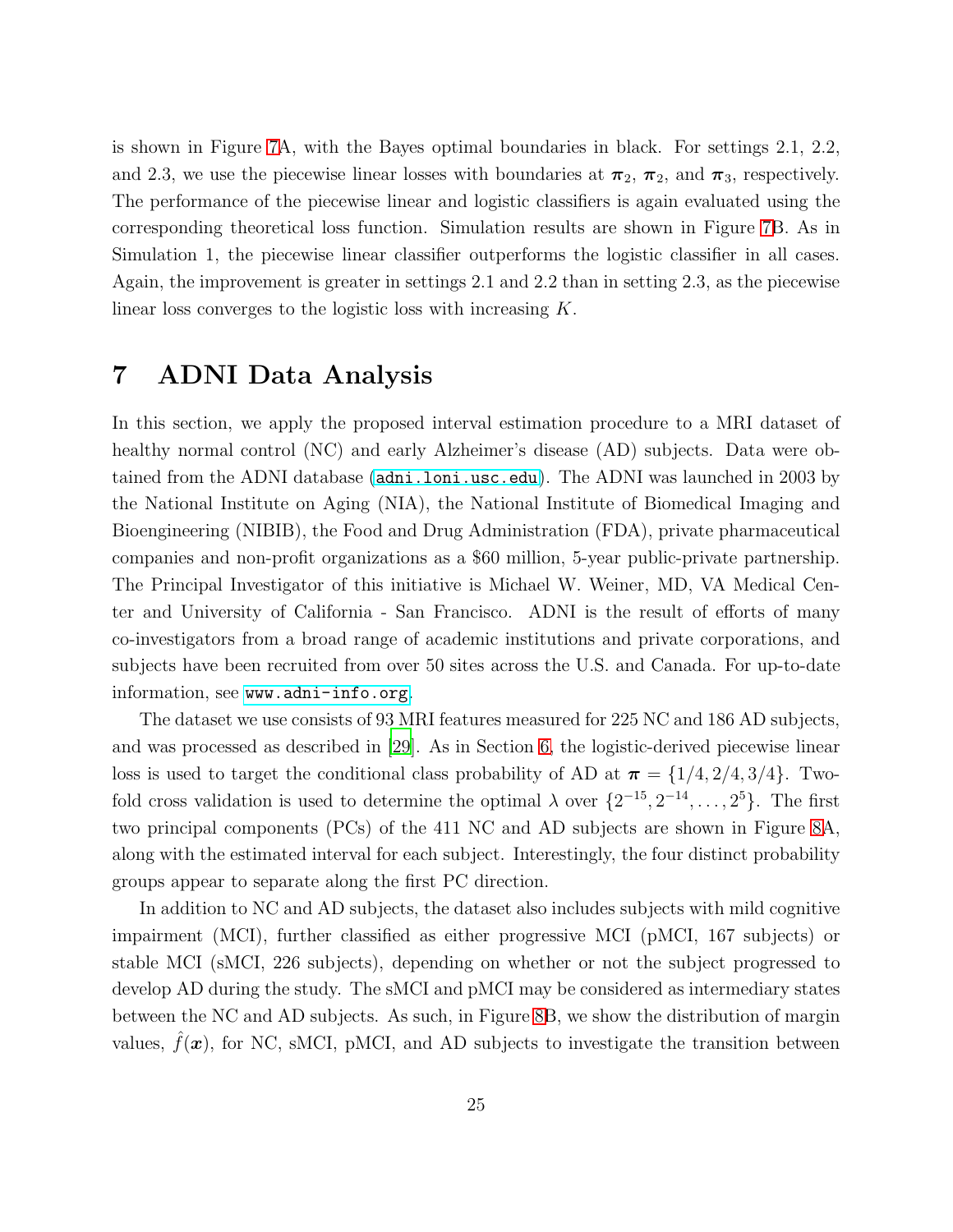is shown in Figure 7A, with the Bayes optimal boundaries in black. For settings 2.1, 2.2, and 2.3, we use the piecewise linear losses with boundaries at $\boldsymbol{\pi}_2$, $\boldsymbol{\pi}_2$, and $\boldsymbol{\pi}_3$, respectively. The performance of the piecewise linear and logistic classifiers is again evaluated using the corresponding theoretical loss function. Simulation results are shown in Figure 7B. As in Simulation 1, the piecewise linear classifier outperforms the logistic classifier in all cases. Again, the improvement is greater in settings 2.1 and 2.2 than in setting 2.3, as the piecewise linear loss converges to the logistic loss with increasing $K$.

# 7 ADNI Data Analysis

In this section, we apply the proposed interval estimation procedure to a MRI dataset of healthy normal control (NC) and early Alzheimer's disease (AD) subjects. Data were obtained from the ADNI database (adni.loni.usc.edu). The ADNI was launched in 2003 by the National Institute on Aging (NIA), the National Institute of Biomedical Imaging and Bioengineering (NIBIB), the Food and Drug Administration (FDA), private pharmaceutical companies and non-profit organizations as a $60 million, 5-year public-private partnership. The Principal Investigator of this initiative is Michael W. Weiner, MD, VA Medical Center and University of California - San Francisco. ADNI is the result of efforts of many co-investigators from a broad range of academic institutions and private corporations, and subjects have been recruited from over 50 sites across the U.S. and Canada. For up-to-date information, see www.adni-info.org.

The dataset we use consists of 93 MRI features measured for 225 NC and 186 AD subjects, and was processed as described in [29]. As in Section 6, the logistic-derived piecewise linear loss is used to target the conditional class probability of AD at $\boldsymbol{\pi} = \{1/4, 2/4, 3/4\}$. Two-fold cross validation is used to determine the optimal $\lambda$ over $\{2^{-15}, 2^{-14}, \ldots, 2^{5}\}$. The first two principal components (PCs) of the 411 NC and AD subjects are shown in Figure 8A, along with the estimated interval for each subject. Interestingly, the four distinct probability groups appear to separate along the first PC direction.

In addition to NC and AD subjects, the dataset also includes subjects with mild cognitive impairment (MCI), further classified as either progressive MCI (pMCI, 167 subjects) or stable MCI (sMCI, 226 subjects), depending on whether or not the subject progressed to develop AD during the study. The sMCI and pMCI may be considered as intermediary states between the NC and AD subjects. As such, in Figure 8B, we show the distribution of margin values, $\hat{f}(\boldsymbol{x})$, for NC, sMCI, pMCI, and AD subjects to investigate the transition between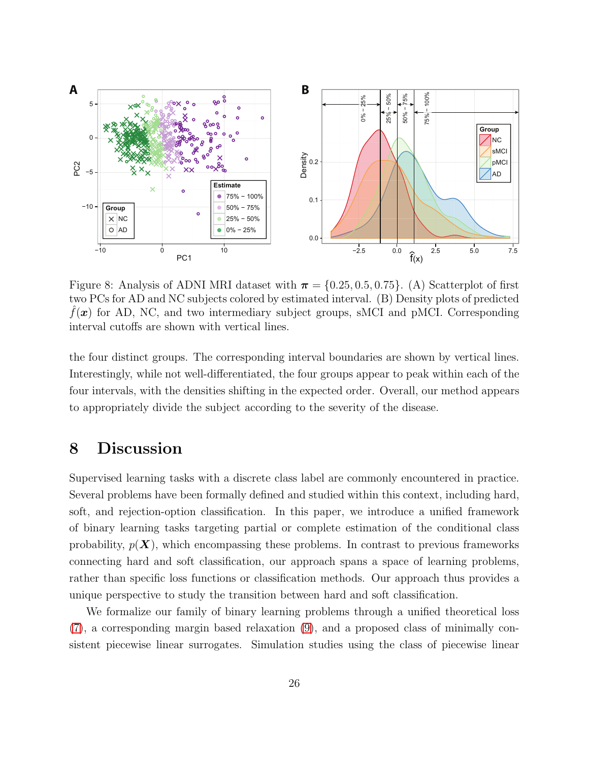Figure 8: Analysis of ADNI MRI dataset with $\boldsymbol{\pi} = \{0.25, 0.5, 0.75\}$. (A) Scatterplot of first two PCs for AD and NC subjects colored by estimated interval. (B) Density plots of predicted $\hat{f}(\boldsymbol{x})$ for AD, NC, and two intermediary subject groups, sMCI and pMCI. Corresponding interval cutoffs are shown with vertical lines.

the four distinct groups. The corresponding interval boundaries are shown by vertical lines. Interestingly, while not well-differentiated, the four groups appear to peak within each of the four intervals, with the densities shifting in the expected order. Overall, our method appears to appropriately divide the subject according to the severity of the disease.

# 8 Discussion

Supervised learning tasks with a discrete class label are commonly encountered in practice. Several problems have been formally defined and studied within this context, including hard, soft, and rejection-option classification. In this paper, we introduce a unified framework of binary learning tasks targeting partial or complete estimation of the conditional class probability, $p(\boldsymbol{X})$, which encompassing these problems. In contrast to previous frameworks connecting hard and soft classification, our approach spans a space of learning problems, rather than specific loss functions or classification methods. Our approach thus provides a unique perspective to study the transition between hard and soft classification.

We formalize our family of binary learning problems through a unified theoretical loss (7), a corresponding margin based relaxation (9), and a proposed class of minimally consistent piecewise linear surrogates. Simulation studies using the class of piecewise linear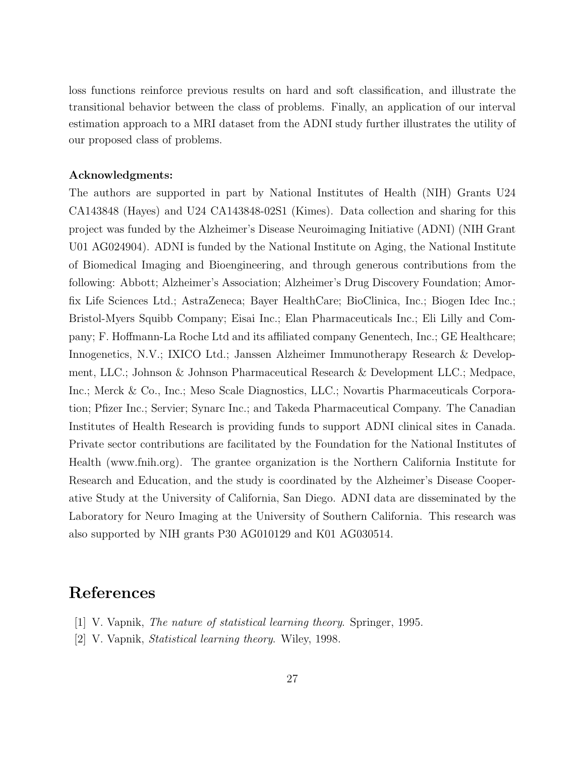loss functions reinforce previous results on hard and soft classification, and illustrate the transitional behavior between the class of problems. Finally, an application of our interval estimation approach to a MRI dataset from the ADNI study further illustrates the utility of our proposed class of problems.

**Acknowledgments:**

The authors are supported in part by National Institutes of Health (NIH) Grants U24 CA143848 (Hayes) and U24 CA143848-02S1 (Kimes). Data collection and sharing for this project was funded by the Alzheimer's Disease Neuroimaging Initiative (ADNI) (NIH Grant U01 AG024904). ADNI is funded by the National Institute on Aging, the National Institute of Biomedical Imaging and Bioengineering, and through generous contributions from the following: Abbott; Alzheimer's Association; Alzheimer's Drug Discovery Foundation; Amorfix Life Sciences Ltd.; AstraZeneca; Bayer HealthCare; BioClinica, Inc.; Biogen Idec Inc.; Bristol-Myers Squibb Company; Eisai Inc.; Elan Pharmaceuticals Inc.; Eli Lilly and Company; F. Hoffmann-La Roche Ltd and its affiliated company Genentech, Inc.; GE Healthcare; Innogenetics, N.V.; IXICO Ltd.; Janssen Alzheimer Immunotherapy Research & Development, LLC.; Johnson & Johnson Pharmaceutical Research & Development LLC.; Medpace, Inc.; Merck & Co., Inc.; Meso Scale Diagnostics, LLC.; Novartis Pharmaceuticals Corporation; Pfizer Inc.; Servier; Synarc Inc.; and Takeda Pharmaceutical Company. The Canadian Institutes of Health Research is providing funds to support ADNI clinical sites in Canada. Private sector contributions are facilitated by the Foundation for the National Institutes of Health (www.fnih.org). The grantee organization is the Northern California Institute for Research and Education, and the study is coordinated by the Alzheimer's Disease Cooperative Study at the University of California, San Diego. ADNI data are disseminated by the Laboratory for Neuro Imaging at the University of Southern California. This research was also supported by NIH grants P30 AG010129 and K01 AG030514.

# References

[1] V. Vapnik, *The nature of statistical learning theory.* Springer, 1995.

[2] V. Vapnik, *Statistical learning theory.* Wiley, 1998.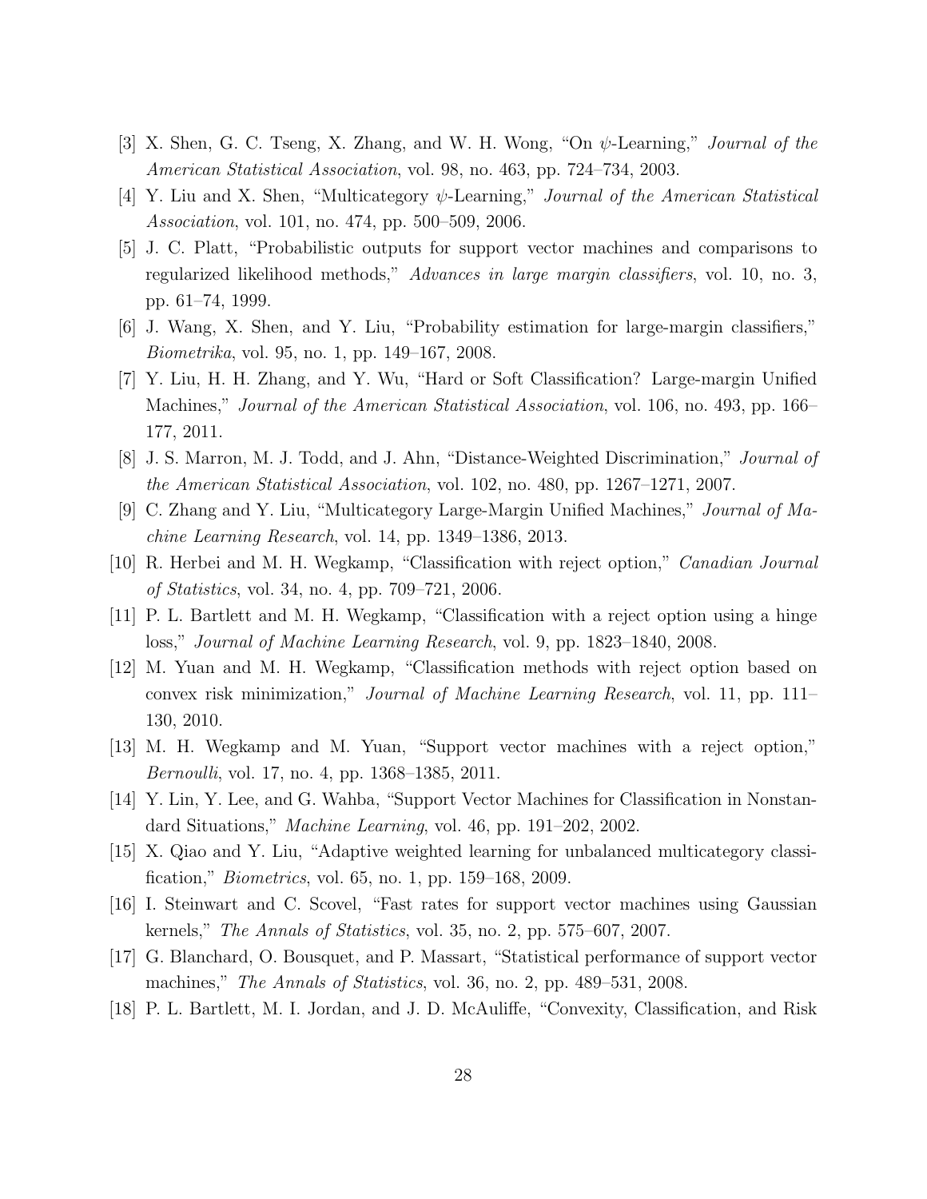[3] X. Shen, G. C. Tseng, X. Zhang, and W. H. Wong, "On $\psi$-Learning," *Journal of the American Statistical Association*, vol. 98, no. 463, pp. 724–734, 2003.

[4] Y. Liu and X. Shen, "Multicategory $\psi$-Learning," *Journal of the American Statistical Association*, vol. 101, no. 474, pp. 500–509, 2006.

[5] J. C. Platt, "Probabilistic outputs for support vector machines and comparisons to regularized likelihood methods," *Advances in large margin classifiers*, vol. 10, no. 3, pp. 61–74, 1999.

[6] J. Wang, X. Shen, and Y. Liu, "Probability estimation for large-margin classifiers," *Biometrika*, vol. 95, no. 1, pp. 149–167, 2008.

[7] Y. Liu, H. H. Zhang, and Y. Wu, "Hard or Soft Classification? Large-margin Unified Machines," *Journal of the American Statistical Association*, vol. 106, no. 493, pp. 166–177, 2011.

[8] J. S. Marron, M. J. Todd, and J. Ahn, "Distance-Weighted Discrimination," *Journal of the American Statistical Association*, vol. 102, no. 480, pp. 1267–1271, 2007.

[9] C. Zhang and Y. Liu, "Multicategory Large-Margin Unified Machines," *Journal of Machine Learning Research*, vol. 14, pp. 1349–1386, 2013.

[10] R. Herbei and M. H. Wegkamp, "Classification with reject option," *Canadian Journal of Statistics*, vol. 34, no. 4, pp. 709–721, 2006.

[11] P. L. Bartlett and M. H. Wegkamp, "Classification with a reject option using a hinge loss," *Journal of Machine Learning Research*, vol. 9, pp. 1823–1840, 2008.

[12] M. Yuan and M. H. Wegkamp, "Classification methods with reject option based on convex risk minimization," *Journal of Machine Learning Research*, vol. 11, pp. 111–130, 2010.

[13] M. H. Wegkamp and M. Yuan, "Support vector machines with a reject option," *Bernoulli*, vol. 17, no. 4, pp. 1368–1385, 2011.

[14] Y. Lin, Y. Lee, and G. Wahba, "Support Vector Machines for Classification in Nonstandard Situations," *Machine Learning*, vol. 46, pp. 191–202, 2002.

[15] X. Qiao and Y. Liu, "Adaptive weighted learning for unbalanced multicategory classification," *Biometrics*, vol. 65, no. 1, pp. 159–168, 2009.

[16] I. Steinwart and C. Scovel, "Fast rates for support vector machines using Gaussian kernels," *The Annals of Statistics*, vol. 35, no. 2, pp. 575–607, 2007.

[17] G. Blanchard, O. Bousquet, and P. Massart, "Statistical performance of support vector machines," *The Annals of Statistics*, vol. 36, no. 2, pp. 489–531, 2008.

[18] P. L. Bartlett, M. I. Jordan, and J. D. McAuliffe, "Convexity, Classification, and Risk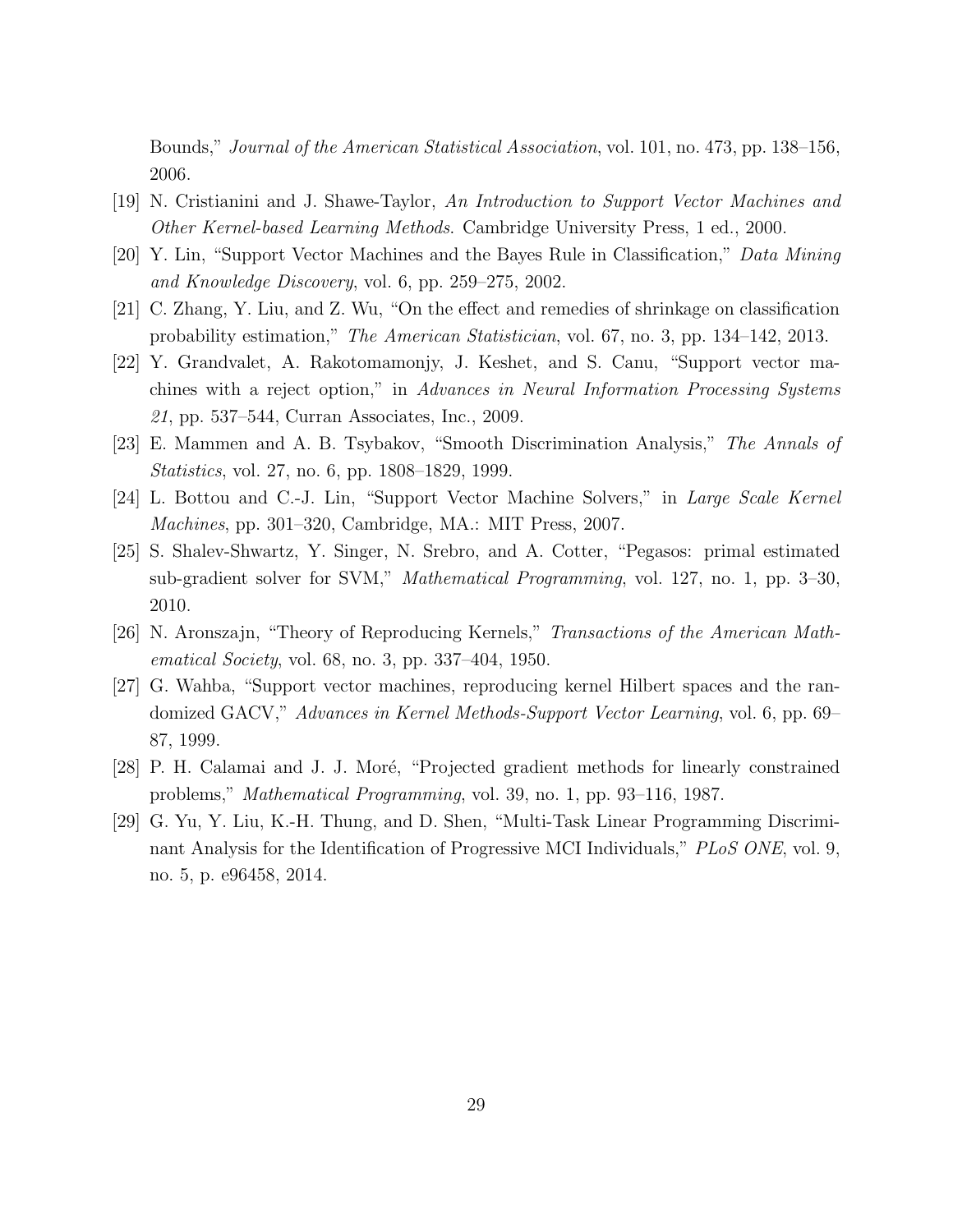Bounds," *Journal of the American Statistical Association*, vol. 101, no. 473, pp. 138–156, 2006.

[19] N. Cristianini and J. Shawe-Taylor, *An Introduction to Support Vector Machines and Other Kernel-based Learning Methods*. Cambridge University Press, 1 ed., 2000.

[20] Y. Lin, "Support Vector Machines and the Bayes Rule in Classification," *Data Mining and Knowledge Discovery*, vol. 6, pp. 259–275, 2002.

[21] C. Zhang, Y. Liu, and Z. Wu, "On the effect and remedies of shrinkage on classification probability estimation," *The American Statistician*, vol. 67, no. 3, pp. 134–142, 2013.

[22] Y. Grandvalet, A. Rakotomamonjy, J. Keshet, and S. Canu, "Support vector machines with a reject option," in *Advances in Neural Information Processing Systems 21*, pp. 537–544, Curran Associates, Inc., 2009.

[23] E. Mammen and A. B. Tsybakov, "Smooth Discrimination Analysis," *The Annals of Statistics*, vol. 27, no. 6, pp. 1808–1829, 1999.

[24] L. Bottou and C.-J. Lin, "Support Vector Machine Solvers," in *Large Scale Kernel Machines*, pp. 301–320, Cambridge, MA.: MIT Press, 2007.

[25] S. Shalev-Shwartz, Y. Singer, N. Srebro, and A. Cotter, "Pegasos: primal estimated sub-gradient solver for SVM," *Mathematical Programming*, vol. 127, no. 1, pp. 3–30, 2010.

[26] N. Aronszajn, "Theory of Reproducing Kernels," *Transactions of the American Mathematical Society*, vol. 68, no. 3, pp. 337–404, 1950.

[27] G. Wahba, "Support vector machines, reproducing kernel Hilbert spaces and the randomized GACV," *Advances in Kernel Methods-Support Vector Learning*, vol. 6, pp. 69–87, 1999.

[28] P. H. Calamai and J. J. Moré, "Projected gradient methods for linearly constrained problems," *Mathematical Programming*, vol. 39, no. 1, pp. 93–116, 1987.

[29] G. Yu, Y. Liu, K.-H. Thung, and D. Shen, "Multi-Task Linear Programming Discriminant Analysis for the Identification of Progressive MCI Individuals," *PLoS ONE*, vol. 9, no. 5, p. e96458, 2014.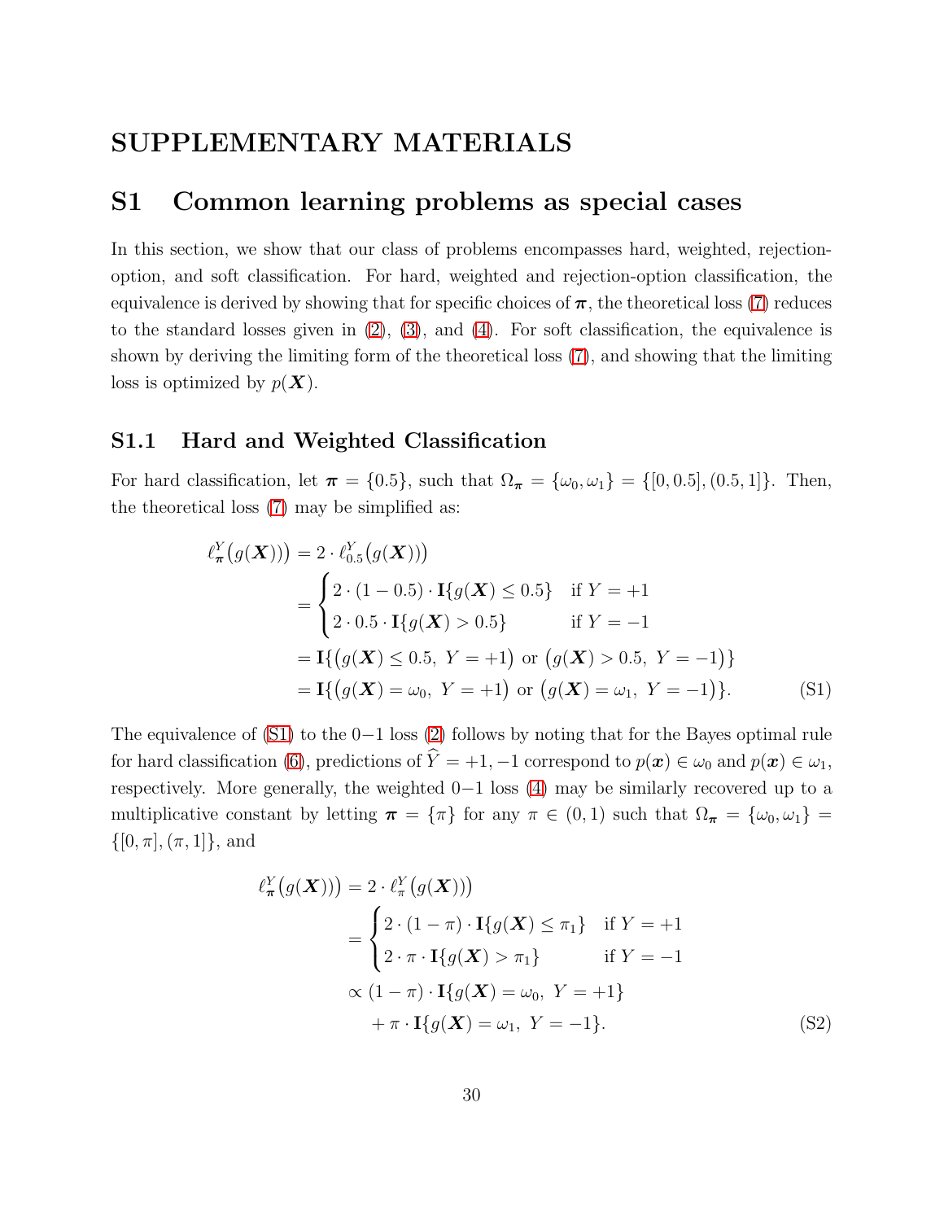# SUPPLEMENTARY MATERIALS

## S1 Common learning problems as special cases

In this section, we show that our class of problems encompasses hard, weighted, rejection-option, and soft classification. For hard, weighted and rejection-option classification, the equivalence is derived by showing that for specific choices of $\boldsymbol{\pi}$, the theoretical loss (7) reduces to the standard losses given in (2), (3), and (4). For soft classification, the equivalence is shown by deriving the limiting form of the theoretical loss (7), and showing that the limiting loss is optimized by $p(\boldsymbol{X})$.

### S1.1 Hard and Weighted Classification

For hard classification, let $\boldsymbol{\pi} = \{0.5\}$, such that $\Omega_{\boldsymbol{\pi}} = \{\omega_0, \omega_1\} = \{[0, 0.5], (0.5, 1]\}$. Then, the theoretical loss (7) may be simplified as:

$$
\begin{aligned}
\ell_{\boldsymbol{\pi}}^{Y}\big(g(\boldsymbol{X})\big)\big) &= 2 \cdot \ell_{0.5}^{Y}\big(g(\boldsymbol{X})\big)\big) \\
&= \begin{cases} 2 \cdot (1 - 0.5) \cdot \mathbf{I}\{g(\boldsymbol{X}) \leq 0.5\} & \text{if } Y = +1 \\ 2 \cdot 0.5 \cdot \mathbf{I}\{g(\boldsymbol{X}) > 0.5\} & \text{if } Y = -1 \end{cases} \\
&= \mathbf{I}\{\big(g(\boldsymbol{X}) \leq 0.5,\ Y = +1\big) \text{ or } \big(g(\boldsymbol{X}) > 0.5,\ Y = -1\big)\} \\
&= \mathbf{I}\{\big(g(\boldsymbol{X}) = \omega_0,\ Y = +1\big) \text{ or } \big(g(\boldsymbol{X}) = \omega_1,\ Y = -1\big)\}.
\end{aligned} \tag{S1}
$$

The equivalence of (S1) to the $0{-}1$ loss (2) follows by noting that for the Bayes optimal rule for hard classification (6), predictions of $\widehat{Y} = +1, -1$ correspond to $p(\boldsymbol{x}) \in \omega_0$ and $p(\boldsymbol{x}) \in \omega_1$, respectively. More generally, the weighted $0{-}1$ loss (4) may be similarly recovered up to a multiplicative constant by letting $\boldsymbol{\pi} = \{\pi\}$ for any $\pi \in (0, 1)$ such that $\Omega_{\boldsymbol{\pi}} = \{\omega_0, \omega_1\} = \{[0, \pi], (\pi, 1]\}$, and

$$
\begin{aligned}
\ell_{\boldsymbol{\pi}}^{Y}\big(g(\boldsymbol{X})\big)\big) &= 2 \cdot \ell_{\pi}^{Y}\big(g(\boldsymbol{X})\big)\big) \\
&= \begin{cases} 2 \cdot (1 - \pi) \cdot \mathbf{I}\{g(\boldsymbol{X}) \leq \pi_1\} & \text{if } Y = +1 \\ 2 \cdot \pi \cdot \mathbf{I}\{g(\boldsymbol{X}) > \pi_1\} & \text{if } Y = -1 \end{cases} \\
&\propto (1 - \pi) \cdot \mathbf{I}\{g(\boldsymbol{X}) = \omega_0,\ Y = +1\} \\
&\quad + \pi \cdot \mathbf{I}\{g(\boldsymbol{X}) = \omega_1,\ Y = -1\}.
\end{aligned} \tag{S2}
$$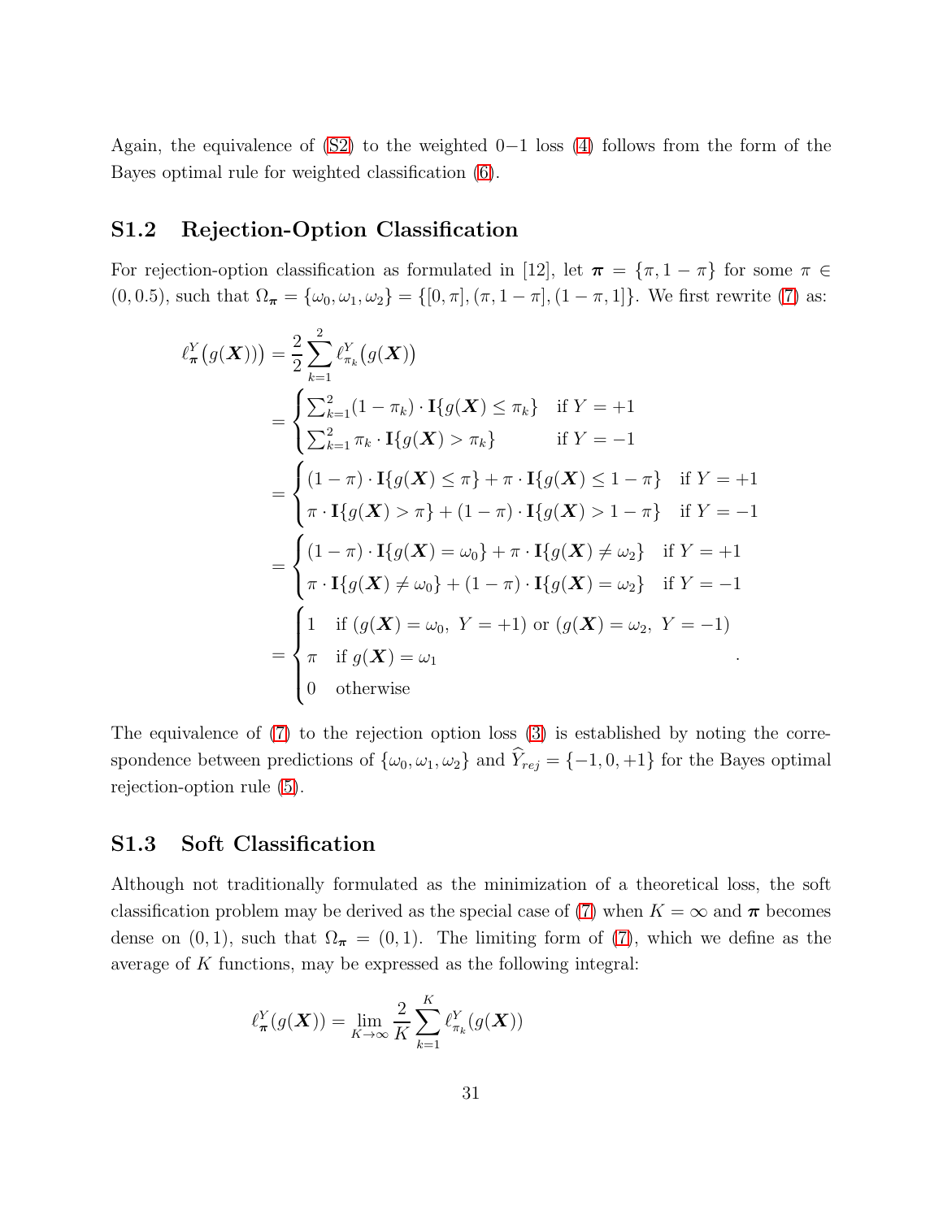Again, the equivalence of (S2) to the weighted 0−1 loss (4) follows from the form of the Bayes optimal rule for weighted classification (6).

## S1.2 Rejection-Option Classification

For rejection-option classification as formulated in [12], let $\boldsymbol{\pi} = \{\pi, 1-\pi\}$ for some $\pi \in (0, 0.5)$, such that $\Omega_{\boldsymbol{\pi}} = \{\omega_0, \omega_1, \omega_2\} = \{[0, \pi], (\pi, 1-\pi], (1-\pi, 1]\}$. We first rewrite (7) as:

$$
\begin{aligned}
\ell_{\boldsymbol{\pi}}^{Y}\big(g(\boldsymbol{X})\big)\big) &= \frac{2}{2}\sum_{k=1}^{2} \ell_{\pi_k}^{Y}\big(g(\boldsymbol{X})\big) \\
&= \begin{cases} \sum_{k=1}^{2}(1-\pi_k)\cdot \mathbf{I}\{g(\boldsymbol{X}) \leq \pi_k\} & \text{if } Y=+1 \\ \sum_{k=1}^{2}\pi_k \cdot \mathbf{I}\{g(\boldsymbol{X}) > \pi_k\} & \text{if } Y=-1 \end{cases} \\
&= \begin{cases} (1-\pi)\cdot \mathbf{I}\{g(\boldsymbol{X}) \leq \pi\} + \pi \cdot \mathbf{I}\{g(\boldsymbol{X}) \leq 1-\pi\} & \text{if } Y=+1 \\ \pi \cdot \mathbf{I}\{g(\boldsymbol{X}) > \pi\} + (1-\pi)\cdot \mathbf{I}\{g(\boldsymbol{X}) > 1-\pi\} & \text{if } Y=-1 \end{cases} \\
&= \begin{cases} (1-\pi)\cdot \mathbf{I}\{g(\boldsymbol{X}) = \omega_0\} + \pi \cdot \mathbf{I}\{g(\boldsymbol{X}) \neq \omega_2\} & \text{if } Y=+1 \\ \pi \cdot \mathbf{I}\{g(\boldsymbol{X}) \neq \omega_0\} + (1-\pi)\cdot \mathbf{I}\{g(\boldsymbol{X}) = \omega_2\} & \text{if } Y=-1 \end{cases} \\
&= \begin{cases} 1 & \text{if } (g(\boldsymbol{X}) = \omega_0,\ Y=+1) \text{ or } (g(\boldsymbol{X}) = \omega_2,\ Y=-1) \\ \pi & \text{if } g(\boldsymbol{X}) = \omega_1 \\ 0 & \text{otherwise} \end{cases} .
\end{aligned}
$$

The equivalence of (7) to the rejection option loss (3) is established by noting the correspondence between predictions of $\{\omega_0, \omega_1, \omega_2\}$ and $\widehat{Y}_{rej} = \{-1, 0, +1\}$ for the Bayes optimal rejection-option rule (5).

## S1.3 Soft Classification

Although not traditionally formulated as the minimization of a theoretical loss, the soft classification problem may be derived as the special case of (7) when $K = \infty$ and $\boldsymbol{\pi}$ becomes dense on $(0, 1)$, such that $\Omega_{\boldsymbol{\pi}} = (0, 1)$. The limiting form of (7), which we define as the average of $K$ functions, may be expressed as the following integral:

$$
\ell_{\boldsymbol{\pi}}^{Y}(g(\boldsymbol{X})) = \lim_{K\to\infty} \frac{2}{K}\sum_{k=1}^{K} \ell_{\pi_k}^{Y}(g(\boldsymbol{X}))
$$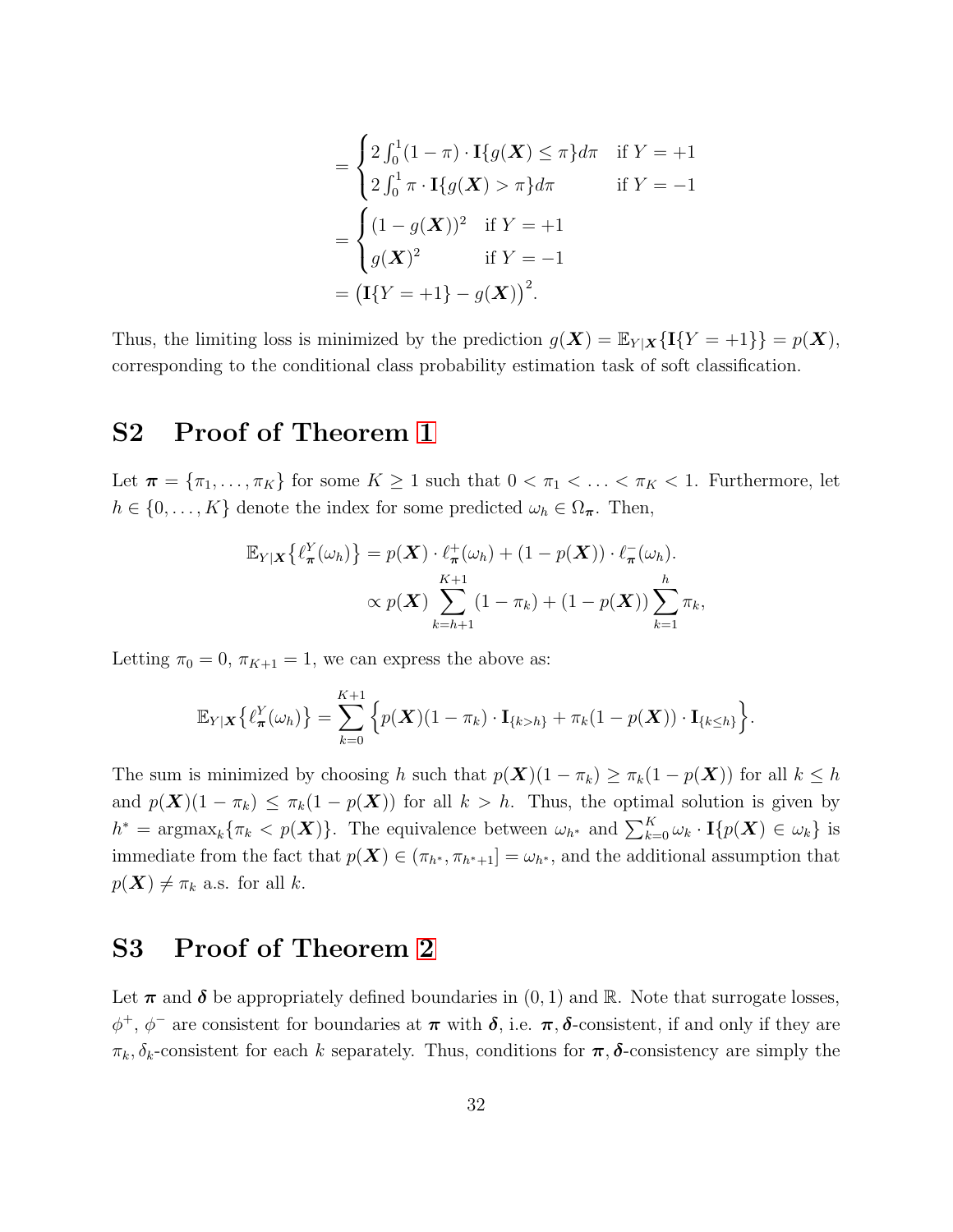$$
\begin{aligned}
&= \begin{cases} 2\int_0^1 (1-\pi)\cdot \mathbf{I}\{g(\boldsymbol{X}) \leq \pi\} d\pi & \text{if } Y = +1 \\ 2\int_0^1 \pi \cdot \mathbf{I}\{g(\boldsymbol{X}) > \pi\} d\pi & \text{if } Y = -1 \end{cases} \\
&= \begin{cases} (1-g(\boldsymbol{X}))^2 & \text{if } Y = +1 \\ g(\boldsymbol{X})^2 & \text{if } Y = -1 \end{cases} \\
&= \big(\mathbf{I}\{Y = +1\} - g(\boldsymbol{X})\big)^2.
\end{aligned}
$$

Thus, the limiting loss is minimized by the prediction $g(\boldsymbol{X}) = \mathbb{E}_{Y|\boldsymbol{X}}\{\mathbf{I}\{Y = +1\}\} = p(\boldsymbol{X})$, corresponding to the conditional class probability estimation task of soft classification.

## S2 Proof of Theorem 1

Let $\boldsymbol{\pi} = \{\pi_1, \ldots, \pi_K\}$ for some $K \geq 1$ such that $0 < \pi_1 < \ldots < \pi_K < 1$. Furthermore, let $h \in \{0, \ldots, K\}$ denote the index for some predicted $\omega_h \in \Omega_{\boldsymbol{\pi}}$. Then,

$$
\begin{aligned}
\mathbb{E}_{Y|\boldsymbol{X}}\big\{\ell^Y_{\boldsymbol{\pi}}(\omega_h)\big\} &= p(\boldsymbol{X}) \cdot \ell^+_{\boldsymbol{\pi}}(\omega_h) + (1 - p(\boldsymbol{X})) \cdot \ell^-_{\boldsymbol{\pi}}(\omega_h). \\
&\propto p(\boldsymbol{X}) \sum_{k=h+1}^{K+1} (1 - \pi_k) + (1 - p(\boldsymbol{X})) \sum_{k=1}^{h} \pi_k,
\end{aligned}
$$

Letting $\pi_0 = 0$, $\pi_{K+1} = 1$, we can express the above as:

$$
\mathbb{E}_{Y|\boldsymbol{X}}\big\{\ell^Y_{\boldsymbol{\pi}}(\omega_h)\big\} = \sum_{k=0}^{K+1} \Big\{ p(\boldsymbol{X})(1 - \pi_k) \cdot \mathbf{I}_{\{k > h\}} + \pi_k(1 - p(\boldsymbol{X})) \cdot \mathbf{I}_{\{k \leq h\}} \Big\}.
$$

The sum is minimized by choosing $h$ such that $p(\boldsymbol{X})(1 - \pi_k) \geq \pi_k(1 - p(\boldsymbol{X}))$ for all $k \leq h$ and $p(\boldsymbol{X})(1 - \pi_k) \leq \pi_k(1 - p(\boldsymbol{X}))$ for all $k > h$. Thus, the optimal solution is given by $h^* = \text{argmax}_k\{\pi_k < p(\boldsymbol{X})\}$. The equivalence between $\omega_{h^*}$ and $\sum_{k=0}^{K} \omega_k \cdot \mathbf{I}\{p(\boldsymbol{X}) \in \omega_k\}$ is immediate from the fact that $p(\boldsymbol{X}) \in (\pi_{h^*}, \pi_{h^*+1}] = \omega_{h^*}$, and the additional assumption that $p(\boldsymbol{X}) \neq \pi_k$ a.s. for all $k$.

## S3 Proof of Theorem 2

Let $\boldsymbol{\pi}$ and $\boldsymbol{\delta}$ be appropriately defined boundaries in $(0, 1)$ and $\mathbb{R}$. Note that surrogate losses, $\phi^+$, $\phi^-$ are consistent for boundaries at $\boldsymbol{\pi}$ with $\boldsymbol{\delta}$, i.e. $\boldsymbol{\pi}, \boldsymbol{\delta}$-consistent, if and only if they are $\pi_k, \delta_k$-consistent for each $k$ separately. Thus, conditions for $\boldsymbol{\pi}, \boldsymbol{\delta}$-consistency are simply the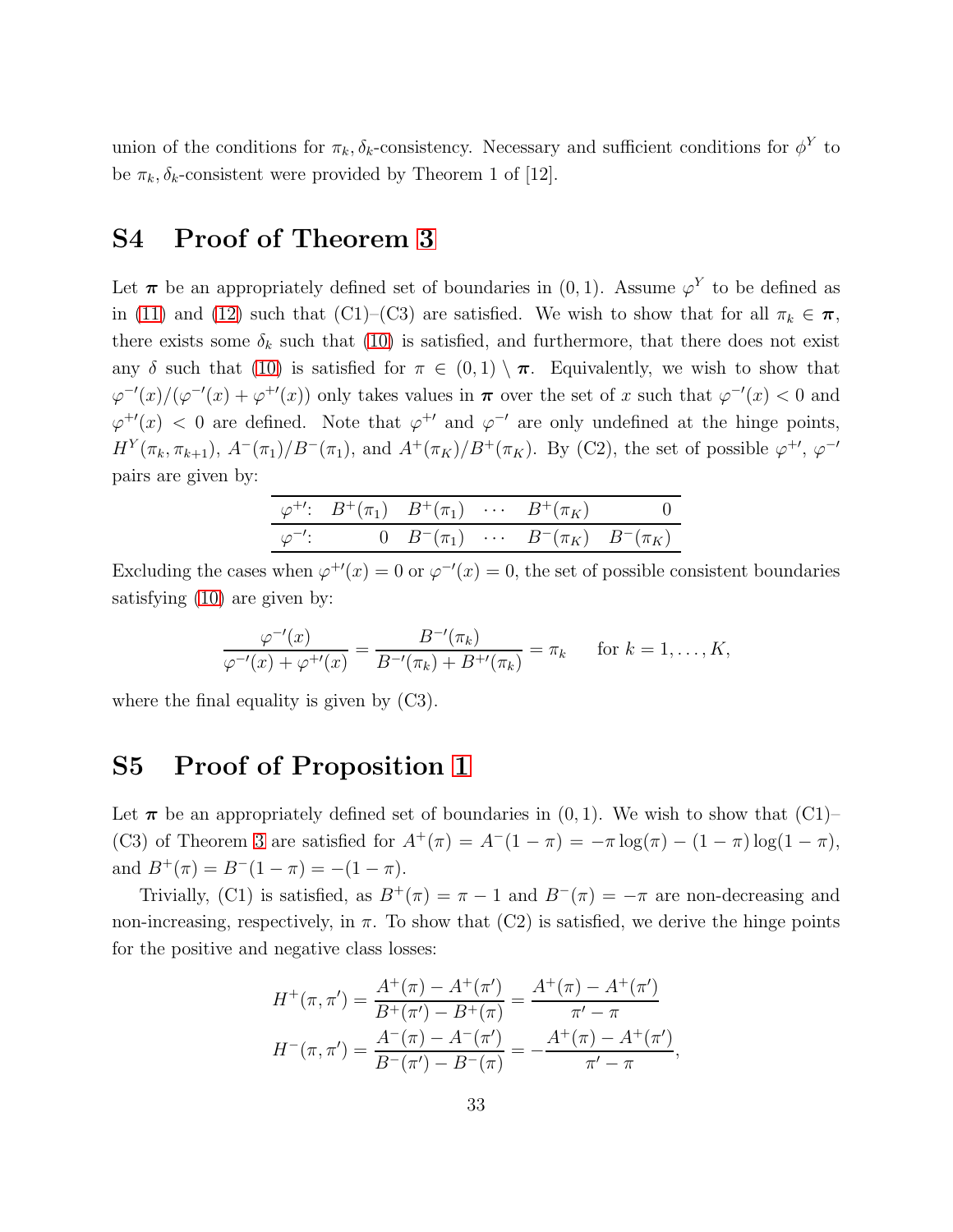union of the conditions for $\pi_k, \delta_k$-consistency. Necessary and sufficient conditions for $\phi^Y$ to be $\pi_k, \delta_k$-consistent were provided by Theorem 1 of [12].

# S4 Proof of Theorem 3

Let $\boldsymbol{\pi}$ be an appropriately defined set of boundaries in $(0, 1)$. Assume $\varphi^Y$ to be defined as in (11) and (12) such that (C1)–(C3) are satisfied. We wish to show that for all $\pi_k \in \boldsymbol{\pi}$, there exists some $\delta_k$ such that (10) is satisfied, and furthermore, that there does not exist any $\delta$ such that (10) is satisfied for $\pi \in (0, 1) \setminus \boldsymbol{\pi}$. Equivalently, we wish to show that $\varphi^{-\prime}(x)/(\varphi^{-\prime}(x) + \varphi^{+\prime}(x))$ only takes values in $\boldsymbol{\pi}$ over the set of $x$ such that $\varphi^{-\prime}(x) < 0$ and $\varphi^{+\prime}(x) < 0$ are defined. Note that $\varphi^{+\prime}$ and $\varphi^{-\prime}$ are only undefined at the hinge points, $H^Y(\pi_k, \pi_{k+1})$, $A^-(\pi_1)/B^-(\pi_1)$, and $A^+(\pi_K)/B^+(\pi_K)$. By (C2), the set of possible $\varphi^{+\prime}$, $\varphi^{-\prime}$ pairs are given by:

| $\varphi^{+\prime}$: | $B^+(\pi_1)$ | $B^+(\pi_1)$ | $\cdots$ | $B^+(\pi_K)$ | $0$ |
|---|---|---|---|---|---|
| $\varphi^{-\prime}$: | $0$ | $B^-(\pi_1)$ | $\cdots$ | $B^-(\pi_K)$ | $B^-(\pi_K)$ |

Excluding the cases when $\varphi^{+\prime}(x) = 0$ or $\varphi^{-\prime}(x) = 0$, the set of possible consistent boundaries satisfying (10) are given by:

$$\frac{\varphi^{-\prime}(x)}{\varphi^{-\prime}(x) + \varphi^{+\prime}(x)} = \frac{B^{-\prime}(\pi_k)}{B^{-\prime}(\pi_k) + B^{+\prime}(\pi_k)} = \pi_k \qquad \text{for } k = 1, \ldots, K,$$

where the final equality is given by (C3).

# S5 Proof of Proposition 1

Let $\boldsymbol{\pi}$ be an appropriately defined set of boundaries in $(0, 1)$. We wish to show that (C1)–(C3) of Theorem 3 are satisfied for $A^+(\pi) = A^-(1-\pi) = -\pi \log(\pi) - (1-\pi)\log(1-\pi)$, and $B^+(\pi) = B^-(1-\pi) = -(1-\pi)$.

Trivially, (C1) is satisfied, as $B^+(\pi) = \pi - 1$ and $B^-(\pi) = -\pi$ are non-decreasing and non-increasing, respectively, in $\pi$. To show that (C2) is satisfied, we derive the hinge points for the positive and negative class losses:

$$H^+(\pi, \pi') = \frac{A^+(\pi) - A^+(\pi')}{B^+(\pi') - B^+(\pi)} = \frac{A^+(\pi) - A^+(\pi')}{\pi' - \pi}$$

$$H^-(\pi, \pi') = \frac{A^-(\pi) - A^-(\pi')}{B^-(\pi') - B^-(\pi)} = -\frac{A^+(\pi) - A^+(\pi')}{\pi' - \pi},$$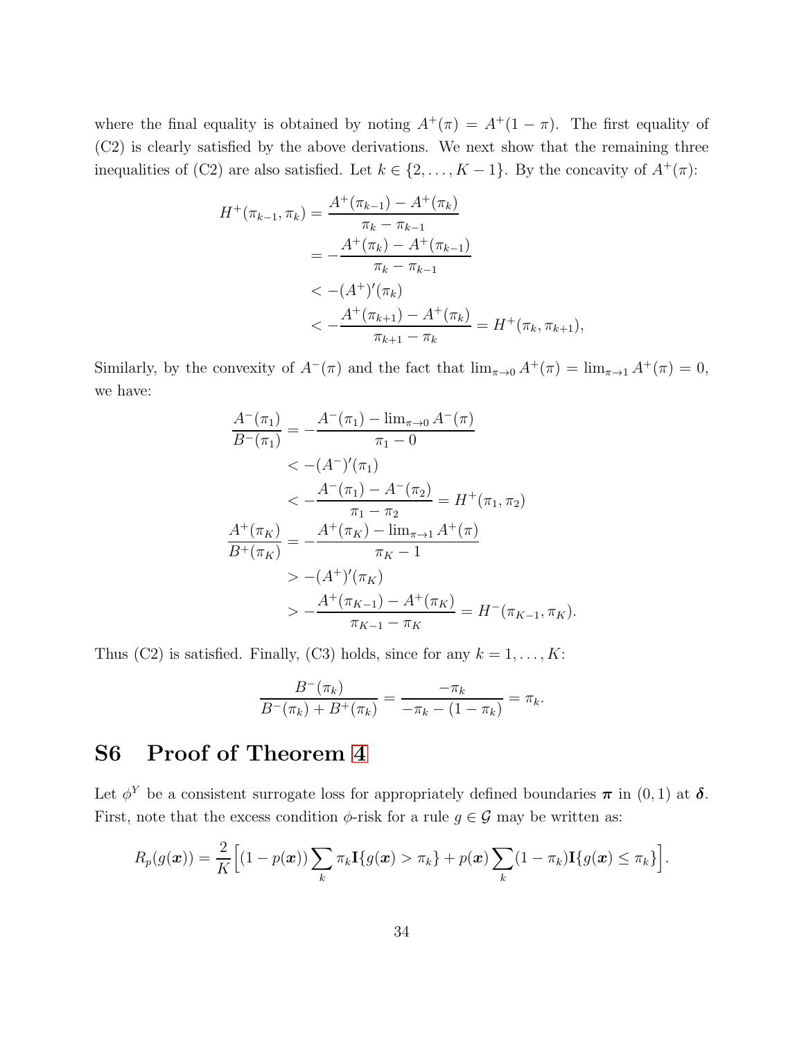where the final equality is obtained by noting $A^+(\pi) = A^+(1-\pi)$. The first equality of (C2) is clearly satisfied by the above derivations. We next show that the remaining three inequalities of (C2) are also satisfied. Let $k \in \{2, \dots, K-1\}$. By the concavity of $A^+(\pi)$:

$$
\begin{aligned}
H^+(\pi_{k-1}, \pi_k) &= \frac{A^+(\pi_{k-1}) - A^+(\pi_k)}{\pi_k - \pi_{k-1}} \\
&= -\frac{A^+(\pi_k) - A^+(\pi_{k-1})}{\pi_k - \pi_{k-1}} \\
&< -(A^+)'(\pi_k) \\
&< -\frac{A^+(\pi_{k+1}) - A^+(\pi_k)}{\pi_{k+1} - \pi_k} = H^+(\pi_k, \pi_{k+1}),
\end{aligned}
$$

Similarly, by the convexity of $A^-(\pi)$ and the fact that $\lim_{\pi \to 0} A^+(\pi) = \lim_{\pi \to 1} A^+(\pi) = 0$, we have:

$$
\begin{aligned}
\frac{A^-(\pi_1)}{B^-(\pi_1)} &= -\frac{A^-(\pi_1) - \lim_{\pi \to 0} A^-(\pi)}{\pi_1 - 0} \\
&< -(A^-)'(\pi_1) \\
&< -\frac{A^-(\pi_1) - A^-(\pi_2)}{\pi_1 - \pi_2} = H^+(\pi_1, \pi_2) \\
\frac{A^+(\pi_K)}{B^+(\pi_K)} &= -\frac{A^+(\pi_K) - \lim_{\pi \to 1} A^+(\pi)}{\pi_K - 1} \\
&> -(A^+)'(\pi_K) \\
&> -\frac{A^+(\pi_{K-1}) - A^+(\pi_K)}{\pi_{K-1} - \pi_K} = H^-(\pi_{K-1}, \pi_K).
\end{aligned}
$$

Thus (C2) is satisfied. Finally, (C3) holds, since for any $k = 1, \dots, K$:

$$
\frac{B^-(\pi_k)}{B^-(\pi_k) + B^+(\pi_k)} = \frac{-\pi_k}{-\pi_k - (1-\pi_k)} = \pi_k.
$$

## S6 Proof of Theorem 4

Let $\phi^Y$ be a consistent surrogate loss for appropriately defined boundaries $\boldsymbol{\pi}$ in $(0,1)$ at $\boldsymbol{\delta}$. First, note that the excess condition $\phi$-risk for a rule $g \in \mathcal{G}$ may be written as:

$$
R_p(g(\boldsymbol{x})) = \frac{2}{K}\Big[(1-p(\boldsymbol{x}))\sum_k \pi_k \mathbf{I}\{g(\boldsymbol{x}) > \pi_k\} + p(\boldsymbol{x})\sum_k (1-\pi_k)\mathbf{I}\{g(\boldsymbol{x}) \leq \pi_k\}\Big].
$$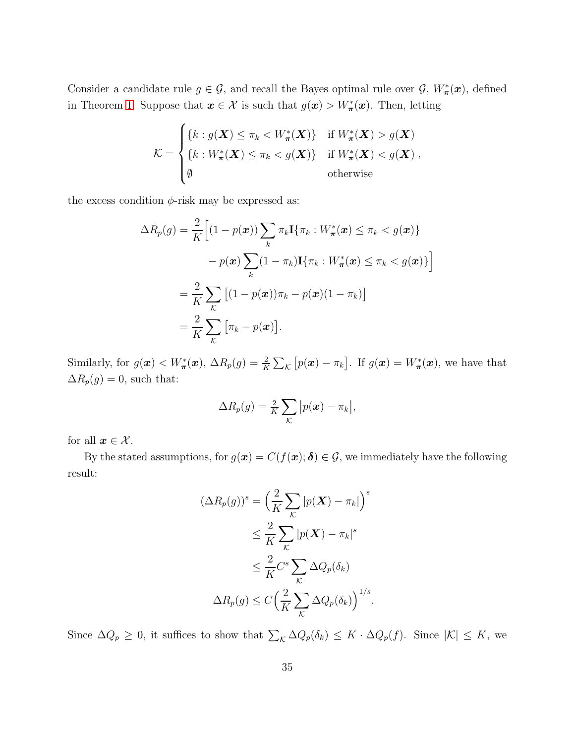Consider a candidate rule $g \in \mathcal{G}$, and recall the Bayes optimal rule over $\mathcal{G}$, $W^*_{\boldsymbol{\pi}}(\boldsymbol{x})$, defined in Theorem 1. Suppose that $\boldsymbol{x} \in \mathcal{X}$ is such that $g(\boldsymbol{x}) > W^*_{\boldsymbol{\pi}}(\boldsymbol{x})$. Then, letting

$$\mathcal{K} = \begin{cases} \{k : g(\boldsymbol{X}) \leq \pi_k < W^*_{\boldsymbol{\pi}}(\boldsymbol{X})\} & \text{if } W^*_{\boldsymbol{\pi}}(\boldsymbol{X}) > g(\boldsymbol{X}) \\ \{k : W^*_{\boldsymbol{\pi}}(\boldsymbol{X}) \leq \pi_k < g(\boldsymbol{X})\} & \text{if } W^*_{\boldsymbol{\pi}}(\boldsymbol{X}) < g(\boldsymbol{X}) \\ \emptyset & \text{otherwise} \end{cases},$$

the excess condition $\phi$-risk may be expressed as:

$$\begin{aligned}
\Delta R_p(g) &= \frac{2}{K}\Big[(1 - p(\boldsymbol{x}))\sum_k \pi_k \mathbf{I}\{\pi_k : W^*_{\boldsymbol{\pi}}(\boldsymbol{x}) \leq \pi_k < g(\boldsymbol{x})\} \\
&\qquad - p(\boldsymbol{x})\sum_k (1 - \pi_k)\mathbf{I}\{\pi_k : W^*_{\boldsymbol{\pi}}(\boldsymbol{x}) \leq \pi_k < g(\boldsymbol{x})\}\Big] \\
&= \frac{2}{K}\sum_{\mathcal{K}} \big[(1 - p(\boldsymbol{x}))\pi_k - p(\boldsymbol{x})(1 - \pi_k)\big] \\
&= \frac{2}{K}\sum_{\mathcal{K}} \big[\pi_k - p(\boldsymbol{x})\big].
\end{aligned}$$

Similarly, for $g(\boldsymbol{x}) < W^*_{\boldsymbol{\pi}}(\boldsymbol{x})$, $\Delta R_p(g) = \frac{2}{K}\sum_{\mathcal{K}} \big[p(\boldsymbol{x}) - \pi_k\big]$. If $g(\boldsymbol{x}) = W^*_{\boldsymbol{\pi}}(\boldsymbol{x})$, we have that $\Delta R_p(g) = 0$, such that:

$$\Delta R_p(g) = \tfrac{2}{K}\sum_{\mathcal{K}} \big|p(\boldsymbol{x}) - \pi_k\big|,$$

for all $\boldsymbol{x} \in \mathcal{X}$.

By the stated assumptions, for $g(\boldsymbol{x}) = C(f(\boldsymbol{x}); \boldsymbol{\delta}) \in \mathcal{G}$, we immediately have the following result:

$$\begin{aligned}
(\Delta R_p(g))^s &= \Big(\frac{2}{K}\sum_{\mathcal{K}} |p(\boldsymbol{X}) - \pi_k|\Big)^s \\
&\leq \frac{2}{K}\sum_{\mathcal{K}} |p(\boldsymbol{X}) - \pi_k|^s \\
&\leq \frac{2}{K}C^s \sum_{\mathcal{K}} \Delta Q_p(\delta_k) \\
\Delta R_p(g) &\leq C\Big(\frac{2}{K}\sum_{\mathcal{K}} \Delta Q_p(\delta_k)\Big)^{1/s}.
\end{aligned}$$

Since $\Delta Q_p \geq 0$, it suffices to show that $\sum_{\mathcal{K}} \Delta Q_p(\delta_k) \leq K \cdot \Delta Q_p(f)$. Since $|\mathcal{K}| \leq K$, we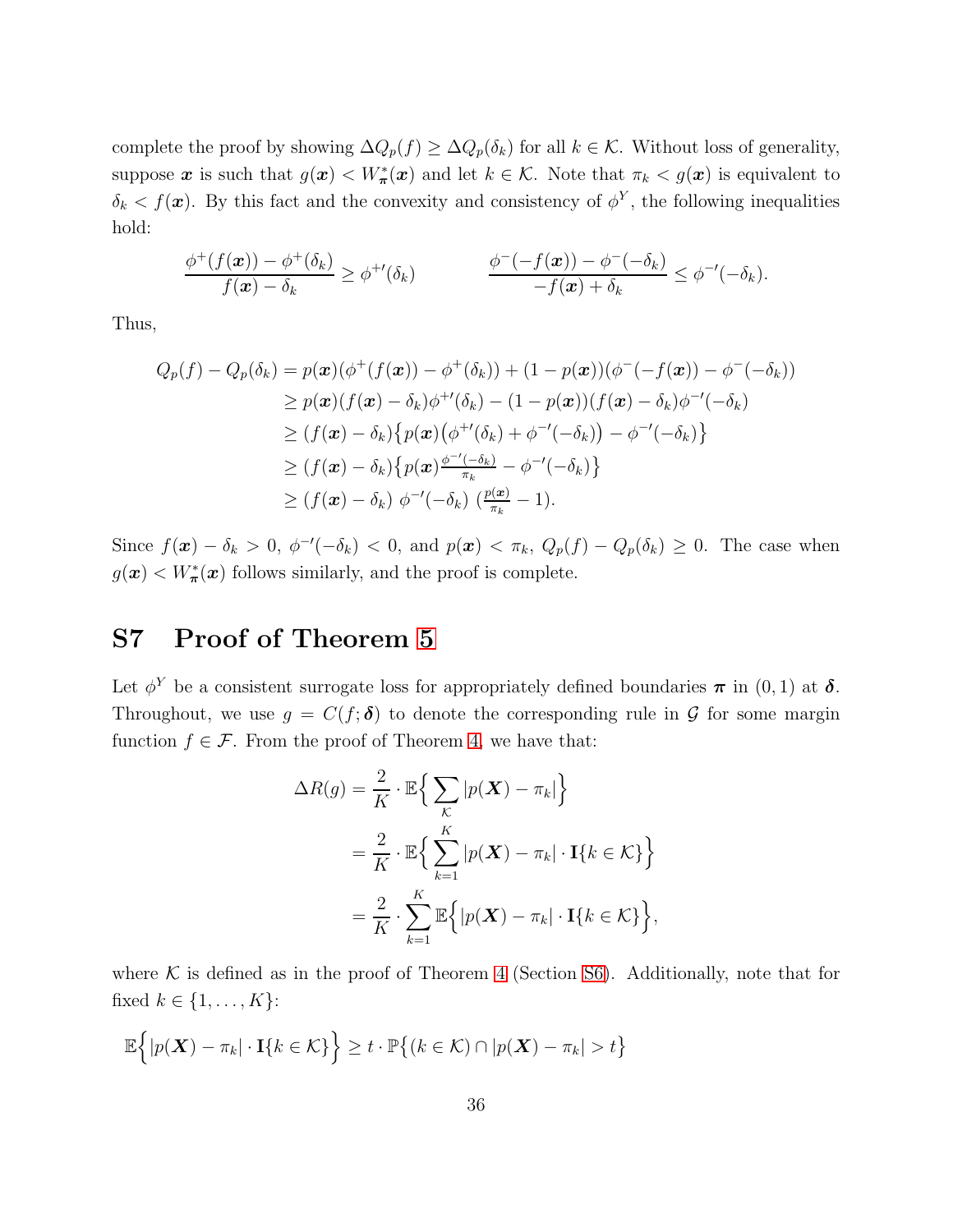complete the proof by showing $\Delta Q_p(f) \geq \Delta Q_p(\delta_k)$ for all $k \in \mathcal{K}$. Without loss of generality, suppose $\boldsymbol{x}$ is such that $g(\boldsymbol{x}) < W^*_{\boldsymbol{\pi}}(\boldsymbol{x})$ and let $k \in \mathcal{K}$. Note that $\pi_k < g(\boldsymbol{x})$ is equivalent to $\delta_k < f(\boldsymbol{x})$. By this fact and the convexity and consistency of $\phi^Y$, the following inequalities hold:

$$\frac{\phi^+(f(\boldsymbol{x})) - \phi^+(\delta_k)}{f(\boldsymbol{x}) - \delta_k} \geq \phi^{+\prime}(\delta_k) \qquad\qquad \frac{\phi^-(-f(\boldsymbol{x})) - \phi^-(-\delta_k)}{-f(\boldsymbol{x}) + \delta_k} \leq \phi^{-\prime}(-\delta_k).$$

Thus,

$$\begin{aligned}
Q_p(f) - Q_p(\delta_k) &= p(\boldsymbol{x})(\phi^+(f(\boldsymbol{x})) - \phi^+(\delta_k)) + (1 - p(\boldsymbol{x}))(\phi^-(-f(\boldsymbol{x})) - \phi^-(-\delta_k)) \\
&\geq p(\boldsymbol{x})(f(\boldsymbol{x}) - \delta_k)\phi^{+\prime}(\delta_k) - (1 - p(\boldsymbol{x}))(f(\boldsymbol{x}) - \delta_k)\phi^{-\prime}(-\delta_k) \\
&\geq (f(\boldsymbol{x}) - \delta_k)\big\{p(\boldsymbol{x})\big(\phi^{+\prime}(\delta_k) + \phi^{-\prime}(-\delta_k)\big) - \phi^{-\prime}(-\delta_k)\big\} \\
&\geq (f(\boldsymbol{x}) - \delta_k)\big\{p(\boldsymbol{x})\tfrac{\phi^{-\prime}(-\delta_k)}{\pi_k} - \phi^{-\prime}(-\delta_k)\big\} \\
&\geq (f(\boldsymbol{x}) - \delta_k)\ \phi^{-\prime}(-\delta_k)\ (\tfrac{p(\boldsymbol{x})}{\pi_k} - 1).
\end{aligned}$$

Since $f(\boldsymbol{x}) - \delta_k > 0$, $\phi^{-\prime}(-\delta_k) < 0$, and $p(\boldsymbol{x}) < \pi_k$, $Q_p(f) - Q_p(\delta_k) \geq 0$. The case when $g(\boldsymbol{x}) < W^*_{\boldsymbol{\pi}}(\boldsymbol{x})$ follows similarly, and the proof is complete.

## S7 Proof of Theorem 5

Let $\phi^Y$ be a consistent surrogate loss for appropriately defined boundaries $\boldsymbol{\pi}$ in $(0, 1)$ at $\boldsymbol{\delta}$. Throughout, we use $g = C(f; \boldsymbol{\delta})$ to denote the corresponding rule in $\mathcal{G}$ for some margin function $f \in \mathcal{F}$. From the proof of Theorem 4, we have that:

$$\begin{aligned}
\Delta R(g) &= \frac{2}{K} \cdot \mathbb{E}\Big\{\sum_{\mathcal{K}} |p(\boldsymbol{X}) - \pi_k|\Big\} \\
&= \frac{2}{K} \cdot \mathbb{E}\Big\{\sum_{k=1}^{K} |p(\boldsymbol{X}) - \pi_k| \cdot \mathbf{I}\{k \in \mathcal{K}\}\Big\} \\
&= \frac{2}{K} \cdot \sum_{k=1}^{K} \mathbb{E}\Big\{|p(\boldsymbol{X}) - \pi_k| \cdot \mathbf{I}\{k \in \mathcal{K}\}\Big\},
\end{aligned}$$

where $\mathcal{K}$ is defined as in the proof of Theorem 4 (Section S6). Additionally, note that for fixed $k \in \{1, \ldots, K\}$:

$$\mathbb{E}\Big\{|p(\boldsymbol{X}) - \pi_k| \cdot \mathbf{I}\{k \in \mathcal{K}\}\Big\} \geq t \cdot \mathbb{P}\big\{(k \in \mathcal{K}) \cap |p(\boldsymbol{X}) - \pi_k| > t\big\}$$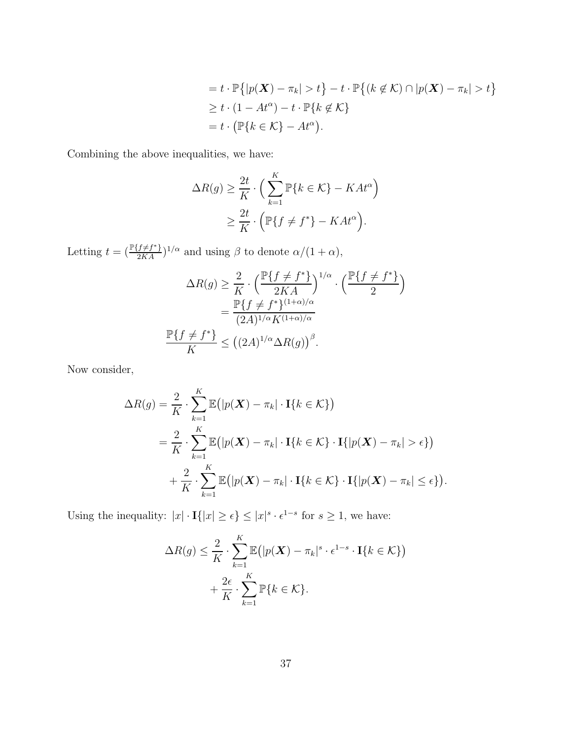$$
\begin{aligned}
&= t \cdot \mathbb{P}\big\{|p(\boldsymbol{X}) - \pi_k| > t\big\} - t \cdot \mathbb{P}\big\{(k \notin \mathcal{K}) \cap |p(\boldsymbol{X}) - \pi_k| > t\big\} \\
&\geq t \cdot (1 - At^{\alpha}) - t \cdot \mathbb{P}\{k \notin \mathcal{K}\} \\
&= t \cdot \big(\mathbb{P}\{k \in \mathcal{K}\} - At^{\alpha}\big).
\end{aligned}
$$

Combining the above inequalities, we have:

$$
\begin{aligned}
\Delta R(g) &\geq \frac{2t}{K} \cdot \Big( \sum_{k=1}^{K} \mathbb{P}\{k \in \mathcal{K}\} - KAt^{\alpha} \Big) \\
&\geq \frac{2t}{K} \cdot \Big( \mathbb{P}\{f \neq f^*\} - KAt^{\alpha} \Big).
\end{aligned}
$$

Letting $t = (\frac{\mathbb{P}\{f \neq f^*\}}{2KA})^{1/\alpha}$ and using $\beta$ to denote $\alpha/(1+\alpha)$,

$$
\begin{aligned}
\Delta R(g) &\geq \frac{2}{K} \cdot \Big( \frac{\mathbb{P}\{f \neq f^*\}}{2KA} \Big)^{1/\alpha} \cdot \Big( \frac{\mathbb{P}\{f \neq f^*\}}{2} \Big) \\
&= \frac{\mathbb{P}\{f \neq f^*\}^{(1+\alpha)/\alpha}}{(2A)^{1/\alpha} K^{(1+\alpha)/\alpha}} \\
\frac{\mathbb{P}\{f \neq f^*\}}{K} &\leq \big( (2A)^{1/\alpha} \Delta R(g) \big)^{\beta}.
\end{aligned}
$$

Now consider,

$$
\begin{aligned}
\Delta R(g) &= \frac{2}{K} \cdot \sum_{k=1}^{K} \mathbb{E}\big( |p(\boldsymbol{X}) - \pi_k| \cdot \mathbf{I}\{k \in \mathcal{K}\} \big) \\
&= \frac{2}{K} \cdot \sum_{k=1}^{K} \mathbb{E}\big( |p(\boldsymbol{X}) - \pi_k| \cdot \mathbf{I}\{k \in \mathcal{K}\} \cdot \mathbf{I}\{|p(\boldsymbol{X}) - \pi_k| > \epsilon\} \big) \\
&\quad + \frac{2}{K} \cdot \sum_{k=1}^{K} \mathbb{E}\big( |p(\boldsymbol{X}) - \pi_k| \cdot \mathbf{I}\{k \in \mathcal{K}\} \cdot \mathbf{I}\{|p(\boldsymbol{X}) - \pi_k| \leq \epsilon\} \big).
\end{aligned}
$$

Using the inequality: $|x| \cdot \mathbf{I}\{|x| \geq \epsilon\} \leq |x|^s \cdot \epsilon^{1-s}$ for $s \geq 1$, we have:

$$
\begin{aligned}
\Delta R(g) &\leq \frac{2}{K} \cdot \sum_{k=1}^{K} \mathbb{E}\big( |p(\boldsymbol{X}) - \pi_k|^s \cdot \epsilon^{1-s} \cdot \mathbf{I}\{k \in \mathcal{K}\} \big) \\
&\quad + \frac{2\epsilon}{K} \cdot \sum_{k=1}^{K} \mathbb{P}\{k \in \mathcal{K}\}.
\end{aligned}
$$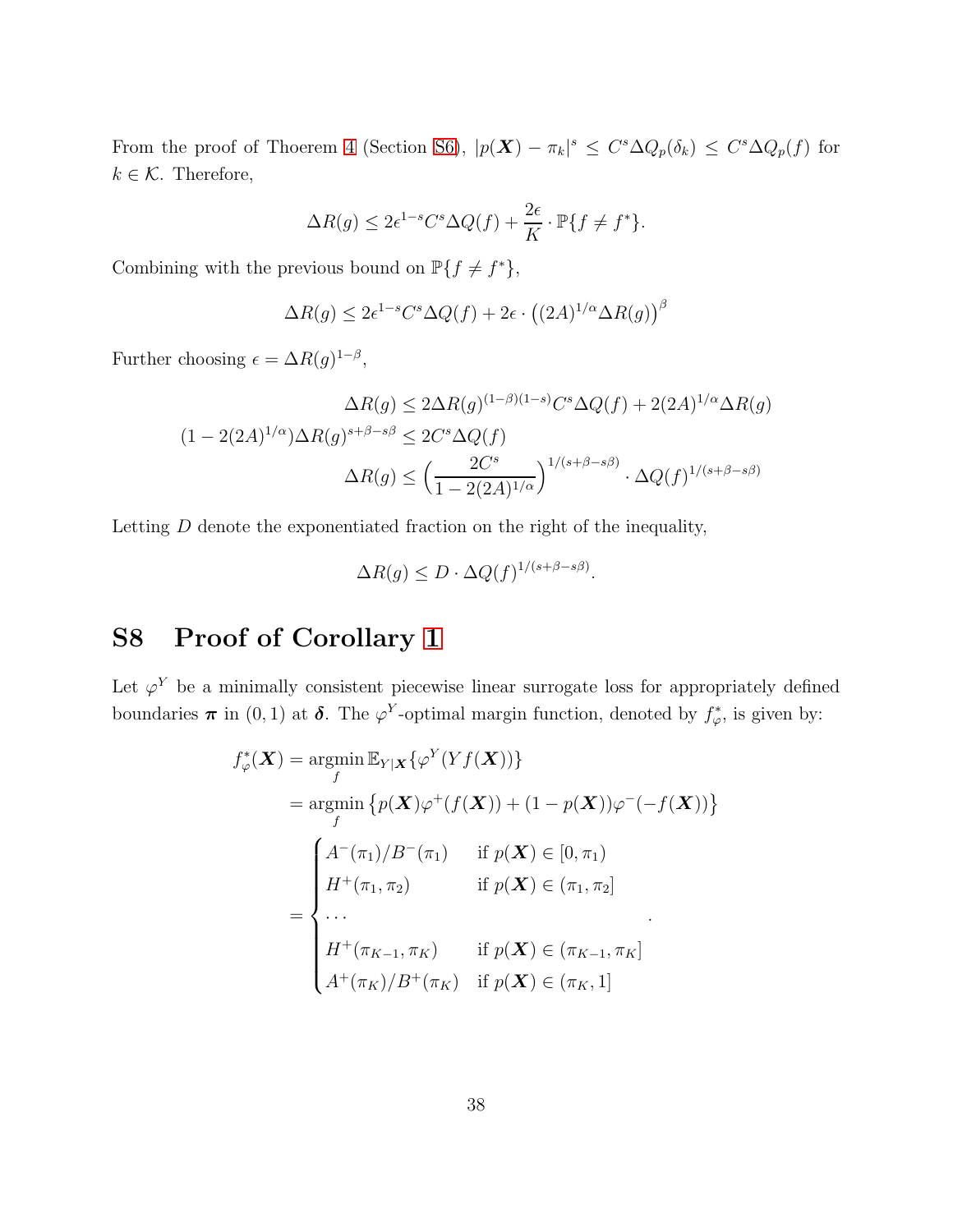From the proof of Thoerem 4 (Section S6), $|p(\boldsymbol{X}) - \pi_k|^s \le C^s \Delta Q_p(\delta_k) \le C^s \Delta Q_p(f)$ for $k \in \mathcal{K}$. Therefore,

$$\Delta R(g) \le 2\epsilon^{1-s} C^s \Delta Q(f) + \frac{2\epsilon}{K} \cdot \mathbb{P}\{f \ne f^*\}.$$

Combining with the previous bound on $\mathbb{P}\{f \ne f^*\}$,

$$\Delta R(g) \le 2\epsilon^{1-s} C^s \Delta Q(f) + 2\epsilon \cdot \left((2A)^{1/\alpha} \Delta R(g)\right)^{\beta}$$

Further choosing $\epsilon = \Delta R(g)^{1-\beta}$,

$$\begin{aligned}
\Delta R(g) &\le 2\Delta R(g)^{(1-\beta)(1-s)} C^s \Delta Q(f) + 2(2A)^{1/\alpha} \Delta R(g) \\
(1 - 2(2A)^{1/\alpha}) \Delta R(g)^{s+\beta-s\beta} &\le 2C^s \Delta Q(f) \\
\Delta R(g) &\le \left(\frac{2C^s}{1 - 2(2A)^{1/\alpha}}\right)^{1/(s+\beta-s\beta)} \cdot \Delta Q(f)^{1/(s+\beta-s\beta)}
\end{aligned}$$

Letting $D$ denote the exponentiated fraction on the right of the inequality,

$$\Delta R(g) \le D \cdot \Delta Q(f)^{1/(s+\beta-s\beta)}.$$

# S8 Proof of Corollary 1

Let $\varphi^Y$ be a minimally consistent piecewise linear surrogate loss for appropriately defined boundaries $\boldsymbol{\pi}$ in $(0, 1)$ at $\boldsymbol{\delta}$. The $\varphi^Y$-optimal margin function, denoted by $f^*_\varphi$, is given by:

$$\begin{aligned}
f^*_\varphi(\boldsymbol{X}) &= \operatorname*{argmin}_f \mathbb{E}_{Y|\boldsymbol{X}}\{\varphi^Y(Y f(\boldsymbol{X}))\} \\
&= \operatorname*{argmin}_f \left\{p(\boldsymbol{X})\varphi^+(f(\boldsymbol{X})) + (1 - p(\boldsymbol{X}))\varphi^-(-f(\boldsymbol{X}))\right\} \\
&= \begin{cases}
A^-(\pi_1)/B^-(\pi_1) & \text{if } p(\boldsymbol{X}) \in [0, \pi_1) \\
H^+(\pi_1, \pi_2) & \text{if } p(\boldsymbol{X}) \in (\pi_1, \pi_2] \\
\cdots & \\
H^+(\pi_{K-1}, \pi_K) & \text{if } p(\boldsymbol{X}) \in (\pi_{K-1}, \pi_K] \\
A^+(\pi_K)/B^+(\pi_K) & \text{if } p(\boldsymbol{X}) \in (\pi_K, 1]
\end{cases}.
\end{aligned}$$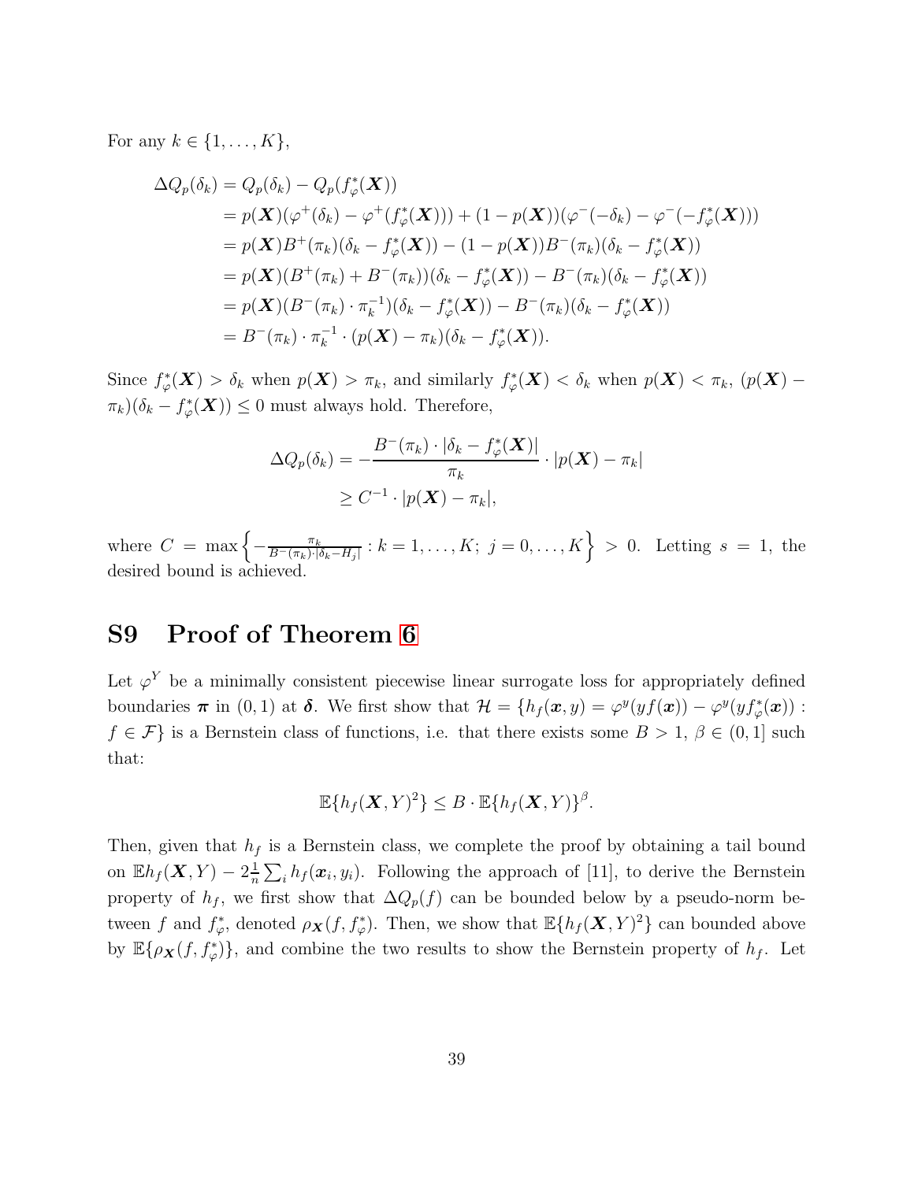For any $k \in \{1, \ldots, K\}$,

$$
\begin{aligned}
\Delta Q_p(\delta_k) &= Q_p(\delta_k) - Q_p(f_\varphi^*(\boldsymbol{X})) \\
&= p(\boldsymbol{X})(\varphi^+(\delta_k) - \varphi^+(f_\varphi^*(\boldsymbol{X}))) + (1 - p(\boldsymbol{X}))(\varphi^-(-\delta_k) - \varphi^-(-f_\varphi^*(\boldsymbol{X}))) \\
&= p(\boldsymbol{X})B^+(\pi_k)(\delta_k - f_\varphi^*(\boldsymbol{X})) - (1 - p(\boldsymbol{X}))B^-(\pi_k)(\delta_k - f_\varphi^*(\boldsymbol{X})) \\
&= p(\boldsymbol{X})(B^+(\pi_k) + B^-(\pi_k))(\delta_k - f_\varphi^*(\boldsymbol{X})) - B^-(\pi_k)(\delta_k - f_\varphi^*(\boldsymbol{X})) \\
&= p(\boldsymbol{X})(B^-(\pi_k) \cdot \pi_k^{-1})(\delta_k - f_\varphi^*(\boldsymbol{X})) - B^-(\pi_k)(\delta_k - f_\varphi^*(\boldsymbol{X})) \\
&= B^-(\pi_k) \cdot \pi_k^{-1} \cdot (p(\boldsymbol{X}) - \pi_k)(\delta_k - f_\varphi^*(\boldsymbol{X})).
\end{aligned}
$$

Since $f_\varphi^*(\boldsymbol{X}) > \delta_k$ when $p(\boldsymbol{X}) > \pi_k$, and similarly $f_\varphi^*(\boldsymbol{X}) < \delta_k$ when $p(\boldsymbol{X}) < \pi_k$, $(p(\boldsymbol{X}) - \pi_k)(\delta_k - f_\varphi^*(\boldsymbol{X})) \leq 0$ must always hold. Therefore,

$$
\begin{aligned}
\Delta Q_p(\delta_k) &= -\frac{B^-(\pi_k) \cdot |\delta_k - f_\varphi^*(\boldsymbol{X})|}{\pi_k} \cdot |p(\boldsymbol{X}) - \pi_k| \\
&\geq C^{-1} \cdot |p(\boldsymbol{X}) - \pi_k|,
\end{aligned}
$$

where $C = \max\left\{-\frac{\pi_k}{B^-(\pi_k) \cdot |\delta_k - H_j|} : k = 1, \ldots, K;\ j = 0, \ldots, K\right\} > 0$. Letting $s = 1$, the desired bound is achieved.

## S9 Proof of Theorem 6

Let $\varphi^Y$ be a minimally consistent piecewise linear surrogate loss for appropriately defined boundaries $\boldsymbol{\pi}$ in $(0, 1)$ at $\boldsymbol{\delta}$. We first show that $\mathcal{H} = \{h_f(\boldsymbol{x}, y) = \varphi^y(yf(\boldsymbol{x})) - \varphi^y(yf_\varphi^*(\boldsymbol{x})) : f \in \mathcal{F}\}$ is a Bernstein class of functions, i.e. that there exists some $B > 1$, $\beta \in (0, 1]$ such that:

$$
\mathbb{E}\{h_f(\boldsymbol{X}, Y)^2\} \leq B \cdot \mathbb{E}\{h_f(\boldsymbol{X}, Y)\}^\beta.
$$

Then, given that $h_f$ is a Bernstein class, we complete the proof by obtaining a tail bound on $\mathbb{E}h_f(\boldsymbol{X}, Y) - 2\frac{1}{n}\sum_i h_f(\boldsymbol{x}_i, y_i)$. Following the approach of [11], to derive the Bernstein property of $h_f$, we first show that $\Delta Q_p(f)$ can be bounded below by a pseudo-norm between $f$ and $f_\varphi^*$, denoted $\rho_{\boldsymbol{X}}(f, f_\varphi^*)$. Then, we show that $\mathbb{E}\{h_f(\boldsymbol{X}, Y)^2\}$ can bounded above by $\mathbb{E}\{\rho_{\boldsymbol{X}}(f, f_\varphi^*)\}$, and combine the two results to show the Bernstein property of $h_f$. Let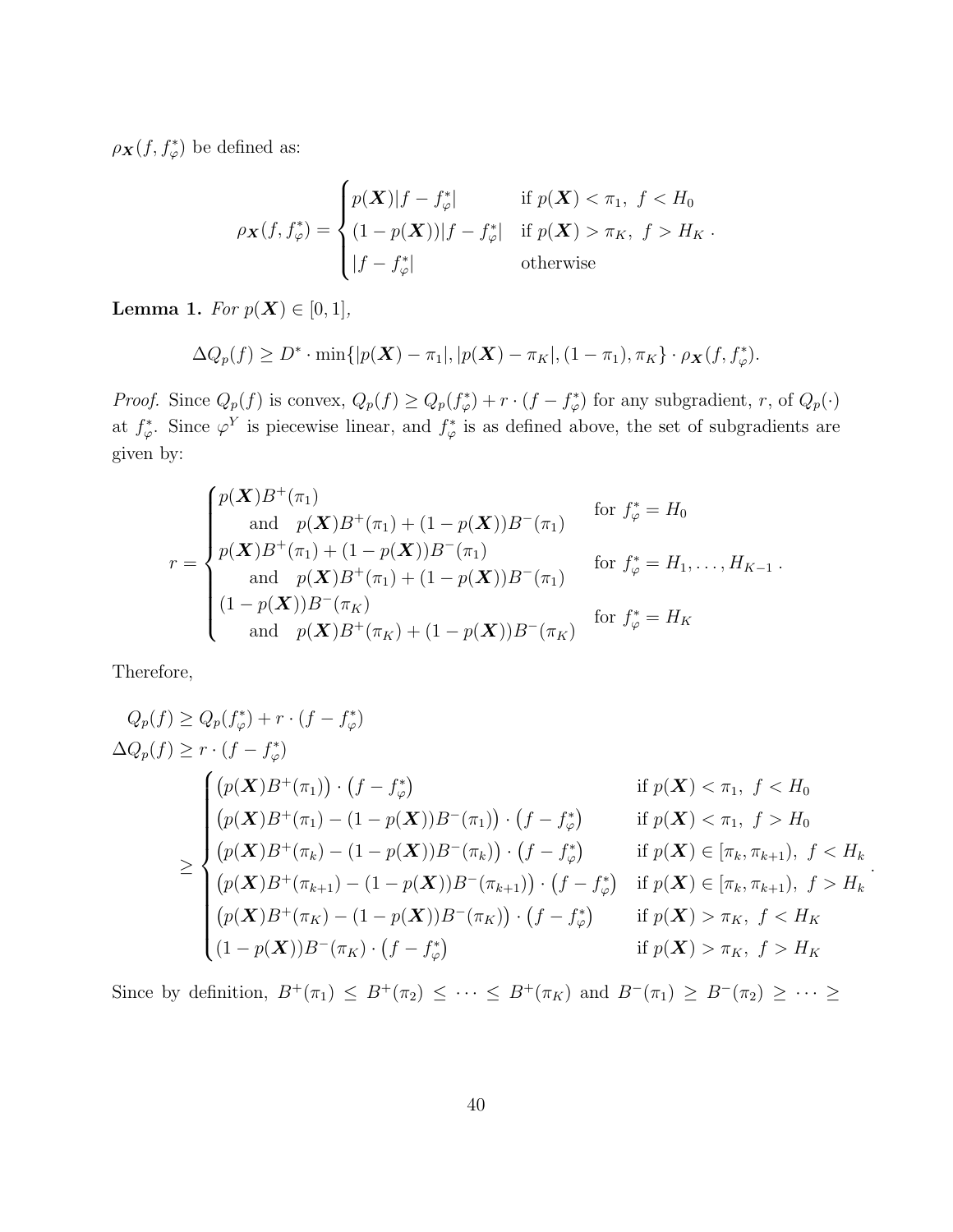$\rho_{\boldsymbol{X}}(f, f^*_\varphi)$ be defined as:

$$
\rho_{\boldsymbol{X}}(f, f^*_\varphi) = \begin{cases} p(\boldsymbol{X})|f - f^*_\varphi| & \text{if } p(\boldsymbol{X}) < \pi_1,\ f < H_0 \\ (1 - p(\boldsymbol{X}))|f - f^*_\varphi| & \text{if } p(\boldsymbol{X}) > \pi_K,\ f > H_K \\ |f - f^*_\varphi| & \text{otherwise} \end{cases}.
$$

**Lemma 1.** *For $p(\boldsymbol{X}) \in [0, 1]$,*

$$
\Delta Q_p(f) \geq D^* \cdot \min\{|p(\boldsymbol{X}) - \pi_1|, |p(\boldsymbol{X}) - \pi_K|, (1 - \pi_1), \pi_K\} \cdot \rho_{\boldsymbol{X}}(f, f^*_\varphi).
$$

*Proof.* Since $Q_p(f)$ is convex, $Q_p(f) \geq Q_p(f^*_\varphi) + r \cdot (f - f^*_\varphi)$ for any subgradient, $r$, of $Q_p(\cdot)$ at $f^*_\varphi$. Since $\varphi^Y$ is piecewise linear, and $f^*_\varphi$ is as defined above, the set of subgradients are given by:

$$
r = \begin{cases} p(\boldsymbol{X})B^+(\pi_1) \\ \quad \text{and} \quad p(\boldsymbol{X})B^+(\pi_1) + (1 - p(\boldsymbol{X}))B^-(\pi_1) & \text{for } f^*_\varphi = H_0 \\ p(\boldsymbol{X})B^+(\pi_1) + (1 - p(\boldsymbol{X}))B^-(\pi_1) \\ \quad \text{and} \quad p(\boldsymbol{X})B^+(\pi_1) + (1 - p(\boldsymbol{X}))B^-(\pi_1) & \text{for } f^*_\varphi = H_1, \ldots, H_{K-1} \\ (1 - p(\boldsymbol{X}))B^-(\pi_K) \\ \quad \text{and} \quad p(\boldsymbol{X})B^+(\pi_K) + (1 - p(\boldsymbol{X}))B^-(\pi_K) & \text{for } f^*_\varphi = H_K \end{cases}.
$$

Therefore,

$$
\begin{aligned}
Q_p(f) &\geq Q_p(f^*_\varphi) + r \cdot (f - f^*_\varphi) \\
\Delta Q_p(f) &\geq r \cdot (f - f^*_\varphi) \\
&\geq \begin{cases} \big(p(\boldsymbol{X})B^+(\pi_1)\big) \cdot \big(f - f^*_\varphi\big) & \text{if } p(\boldsymbol{X}) < \pi_1,\ f < H_0 \\ \big(p(\boldsymbol{X})B^+(\pi_1) - (1 - p(\boldsymbol{X}))B^-(\pi_1)\big) \cdot \big(f - f^*_\varphi\big) & \text{if } p(\boldsymbol{X}) < \pi_1,\ f > H_0 \\ \big(p(\boldsymbol{X})B^+(\pi_k) - (1 - p(\boldsymbol{X}))B^-(\pi_k)\big) \cdot \big(f - f^*_\varphi\big) & \text{if } p(\boldsymbol{X}) \in [\pi_k, \pi_{k+1}),\ f < H_k \\ \big(p(\boldsymbol{X})B^+(\pi_{k+1}) - (1 - p(\boldsymbol{X}))B^-(\pi_{k+1})\big) \cdot \big(f - f^*_\varphi\big) & \text{if } p(\boldsymbol{X}) \in [\pi_k, \pi_{k+1}),\ f > H_k \\ \big(p(\boldsymbol{X})B^+(\pi_K) - (1 - p(\boldsymbol{X}))B^-(\pi_K)\big) \cdot \big(f - f^*_\varphi\big) & \text{if } p(\boldsymbol{X}) > \pi_K,\ f < H_K \\ (1 - p(\boldsymbol{X}))B^-(\pi_K) \cdot \big(f - f^*_\varphi\big) & \text{if } p(\boldsymbol{X}) > \pi_K,\ f > H_K \end{cases}.
\end{aligned}
$$

Since by definition, $B^+(\pi_1) \leq B^+(\pi_2) \leq \cdots \leq B^+(\pi_K)$ and $B^-(\pi_1) \geq B^-(\pi_2) \geq \cdots \geq$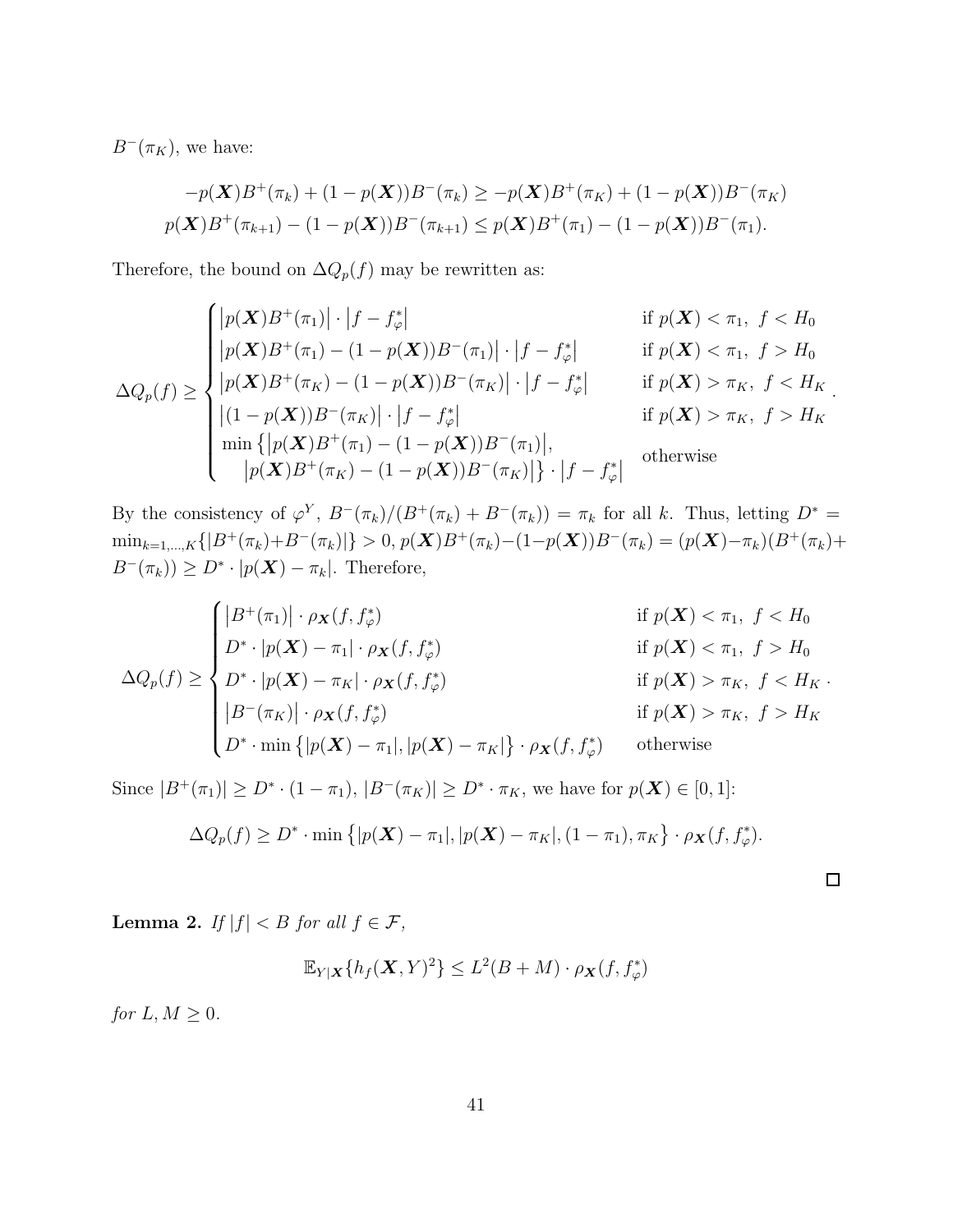$B^-(\pi_K)$, we have:

$$
\begin{aligned}
-p(\boldsymbol{X})B^+(\pi_k) + (1-p(\boldsymbol{X}))B^-(\pi_k) &\geq -p(\boldsymbol{X})B^+(\pi_K) + (1-p(\boldsymbol{X}))B^-(\pi_K) \\
p(\boldsymbol{X})B^+(\pi_{k+1}) - (1-p(\boldsymbol{X}))B^-(\pi_{k+1}) &\leq p(\boldsymbol{X})B^+(\pi_1) - (1-p(\boldsymbol{X}))B^-(\pi_1).
\end{aligned}
$$

Therefore, the bound on $\Delta Q_p(f)$ may be rewritten as:

$$
\Delta Q_p(f) \geq \begin{cases}
\left|p(\boldsymbol{X})B^+(\pi_1)\right| \cdot \left|f - f^*_\varphi\right| & \text{if } p(\boldsymbol{X}) < \pi_1,\ f < H_0 \\
\left|p(\boldsymbol{X})B^+(\pi_1) - (1-p(\boldsymbol{X}))B^-(\pi_1)\right| \cdot \left|f - f^*_\varphi\right| & \text{if } p(\boldsymbol{X}) < \pi_1,\ f > H_0 \\
\left|p(\boldsymbol{X})B^+(\pi_K) - (1-p(\boldsymbol{X}))B^-(\pi_K)\right| \cdot \left|f - f^*_\varphi\right| & \text{if } p(\boldsymbol{X}) > \pi_K,\ f < H_K \\
\left|(1-p(\boldsymbol{X}))B^-(\pi_K)\right| \cdot \left|f - f^*_\varphi\right| & \text{if } p(\boldsymbol{X}) > \pi_K,\ f > H_K \\
\min\left\{\left|p(\boldsymbol{X})B^+(\pi_1) - (1-p(\boldsymbol{X}))B^-(\pi_1)\right|, \right. & \\
\quad \left. \left|p(\boldsymbol{X})B^+(\pi_K) - (1-p(\boldsymbol{X}))B^-(\pi_K)\right|\right\} \cdot \left|f - f^*_\varphi\right| & \text{otherwise}
\end{cases}.
$$

By the consistency of $\varphi^Y$, $B^-(\pi_k)/(B^+(\pi_k) + B^-(\pi_k)) = \pi_k$ for all $k$. Thus, letting $D^* = \min_{k=1,\ldots,K}\{|B^+(\pi_k) + B^-(\pi_k)|\} > 0$, $p(\boldsymbol{X})B^+(\pi_k) - (1-p(\boldsymbol{X}))B^-(\pi_k) = (p(\boldsymbol{X}) - \pi_k)(B^+(\pi_k) + B^-(\pi_k)) \geq D^* \cdot |p(\boldsymbol{X}) - \pi_k|$. Therefore,

$$
\Delta Q_p(f) \geq \begin{cases}
\left|B^+(\pi_1)\right| \cdot \rho_{\boldsymbol{X}}(f, f^*_\varphi) & \text{if } p(\boldsymbol{X}) < \pi_1,\ f < H_0 \\
D^* \cdot |p(\boldsymbol{X}) - \pi_1| \cdot \rho_{\boldsymbol{X}}(f, f^*_\varphi) & \text{if } p(\boldsymbol{X}) < \pi_1,\ f > H_0 \\
D^* \cdot |p(\boldsymbol{X}) - \pi_K| \cdot \rho_{\boldsymbol{X}}(f, f^*_\varphi) & \text{if } p(\boldsymbol{X}) > \pi_K,\ f < H_K \\
\left|B^-(\pi_K)\right| \cdot \rho_{\boldsymbol{X}}(f, f^*_\varphi) & \text{if } p(\boldsymbol{X}) > \pi_K,\ f > H_K \\
D^* \cdot \min\left\{|p(\boldsymbol{X}) - \pi_1|, |p(\boldsymbol{X}) - \pi_K|\right\} \cdot \rho_{\boldsymbol{X}}(f, f^*_\varphi) & \text{otherwise}
\end{cases}.
$$

Since $|B^+(\pi_1)| \geq D^* \cdot (1-\pi_1)$, $|B^-(\pi_K)| \geq D^* \cdot \pi_K$, we have for $p(\boldsymbol{X}) \in [0,1]$:

$$
\Delta Q_p(f) \geq D^* \cdot \min\left\{|p(\boldsymbol{X}) - \pi_1|, |p(\boldsymbol{X}) - \pi_K|, (1-\pi_1), \pi_K\right\} \cdot \rho_{\boldsymbol{X}}(f, f^*_\varphi).
$$

$\square$

**Lemma 2.** *If $|f| < B$ for all $f \in \mathcal{F}$,*

$$
\mathbb{E}_{Y|\boldsymbol{X}}\{h_f(\boldsymbol{X}, Y)^2\} \leq L^2(B + M) \cdot \rho_{\boldsymbol{X}}(f, f^*_\varphi)
$$

*for $L, M \geq 0$.*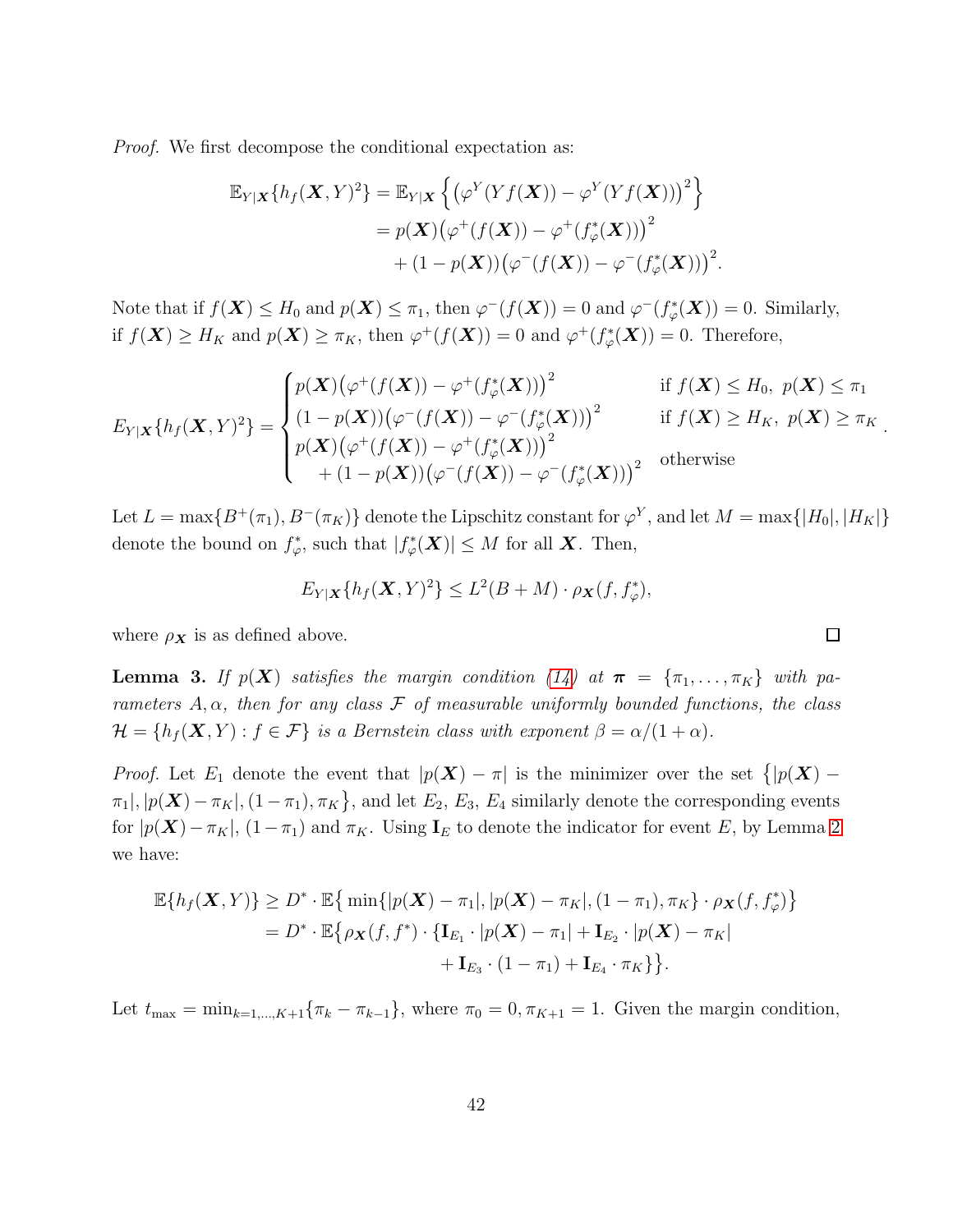*Proof.* We first decompose the conditional expectation as:

$$
\begin{aligned}
\mathbb{E}_{Y|\boldsymbol{X}}\{h_f(\boldsymbol{X},Y)^2\} &= \mathbb{E}_{Y|\boldsymbol{X}}\left\{\left(\varphi^Y(Yf(\boldsymbol{X})) - \varphi^Y(Yf(\boldsymbol{X}))\right)^2\right\} \\
&= p(\boldsymbol{X})\big(\varphi^+(f(\boldsymbol{X})) - \varphi^+(f^*_\varphi(\boldsymbol{X}))\big)^2 \\
&\quad + (1-p(\boldsymbol{X}))\big(\varphi^-(f(\boldsymbol{X})) - \varphi^-(f^*_\varphi(\boldsymbol{X}))\big)^2.
\end{aligned}
$$

Note that if $f(\boldsymbol{X}) \le H_0$ and $p(\boldsymbol{X}) \le \pi_1$, then $\varphi^-(f(\boldsymbol{X})) = 0$ and $\varphi^-(f^*_\varphi(\boldsymbol{X})) = 0$. Similarly, if $f(\boldsymbol{X}) \ge H_K$ and $p(\boldsymbol{X}) \ge \pi_K$, then $\varphi^+(f(\boldsymbol{X})) = 0$ and $\varphi^+(f^*_\varphi(\boldsymbol{X})) = 0$. Therefore,

$$
E_{Y|\boldsymbol{X}}\{h_f(\boldsymbol{X},Y)^2\} = \begin{cases}
p(\boldsymbol{X})\big(\varphi^+(f(\boldsymbol{X})) - \varphi^+(f^*_\varphi(\boldsymbol{X}))\big)^2 & \text{if } f(\boldsymbol{X}) \le H_0,\ p(\boldsymbol{X}) \le \pi_1 \\
(1-p(\boldsymbol{X}))\big(\varphi^-(f(\boldsymbol{X})) - \varphi^-(f^*_\varphi(\boldsymbol{X}))\big)^2 & \text{if } f(\boldsymbol{X}) \ge H_K,\ p(\boldsymbol{X}) \ge \pi_K \\
p(\boldsymbol{X})\big(\varphi^+(f(\boldsymbol{X})) - \varphi^+(f^*_\varphi(\boldsymbol{X}))\big)^2 & \\
\quad + (1-p(\boldsymbol{X}))\big(\varphi^-(f(\boldsymbol{X})) - \varphi^-(f^*_\varphi(\boldsymbol{X}))\big)^2 & \text{otherwise}
\end{cases}.
$$

Let $L = \max\{B^+(\pi_1), B^-(\pi_K)\}$ denote the Lipschitz constant for $\varphi^Y$, and let $M = \max\{|H_0|, |H_K|\}$ denote the bound on $f^*_\varphi$, such that $|f^*_\varphi(\boldsymbol{X})| \le M$ for all $\boldsymbol{X}$. Then,

$$
E_{Y|\boldsymbol{X}}\{h_f(\boldsymbol{X},Y)^2\} \le L^2(B+M)\cdot \rho_{\boldsymbol{X}}(f, f^*_\varphi),
$$

where $\rho_{\boldsymbol{X}}$ is as defined above. $\square$

**Lemma 3.** *If $p(\boldsymbol{X})$ satisfies the margin condition (14) at $\boldsymbol{\pi} = \{\pi_1,\ldots,\pi_K\}$ with parameters $A, \alpha$, then for any class $\mathcal{F}$ of measurable uniformly bounded functions, the class $\mathcal{H} = \{h_f(\boldsymbol{X},Y) : f \in \mathcal{F}\}$ is a Bernstein class with exponent $\beta = \alpha/(1+\alpha)$.*

*Proof.* Let $E_1$ denote the event that $|p(\boldsymbol{X}) - \pi|$ is the minimizer over the set $\{|p(\boldsymbol{X}) - \pi_1|, |p(\boldsymbol{X}) - \pi_K|, (1-\pi_1), \pi_K\}$, and let $E_2$, $E_3$, $E_4$ similarly denote the corresponding events for $|p(\boldsymbol{X}) - \pi_K|$, $(1-\pi_1)$ and $\pi_K$. Using $\mathbf{I}_E$ to denote the indicator for event $E$, by Lemma 2 we have:

$$
\begin{aligned}
\mathbb{E}\{h_f(\boldsymbol{X},Y)\} &\ge D^* \cdot \mathbb{E}\big\{\min\{|p(\boldsymbol{X}) - \pi_1|, |p(\boldsymbol{X}) - \pi_K|, (1-\pi_1), \pi_K\} \cdot \rho_{\boldsymbol{X}}(f, f^*_\varphi)\big\} \\
&= D^* \cdot \mathbb{E}\big\{\rho_{\boldsymbol{X}}(f, f^*) \cdot \{\mathbf{I}_{E_1} \cdot |p(\boldsymbol{X}) - \pi_1| + \mathbf{I}_{E_2} \cdot |p(\boldsymbol{X}) - \pi_K| \\
&\qquad + \mathbf{I}_{E_3} \cdot (1-\pi_1) + \mathbf{I}_{E_4} \cdot \pi_K\}\big\}.
\end{aligned}
$$

Let $t_{\max} = \min_{k=1,\ldots,K+1}\{\pi_k - \pi_{k-1}\}$, where $\pi_0 = 0, \pi_{K+1} = 1$. Given the margin condition,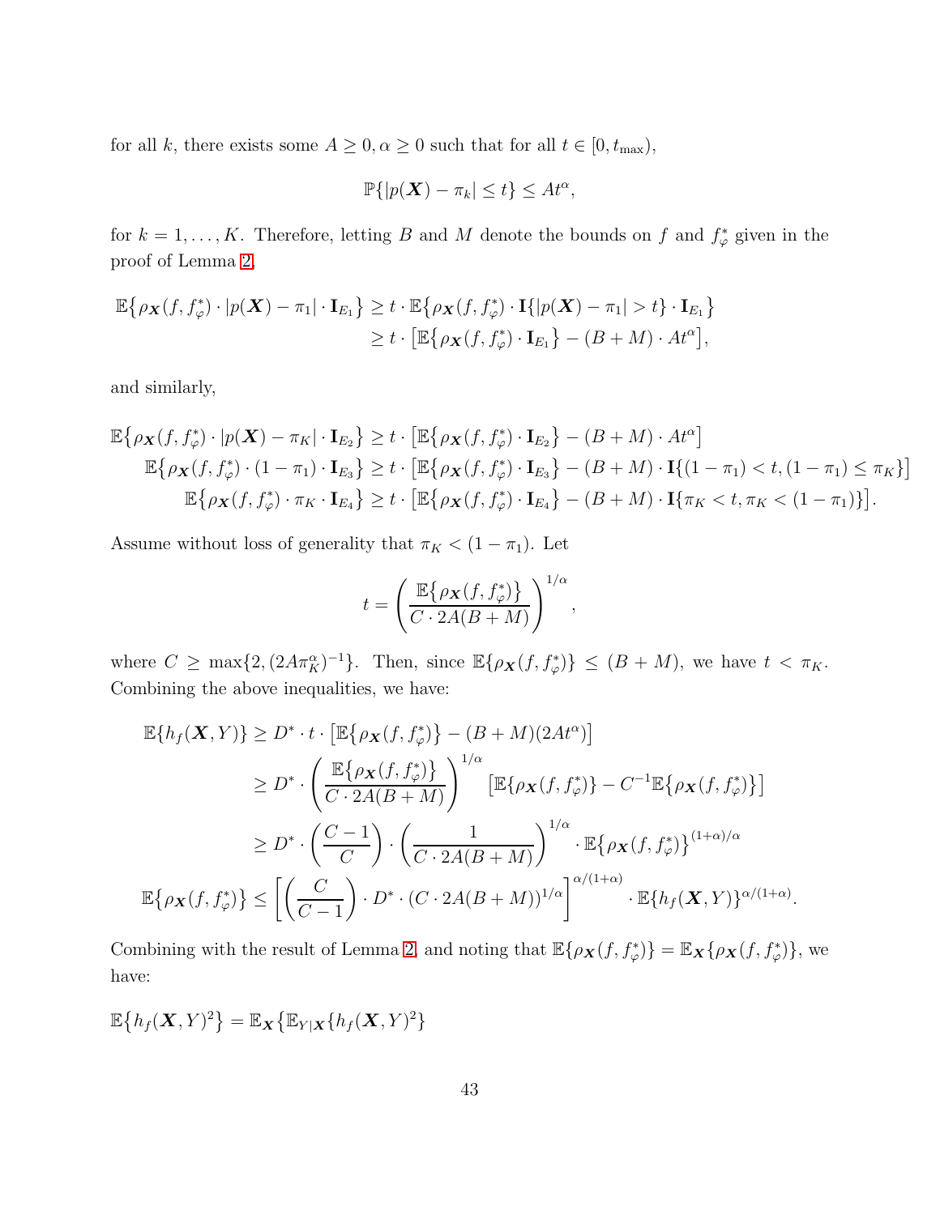for all $k$, there exists some $A \geq 0, \alpha \geq 0$ such that for all $t \in [0, t_{\max})$,

$$\mathbb{P}\{|p(\boldsymbol{X}) - \pi_k| \leq t\} \leq At^\alpha,$$

for $k = 1, \ldots, K$. Therefore, letting $B$ and $M$ denote the bounds on $f$ and $f^*_\varphi$ given in the proof of Lemma 2,

$$\begin{aligned}
\mathbb{E}\big\{\rho_{\boldsymbol{X}}(f, f^*_\varphi) \cdot |p(\boldsymbol{X}) - \pi_1| \cdot \mathbf{I}_{E_1}\big\} &\geq t \cdot \mathbb{E}\big\{\rho_{\boldsymbol{X}}(f, f^*_\varphi) \cdot \mathbf{I}\{|p(\boldsymbol{X}) - \pi_1| > t\} \cdot \mathbf{I}_{E_1}\big\} \\
&\geq t \cdot \big[\mathbb{E}\big\{\rho_{\boldsymbol{X}}(f, f^*_\varphi) \cdot \mathbf{I}_{E_1}\big\} - (B + M) \cdot At^\alpha\big],
\end{aligned}$$

and similarly,

$$\begin{aligned}
\mathbb{E}\big\{\rho_{\boldsymbol{X}}(f, f^*_\varphi) \cdot |p(\boldsymbol{X}) - \pi_K| \cdot \mathbf{I}_{E_2}\big\} &\geq t \cdot \big[\mathbb{E}\big\{\rho_{\boldsymbol{X}}(f, f^*_\varphi) \cdot \mathbf{I}_{E_2}\big\} - (B + M) \cdot At^\alpha\big] \\
\mathbb{E}\big\{\rho_{\boldsymbol{X}}(f, f^*_\varphi) \cdot (1 - \pi_1) \cdot \mathbf{I}_{E_3}\big\} &\geq t \cdot \big[\mathbb{E}\big\{\rho_{\boldsymbol{X}}(f, f^*_\varphi) \cdot \mathbf{I}_{E_3}\big\} - (B + M) \cdot \mathbf{I}\{(1 - \pi_1) < t, (1 - \pi_1) \leq \pi_K\}\big] \\
\mathbb{E}\big\{\rho_{\boldsymbol{X}}(f, f^*_\varphi) \cdot \pi_K \cdot \mathbf{I}_{E_4}\big\} &\geq t \cdot \big[\mathbb{E}\big\{\rho_{\boldsymbol{X}}(f, f^*_\varphi) \cdot \mathbf{I}_{E_4}\big\} - (B + M) \cdot \mathbf{I}\{\pi_K < t, \pi_K < (1 - \pi_1)\}\big].
\end{aligned}$$

Assume without loss of generality that $\pi_K < (1 - \pi_1)$. Let

$$t = \left(\frac{\mathbb{E}\big\{\rho_{\boldsymbol{X}}(f, f^*_\varphi)\big\}}{C \cdot 2A(B + M)}\right)^{1/\alpha},$$

where $C \geq \max\{2, (2A\pi_K^\alpha)^{-1}\}$. Then, since $\mathbb{E}\{\rho_{\boldsymbol{X}}(f, f^*_\varphi)\} \leq (B + M)$, we have $t < \pi_K$. Combining the above inequalities, we have:

$$\begin{aligned}
\mathbb{E}\{h_f(\boldsymbol{X}, Y)\} &\geq D^* \cdot t \cdot \big[\mathbb{E}\big\{\rho_{\boldsymbol{X}}(f, f^*_\varphi)\big\} - (B + M)(2At^\alpha)\big] \\
&\geq D^* \cdot \left(\frac{\mathbb{E}\big\{\rho_{\boldsymbol{X}}(f, f^*_\varphi)\big\}}{C \cdot 2A(B + M)}\right)^{1/\alpha} \big[\mathbb{E}\{\rho_{\boldsymbol{X}}(f, f^*_\varphi)\} - C^{-1}\mathbb{E}\big\{\rho_{\boldsymbol{X}}(f, f^*_\varphi)\big\}\big] \\
&\geq D^* \cdot \left(\frac{C - 1}{C}\right) \cdot \left(\frac{1}{C \cdot 2A(B + M)}\right)^{1/\alpha} \cdot \mathbb{E}\big\{\rho_{\boldsymbol{X}}(f, f^*_\varphi)\big\}^{(1+\alpha)/\alpha} \\
\mathbb{E}\big\{\rho_{\boldsymbol{X}}(f, f^*_\varphi)\big\} &\leq \left[\left(\frac{C}{C - 1}\right) \cdot D^* \cdot (C \cdot 2A(B + M))^{1/\alpha}\right]^{\alpha/(1+\alpha)} \cdot \mathbb{E}\{h_f(\boldsymbol{X}, Y)\}^{\alpha/(1+\alpha)}.
\end{aligned}$$

Combining with the result of Lemma 2, and noting that $\mathbb{E}\{\rho_{\boldsymbol{X}}(f, f^*_\varphi)\} = \mathbb{E}_{\boldsymbol{X}}\{\rho_{\boldsymbol{X}}(f, f^*_\varphi)\}$, we have:

$$\mathbb{E}\big\{h_f(\boldsymbol{X}, Y)^2\big\} = \mathbb{E}_{\boldsymbol{X}}\big\{\mathbb{E}_{Y|\boldsymbol{X}}\{h_f(\boldsymbol{X}, Y)^2\}$$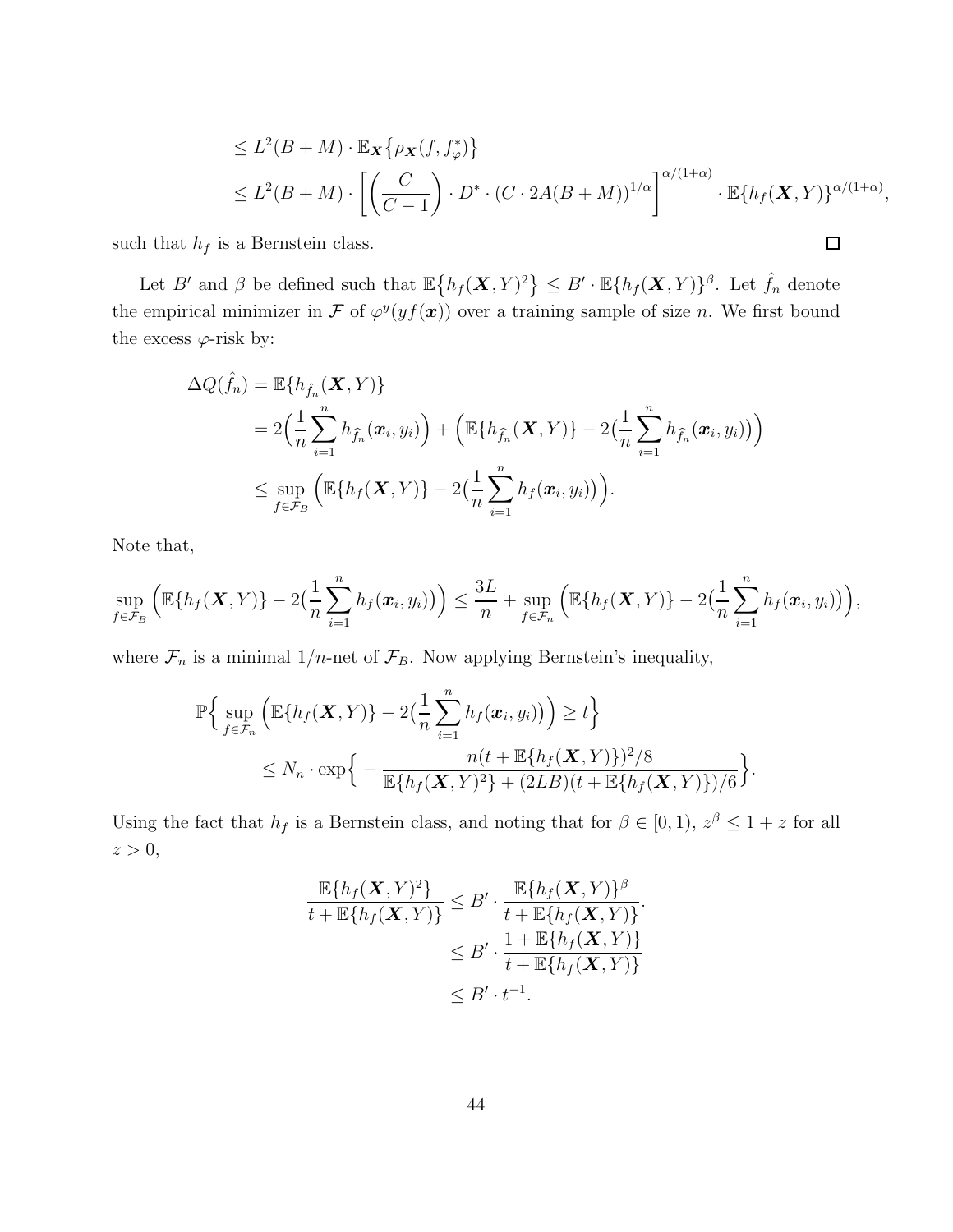$$
\begin{aligned}
&\leq L^2(B+M) \cdot \mathbb{E}_{\boldsymbol{X}}\big\{\rho_{\boldsymbol{X}}(f, f^*_\varphi)\big\} \\
&\leq L^2(B+M) \cdot \left[ \left(\frac{C}{C-1}\right) \cdot D^* \cdot (C \cdot 2A(B+M))^{1/\alpha} \right]^{\alpha/(1+\alpha)} \cdot \mathbb{E}\{h_f(\boldsymbol{X}, Y)\}^{\alpha/(1+\alpha)},
\end{aligned}
$$

such that $h_f$ is a Bernstein class. $\square$

Let $B'$ and $\beta$ be defined such that $\mathbb{E}\big\{h_f(\boldsymbol{X}, Y)^2\big\} \leq B' \cdot \mathbb{E}\{h_f(\boldsymbol{X}, Y)\}^\beta$. Let $\hat{f}_n$ denote the empirical minimizer in $\mathcal{F}$ of $\varphi^y(yf(\boldsymbol{x}))$ over a training sample of size $n$. We first bound the excess $\varphi$-risk by:

$$
\begin{aligned}
\Delta Q(\hat{f}_n) &= \mathbb{E}\{h_{\hat{f}_n}(\boldsymbol{X}, Y)\} \\
&= 2\Big(\frac{1}{n}\sum_{i=1}^n h_{\widehat{f}_n}(\boldsymbol{x}_i, y_i)\Big) + \Big(\mathbb{E}\{h_{\widehat{f}_n}(\boldsymbol{X}, Y)\} - 2\big(\frac{1}{n}\sum_{i=1}^n h_{\widehat{f}_n}(\boldsymbol{x}_i, y_i)\big)\Big) \\
&\leq \sup_{f \in \mathcal{F}_B} \Big(\mathbb{E}\{h_f(\boldsymbol{X}, Y)\} - 2\big(\frac{1}{n}\sum_{i=1}^n h_f(\boldsymbol{x}_i, y_i)\big)\Big).
\end{aligned}
$$

Note that,

$$
\sup_{f \in \mathcal{F}_B} \Big(\mathbb{E}\{h_f(\boldsymbol{X}, Y)\} - 2\big(\frac{1}{n}\sum_{i=1}^n h_f(\boldsymbol{x}_i, y_i)\big)\Big) \leq \frac{3L}{n} + \sup_{f \in \mathcal{F}_n} \Big(\mathbb{E}\{h_f(\boldsymbol{X}, Y)\} - 2\big(\frac{1}{n}\sum_{i=1}^n h_f(\boldsymbol{x}_i, y_i)\big)\Big),
$$

where $\mathcal{F}_n$ is a minimal $1/n$-net of $\mathcal{F}_B$. Now applying Bernstein's inequality,

$$
\begin{aligned}
&\mathbb{P}\Big\{\sup_{f \in \mathcal{F}_n} \Big(\mathbb{E}\{h_f(\boldsymbol{X}, Y)\} - 2\big(\frac{1}{n}\sum_{i=1}^n h_f(\boldsymbol{x}_i, y_i)\big)\Big) \geq t\Big\} \\
&\qquad \leq N_n \cdot \exp\Big\{ - \frac{n(t + \mathbb{E}\{h_f(\boldsymbol{X}, Y)\})^2/8}{\mathbb{E}\{h_f(\boldsymbol{X}, Y)^2\} + (2LB)(t + \mathbb{E}\{h_f(\boldsymbol{X}, Y)\})/6}\Big\}.
\end{aligned}
$$

Using the fact that $h_f$ is a Bernstein class, and noting that for $\beta \in [0, 1)$, $z^\beta \leq 1 + z$ for all $z > 0$,

$$
\begin{aligned}
\frac{\mathbb{E}\{h_f(\boldsymbol{X}, Y)^2\}}{t + \mathbb{E}\{h_f(\boldsymbol{X}, Y)\}} &\leq B' \cdot \frac{\mathbb{E}\{h_f(\boldsymbol{X}, Y)\}^\beta}{t + \mathbb{E}\{h_f(\boldsymbol{X}, Y)\}}. \\
&\leq B' \cdot \frac{1 + \mathbb{E}\{h_f(\boldsymbol{X}, Y)\}}{t + \mathbb{E}\{h_f(\boldsymbol{X}, Y)\}} \\
&\leq B' \cdot t^{-1}.
\end{aligned}
$$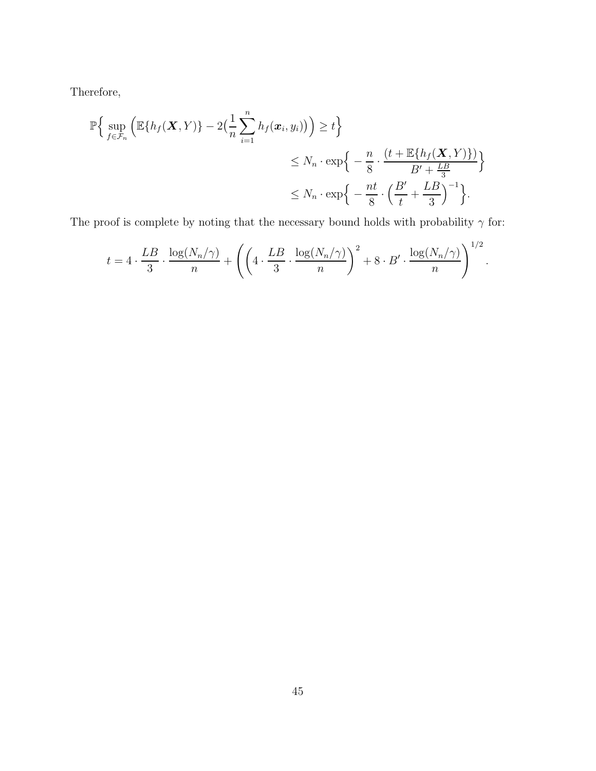Therefore,

$$
\begin{aligned}
\mathbb{P}\Big\{ \sup_{f\in\mathcal{F}_n} \Big( \mathbb{E}\{h_f(\boldsymbol{X},Y)\} - 2\big(\frac{1}{n}\sum_{i=1}^{n} h_f(\boldsymbol{x}_i,y_i)\big)\Big) \geq t \Big\} & \\
&\leq N_n \cdot \exp\Big\{ -\frac{n}{8}\cdot \frac{(t+\mathbb{E}\{h_f(\boldsymbol{X},Y)\})}{B' + \frac{LB}{3}} \Big\} \\
&\leq N_n \cdot \exp\Big\{ -\frac{nt}{8}\cdot \Big(\frac{B'}{t} + \frac{LB}{3}\Big)^{-1} \Big\}.
\end{aligned}
$$

The proof is complete by noting that the necessary bound holds with probability $\gamma$ for:

$$
t = 4\cdot\frac{LB}{3}\cdot\frac{\log(N_n/\gamma)}{n} + \left( \left(4\cdot\frac{LB}{3}\cdot\frac{\log(N_n/\gamma)}{n}\right)^2 + 8\cdot B'\cdot\frac{\log(N_n/\gamma)}{n} \right)^{1/2}.
$$